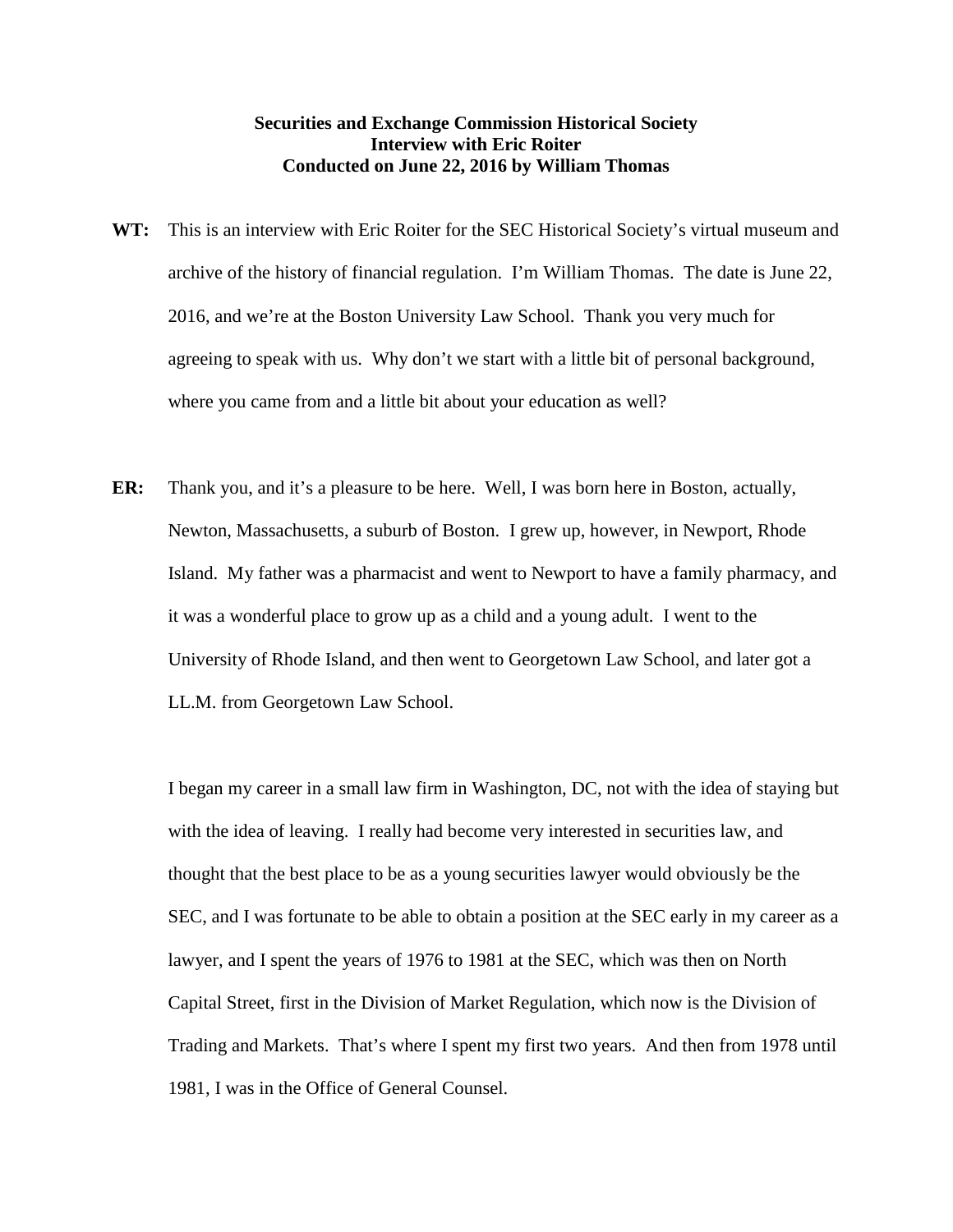**Securities and Exchange Commission Historical Society**
**Interview with Eric Roiter**
**Conducted on June 22, 2016 by William Thomas**

**WT:** This is an interview with Eric Roiter for the SEC Historical Society's virtual museum and archive of the history of financial regulation. I'm William Thomas. The date is June 22, 2016, and we're at the Boston University Law School. Thank you very much for agreeing to speak with us. Why don't we start with a little bit of personal background, where you came from and a little bit about your education as well?

**ER:** Thank you, and it's a pleasure to be here. Well, I was born here in Boston, actually, Newton, Massachusetts, a suburb of Boston. I grew up, however, in Newport, Rhode Island. My father was a pharmacist and went to Newport to have a family pharmacy, and it was a wonderful place to grow up as a child and a young adult. I went to the University of Rhode Island, and then went to Georgetown Law School, and later got a LL.M. from Georgetown Law School.

I began my career in a small law firm in Washington, DC, not with the idea of staying but with the idea of leaving. I really had become very interested in securities law, and thought that the best place to be as a young securities lawyer would obviously be the SEC, and I was fortunate to be able to obtain a position at the SEC early in my career as a lawyer, and I spent the years of 1976 to 1981 at the SEC, which was then on North Capital Street, first in the Division of Market Regulation, which now is the Division of Trading and Markets. That's where I spent my first two years. And then from 1978 until 1981, I was in the Office of General Counsel.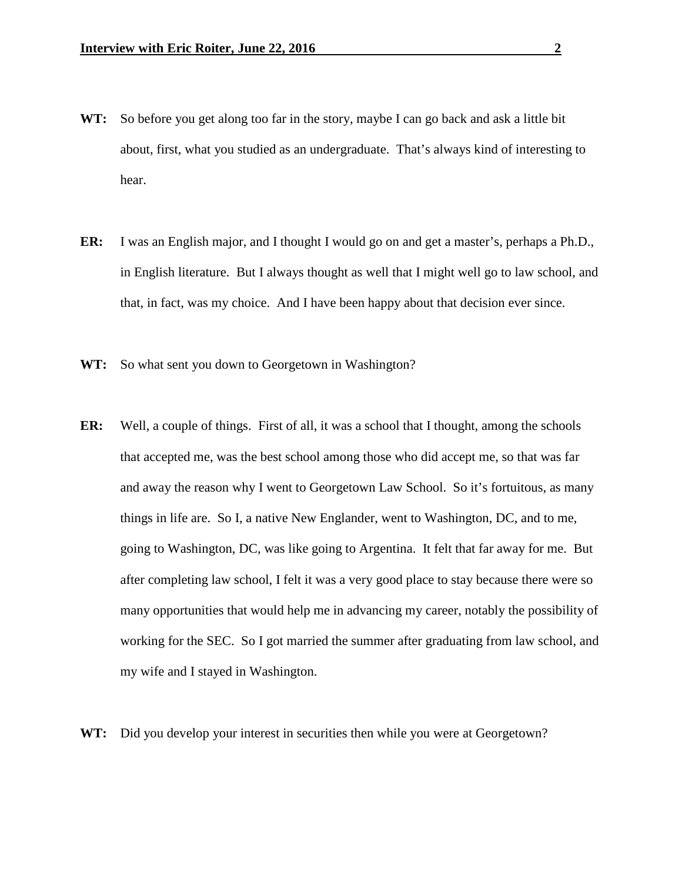**WT:** So before you get along too far in the story, maybe I can go back and ask a little bit about, first, what you studied as an undergraduate. That's always kind of interesting to hear.

**ER:** I was an English major, and I thought I would go on and get a master's, perhaps a Ph.D., in English literature. But I always thought as well that I might well go to law school, and that, in fact, was my choice. And I have been happy about that decision ever since.

**WT:** So what sent you down to Georgetown in Washington?

**ER:** Well, a couple of things. First of all, it was a school that I thought, among the schools that accepted me, was the best school among those who did accept me, so that was far and away the reason why I went to Georgetown Law School. So it's fortuitous, as many things in life are. So I, a native New Englander, went to Washington, DC, and to me, going to Washington, DC, was like going to Argentina. It felt that far away for me. But after completing law school, I felt it was a very good place to stay because there were so many opportunities that would help me in advancing my career, notably the possibility of working for the SEC. So I got married the summer after graduating from law school, and my wife and I stayed in Washington.

**WT:** Did you develop your interest in securities then while you were at Georgetown?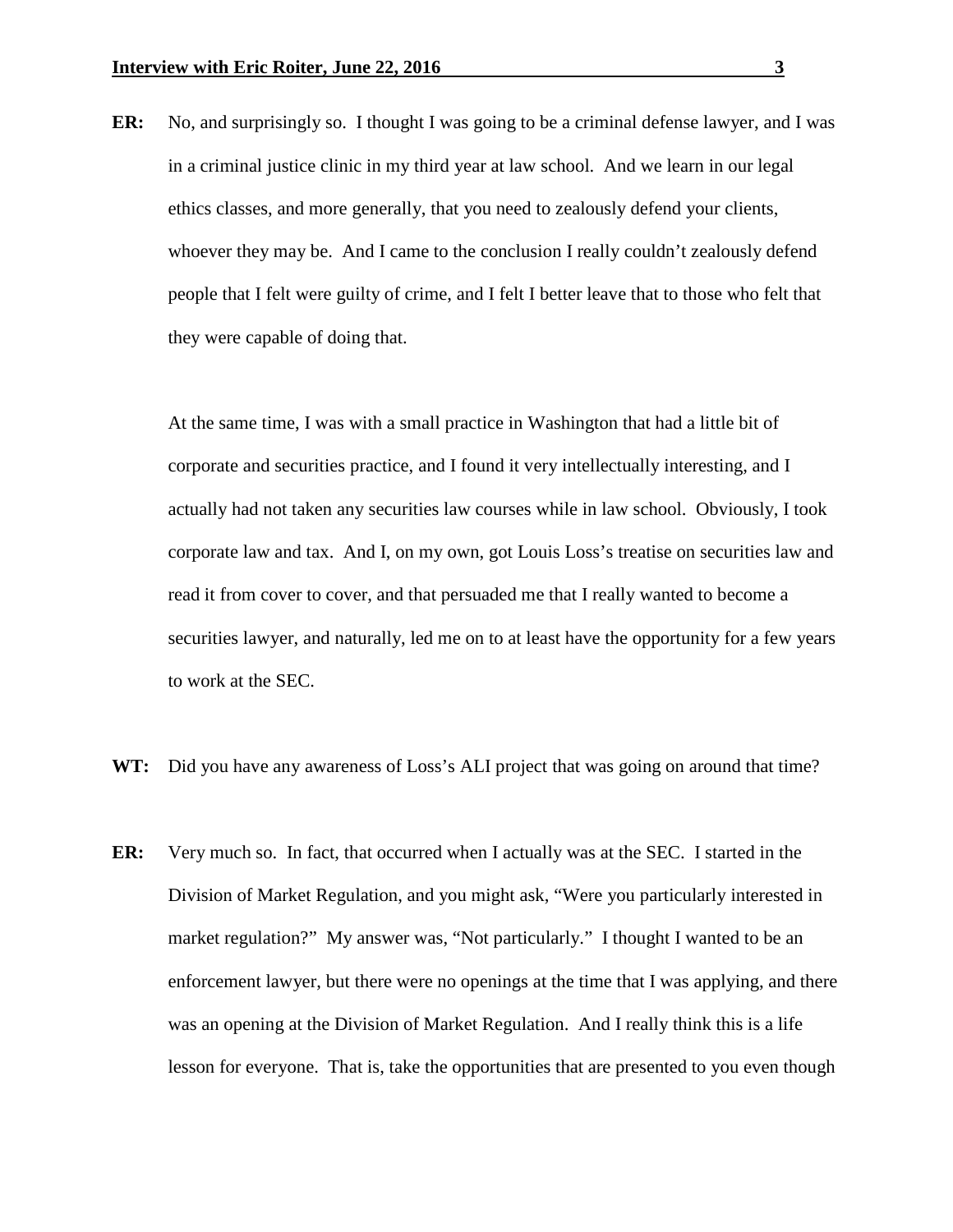**ER:** No, and surprisingly so. I thought I was going to be a criminal defense lawyer, and I was in a criminal justice clinic in my third year at law school. And we learn in our legal ethics classes, and more generally, that you need to zealously defend your clients, whoever they may be. And I came to the conclusion I really couldn't zealously defend people that I felt were guilty of crime, and I felt I better leave that to those who felt that they were capable of doing that.

At the same time, I was with a small practice in Washington that had a little bit of corporate and securities practice, and I found it very intellectually interesting, and I actually had not taken any securities law courses while in law school. Obviously, I took corporate law and tax. And I, on my own, got Louis Loss's treatise on securities law and read it from cover to cover, and that persuaded me that I really wanted to become a securities lawyer, and naturally, led me on to at least have the opportunity for a few years to work at the SEC.

**WT:** Did you have any awareness of Loss's ALI project that was going on around that time?

**ER:** Very much so. In fact, that occurred when I actually was at the SEC. I started in the Division of Market Regulation, and you might ask, "Were you particularly interested in market regulation?" My answer was, "Not particularly." I thought I wanted to be an enforcement lawyer, but there were no openings at the time that I was applying, and there was an opening at the Division of Market Regulation. And I really think this is a life lesson for everyone. That is, take the opportunities that are presented to you even though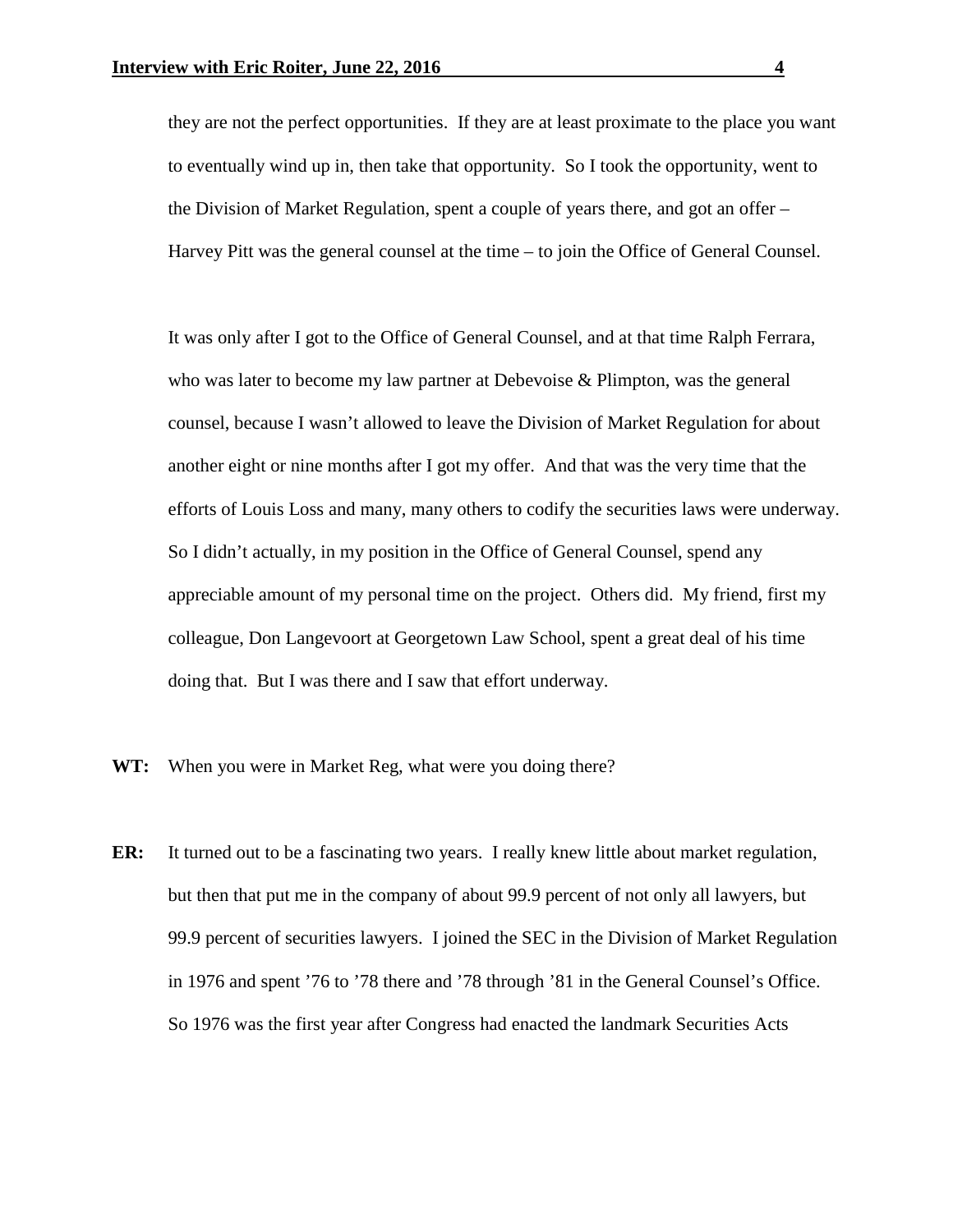they are not the perfect opportunities. If they are at least proximate to the place you want to eventually wind up in, then take that opportunity. So I took the opportunity, went to the Division of Market Regulation, spent a couple of years there, and got an offer – Harvey Pitt was the general counsel at the time – to join the Office of General Counsel.

It was only after I got to the Office of General Counsel, and at that time Ralph Ferrara, who was later to become my law partner at Debevoise & Plimpton, was the general counsel, because I wasn't allowed to leave the Division of Market Regulation for about another eight or nine months after I got my offer. And that was the very time that the efforts of Louis Loss and many, many others to codify the securities laws were underway. So I didn't actually, in my position in the Office of General Counsel, spend any appreciable amount of my personal time on the project. Others did. My friend, first my colleague, Don Langevoort at Georgetown Law School, spent a great deal of his time doing that. But I was there and I saw that effort underway.

**WT:** When you were in Market Reg, what were you doing there?

**ER:** It turned out to be a fascinating two years. I really knew little about market regulation, but then that put me in the company of about 99.9 percent of not only all lawyers, but 99.9 percent of securities lawyers. I joined the SEC in the Division of Market Regulation in 1976 and spent '76 to '78 there and '78 through '81 in the General Counsel's Office. So 1976 was the first year after Congress had enacted the landmark Securities Acts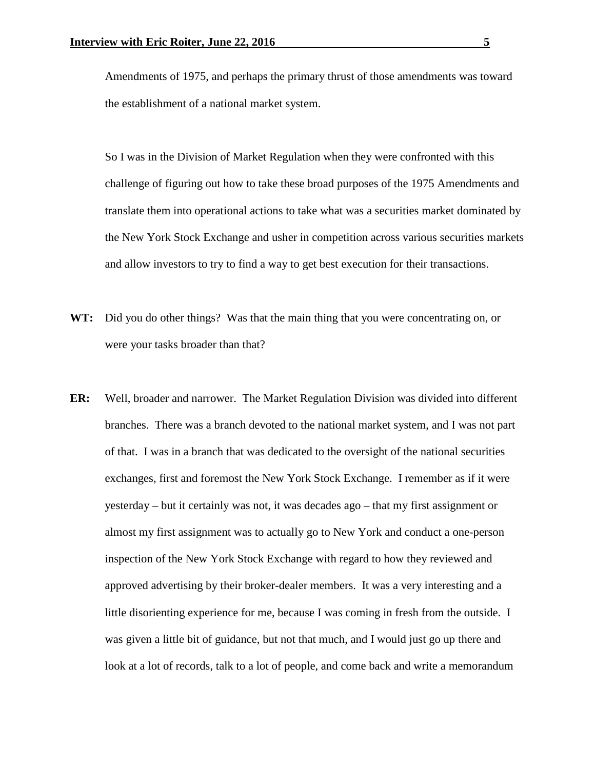Amendments of 1975, and perhaps the primary thrust of those amendments was toward the establishment of a national market system.

So I was in the Division of Market Regulation when they were confronted with this challenge of figuring out how to take these broad purposes of the 1975 Amendments and translate them into operational actions to take what was a securities market dominated by the New York Stock Exchange and usher in competition across various securities markets and allow investors to try to find a way to get best execution for their transactions.

**WT:** Did you do other things? Was that the main thing that you were concentrating on, or were your tasks broader than that?

**ER:** Well, broader and narrower. The Market Regulation Division was divided into different branches. There was a branch devoted to the national market system, and I was not part of that. I was in a branch that was dedicated to the oversight of the national securities exchanges, first and foremost the New York Stock Exchange. I remember as if it were yesterday – but it certainly was not, it was decades ago – that my first assignment or almost my first assignment was to actually go to New York and conduct a one-person inspection of the New York Stock Exchange with regard to how they reviewed and approved advertising by their broker-dealer members. It was a very interesting and a little disorienting experience for me, because I was coming in fresh from the outside. I was given a little bit of guidance, but not that much, and I would just go up there and look at a lot of records, talk to a lot of people, and come back and write a memorandum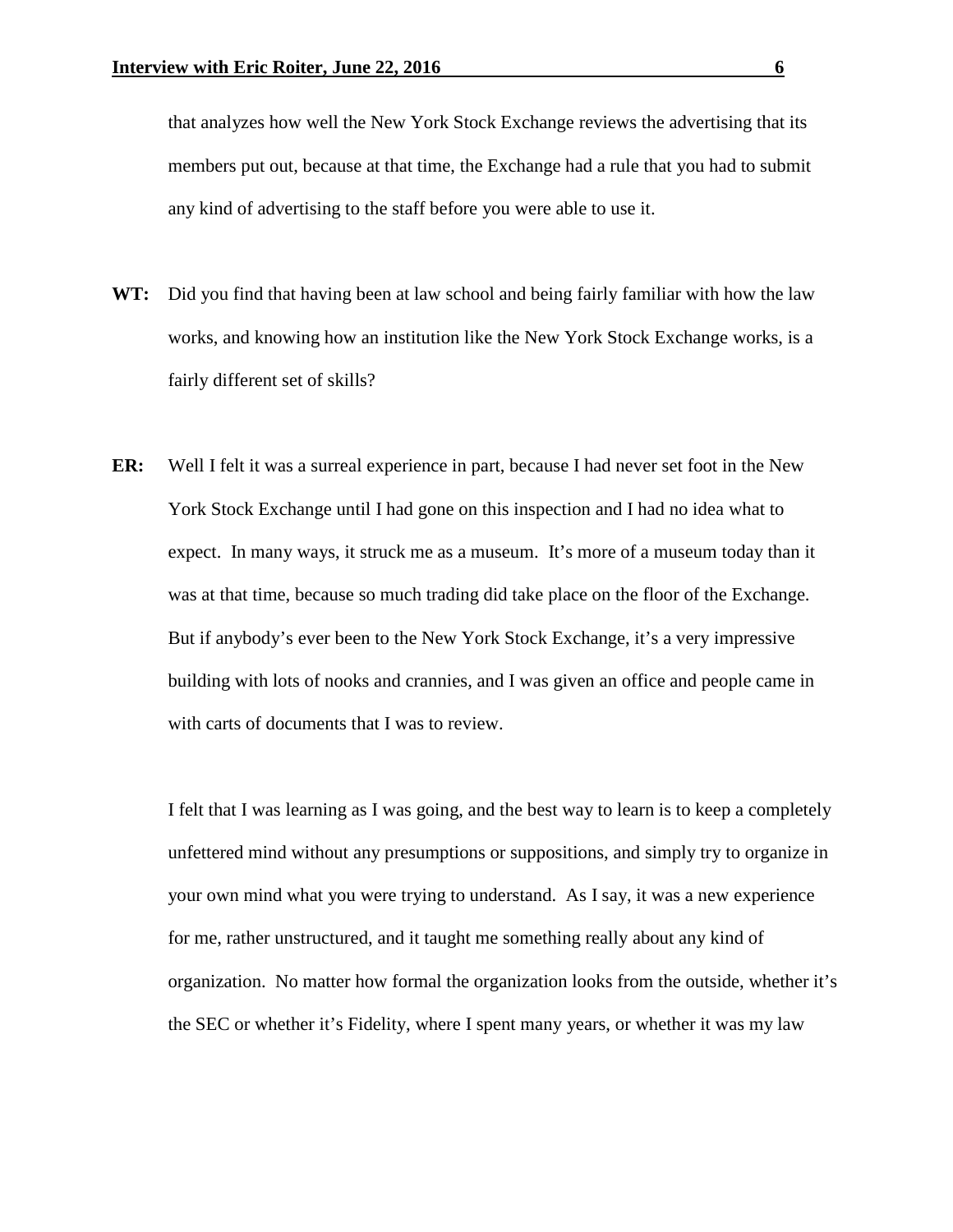that analyzes how well the New York Stock Exchange reviews the advertising that its members put out, because at that time, the Exchange had a rule that you had to submit any kind of advertising to the staff before you were able to use it.

**WT:** Did you find that having been at law school and being fairly familiar with how the law works, and knowing how an institution like the New York Stock Exchange works, is a fairly different set of skills?

**ER:** Well I felt it was a surreal experience in part, because I had never set foot in the New York Stock Exchange until I had gone on this inspection and I had no idea what to expect. In many ways, it struck me as a museum. It's more of a museum today than it was at that time, because so much trading did take place on the floor of the Exchange. But if anybody's ever been to the New York Stock Exchange, it's a very impressive building with lots of nooks and crannies, and I was given an office and people came in with carts of documents that I was to review.

I felt that I was learning as I was going, and the best way to learn is to keep a completely unfettered mind without any presumptions or suppositions, and simply try to organize in your own mind what you were trying to understand. As I say, it was a new experience for me, rather unstructured, and it taught me something really about any kind of organization. No matter how formal the organization looks from the outside, whether it's the SEC or whether it's Fidelity, where I spent many years, or whether it was my law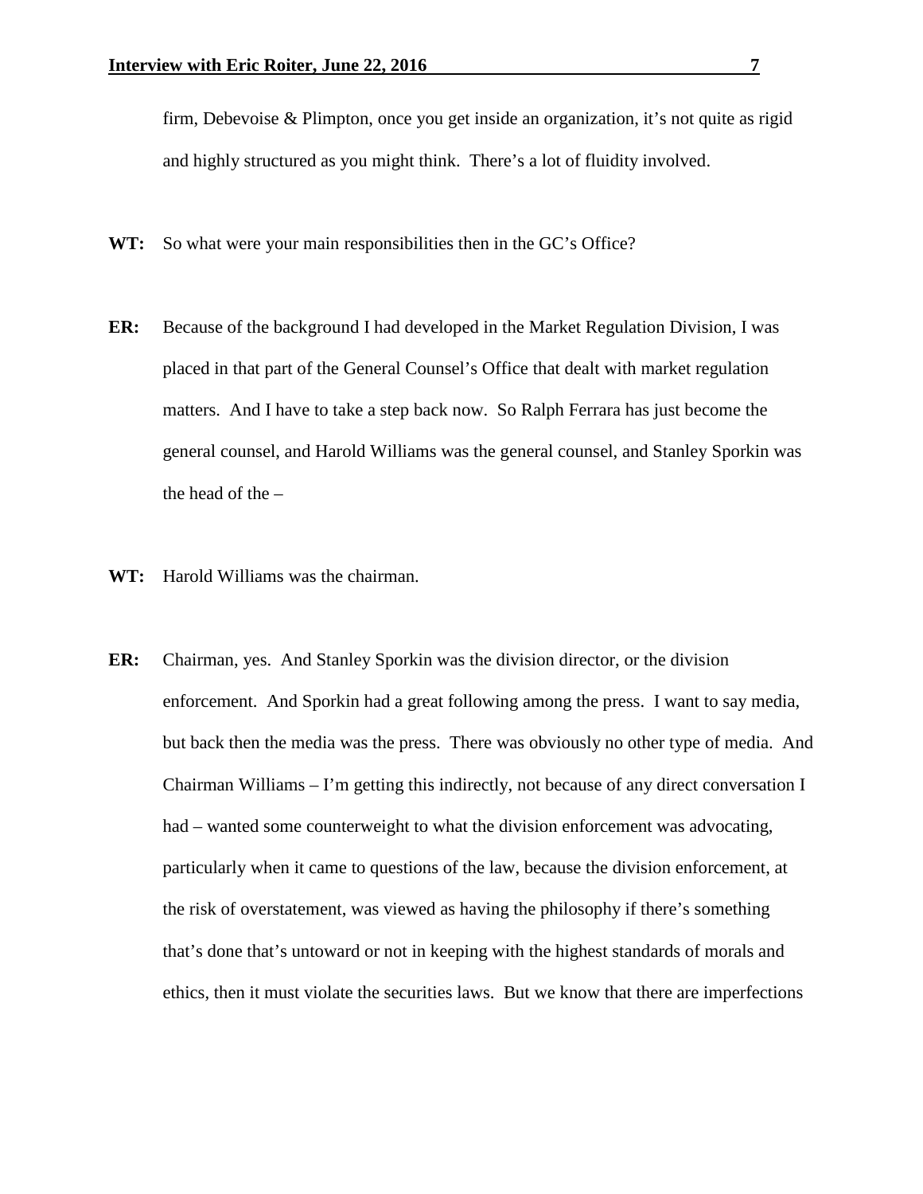firm, Debevoise & Plimpton, once you get inside an organization, it's not quite as rigid and highly structured as you might think. There's a lot of fluidity involved.

**WT:** So what were your main responsibilities then in the GC's Office?

**ER:** Because of the background I had developed in the Market Regulation Division, I was placed in that part of the General Counsel's Office that dealt with market regulation matters. And I have to take a step back now. So Ralph Ferrara has just become the general counsel, and Harold Williams was the general counsel, and Stanley Sporkin was the head of the –

**WT:** Harold Williams was the chairman.

**ER:** Chairman, yes. And Stanley Sporkin was the division director, or the division enforcement. And Sporkin had a great following among the press. I want to say media, but back then the media was the press. There was obviously no other type of media. And Chairman Williams – I'm getting this indirectly, not because of any direct conversation I had – wanted some counterweight to what the division enforcement was advocating, particularly when it came to questions of the law, because the division enforcement, at the risk of overstatement, was viewed as having the philosophy if there's something that's done that's untoward or not in keeping with the highest standards of morals and ethics, then it must violate the securities laws. But we know that there are imperfections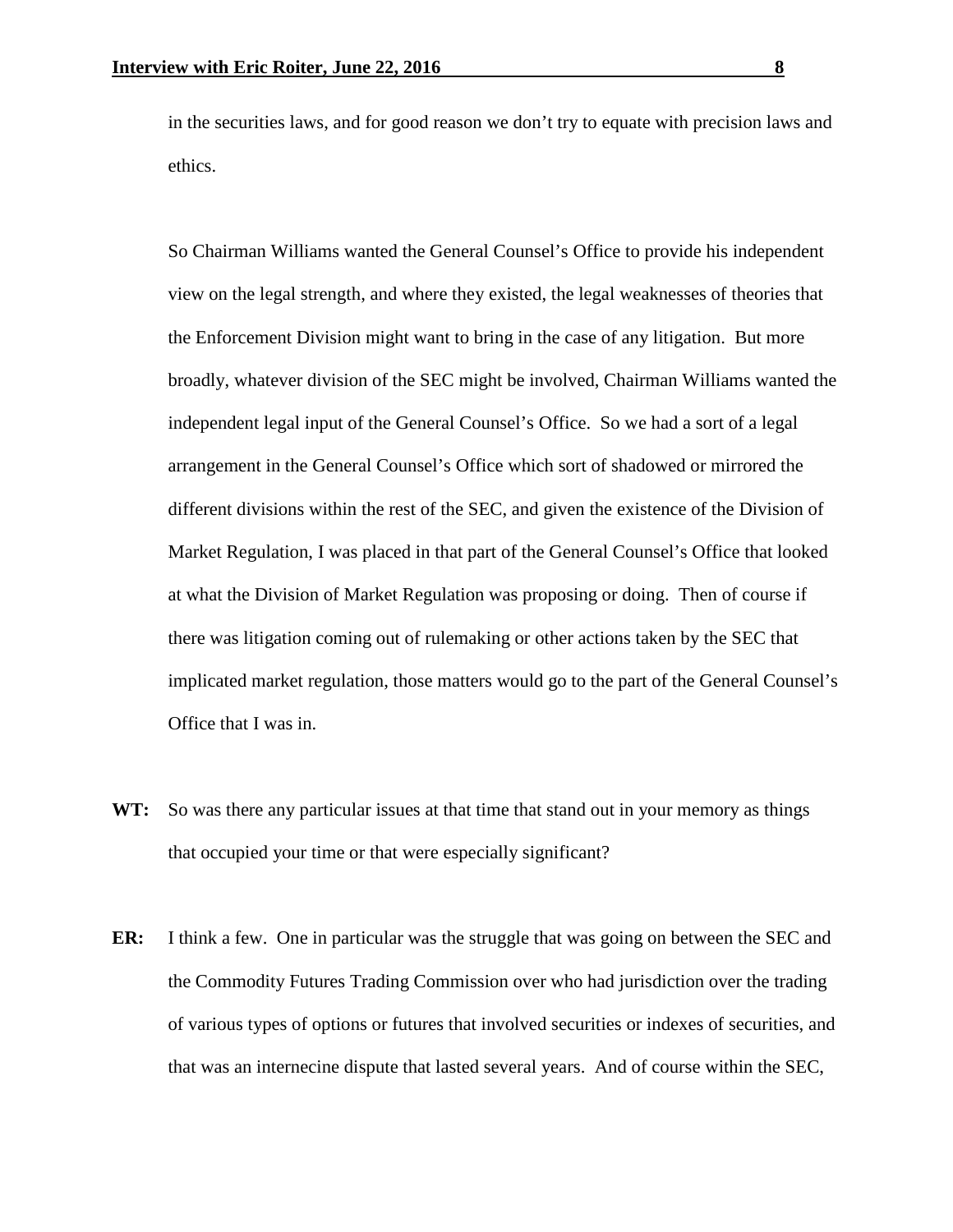in the securities laws, and for good reason we don't try to equate with precision laws and ethics.

So Chairman Williams wanted the General Counsel's Office to provide his independent view on the legal strength, and where they existed, the legal weaknesses of theories that the Enforcement Division might want to bring in the case of any litigation. But more broadly, whatever division of the SEC might be involved, Chairman Williams wanted the independent legal input of the General Counsel's Office. So we had a sort of a legal arrangement in the General Counsel's Office which sort of shadowed or mirrored the different divisions within the rest of the SEC, and given the existence of the Division of Market Regulation, I was placed in that part of the General Counsel's Office that looked at what the Division of Market Regulation was proposing or doing. Then of course if there was litigation coming out of rulemaking or other actions taken by the SEC that implicated market regulation, those matters would go to the part of the General Counsel's Office that I was in.

**WT:** So was there any particular issues at that time that stand out in your memory as things that occupied your time or that were especially significant?

**ER:** I think a few. One in particular was the struggle that was going on between the SEC and the Commodity Futures Trading Commission over who had jurisdiction over the trading of various types of options or futures that involved securities or indexes of securities, and that was an internecine dispute that lasted several years. And of course within the SEC,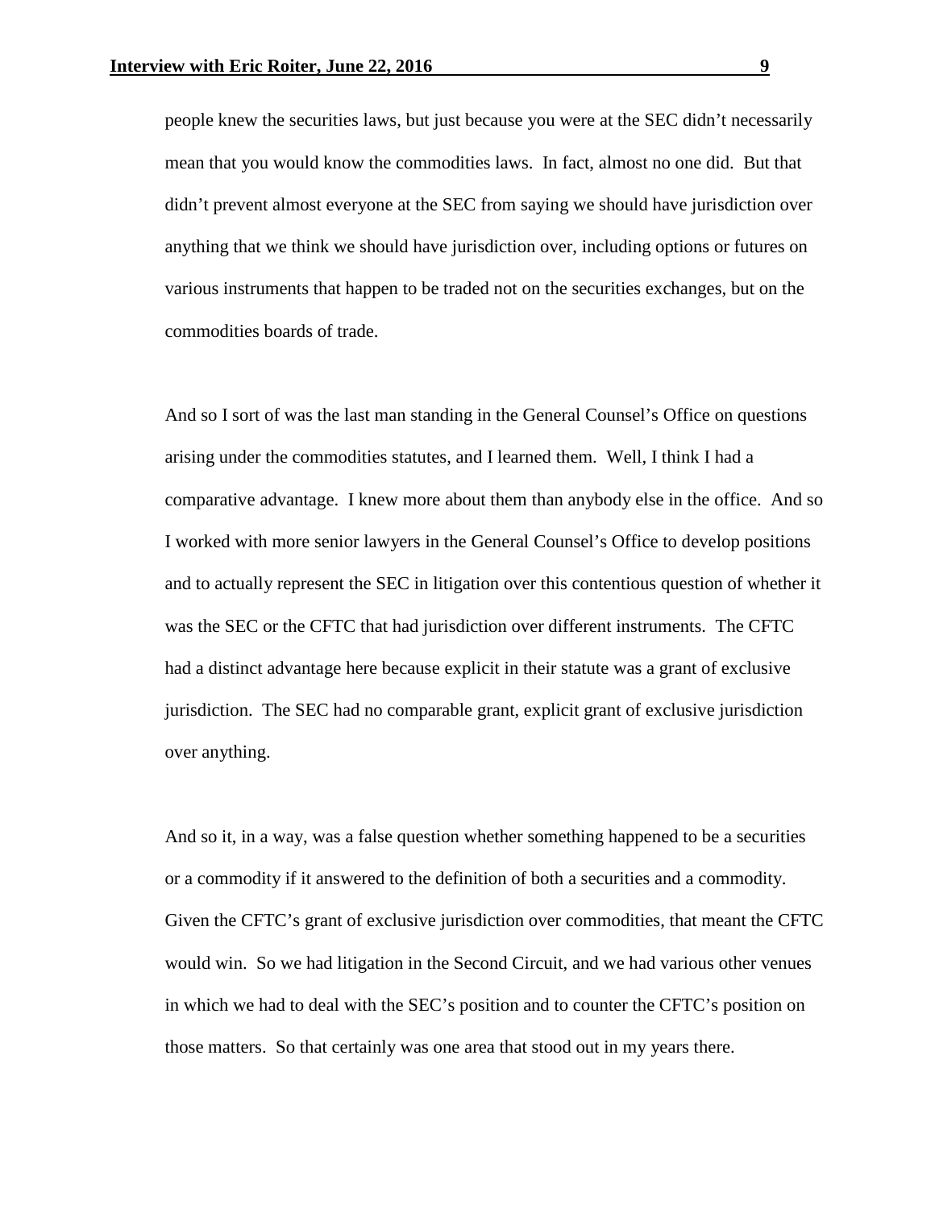people knew the securities laws, but just because you were at the SEC didn't necessarily mean that you would know the commodities laws. In fact, almost no one did. But that didn't prevent almost everyone at the SEC from saying we should have jurisdiction over anything that we think we should have jurisdiction over, including options or futures on various instruments that happen to be traded not on the securities exchanges, but on the commodities boards of trade.

And so I sort of was the last man standing in the General Counsel's Office on questions arising under the commodities statutes, and I learned them. Well, I think I had a comparative advantage. I knew more about them than anybody else in the office. And so I worked with more senior lawyers in the General Counsel's Office to develop positions and to actually represent the SEC in litigation over this contentious question of whether it was the SEC or the CFTC that had jurisdiction over different instruments. The CFTC had a distinct advantage here because explicit in their statute was a grant of exclusive jurisdiction. The SEC had no comparable grant, explicit grant of exclusive jurisdiction over anything.

And so it, in a way, was a false question whether something happened to be a securities or a commodity if it answered to the definition of both a securities and a commodity. Given the CFTC's grant of exclusive jurisdiction over commodities, that meant the CFTC would win. So we had litigation in the Second Circuit, and we had various other venues in which we had to deal with the SEC's position and to counter the CFTC's position on those matters. So that certainly was one area that stood out in my years there.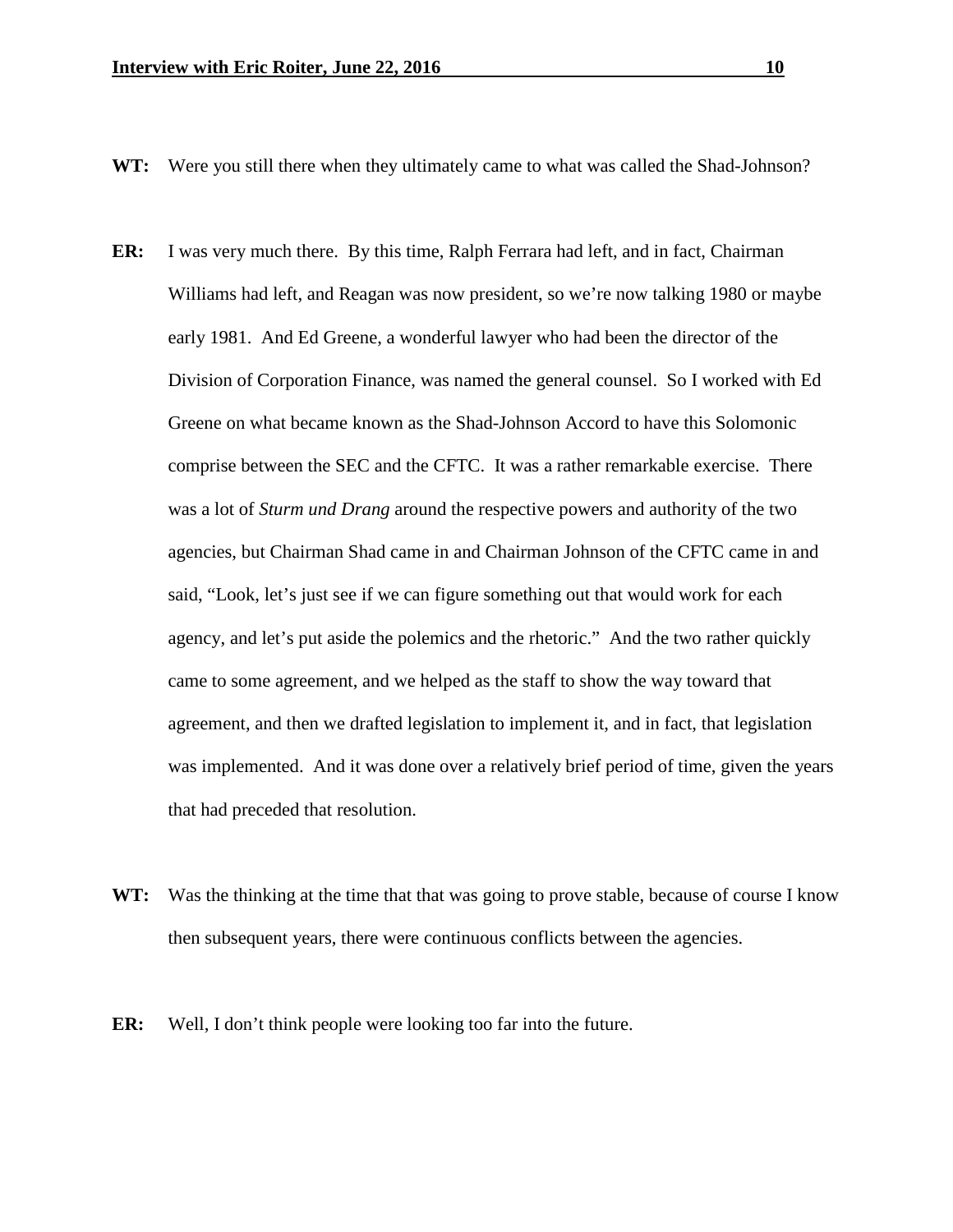**WT:** Were you still there when they ultimately came to what was called the Shad-Johnson?

**ER:** I was very much there. By this time, Ralph Ferrara had left, and in fact, Chairman Williams had left, and Reagan was now president, so we're now talking 1980 or maybe early 1981. And Ed Greene, a wonderful lawyer who had been the director of the Division of Corporation Finance, was named the general counsel. So I worked with Ed Greene on what became known as the Shad-Johnson Accord to have this Solomonic comprise between the SEC and the CFTC. It was a rather remarkable exercise. There was a lot of *Sturm und Drang* around the respective powers and authority of the two agencies, but Chairman Shad came in and Chairman Johnson of the CFTC came in and said, "Look, let's just see if we can figure something out that would work for each agency, and let's put aside the polemics and the rhetoric." And the two rather quickly came to some agreement, and we helped as the staff to show the way toward that agreement, and then we drafted legislation to implement it, and in fact, that legislation was implemented. And it was done over a relatively brief period of time, given the years that had preceded that resolution.

**WT:** Was the thinking at the time that that was going to prove stable, because of course I know then subsequent years, there were continuous conflicts between the agencies.

**ER:** Well, I don't think people were looking too far into the future.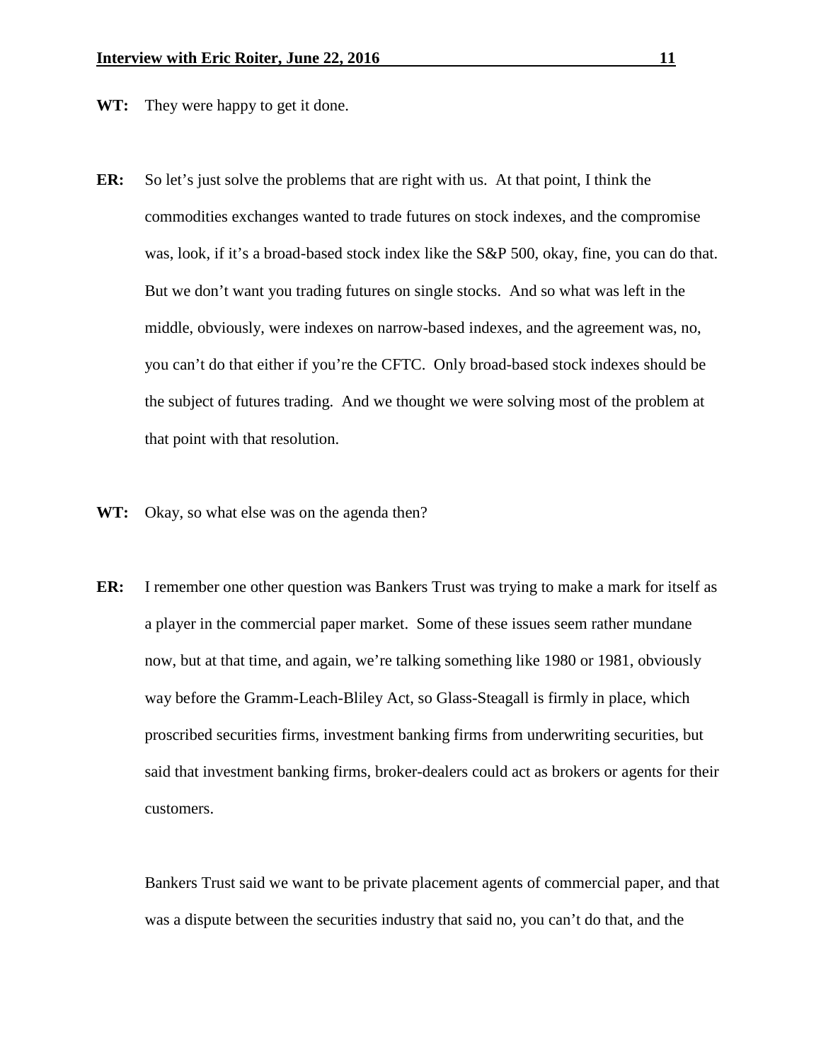**WT:** They were happy to get it done.

**ER:** So let's just solve the problems that are right with us. At that point, I think the commodities exchanges wanted to trade futures on stock indexes, and the compromise was, look, if it's a broad-based stock index like the S&P 500, okay, fine, you can do that. But we don't want you trading futures on single stocks. And so what was left in the middle, obviously, were indexes on narrow-based indexes, and the agreement was, no, you can't do that either if you're the CFTC. Only broad-based stock indexes should be the subject of futures trading. And we thought we were solving most of the problem at that point with that resolution.

**WT:** Okay, so what else was on the agenda then?

**ER:** I remember one other question was Bankers Trust was trying to make a mark for itself as a player in the commercial paper market. Some of these issues seem rather mundane now, but at that time, and again, we're talking something like 1980 or 1981, obviously way before the Gramm-Leach-Bliley Act, so Glass-Steagall is firmly in place, which proscribed securities firms, investment banking firms from underwriting securities, but said that investment banking firms, broker-dealers could act as brokers or agents for their customers.

Bankers Trust said we want to be private placement agents of commercial paper, and that was a dispute between the securities industry that said no, you can't do that, and the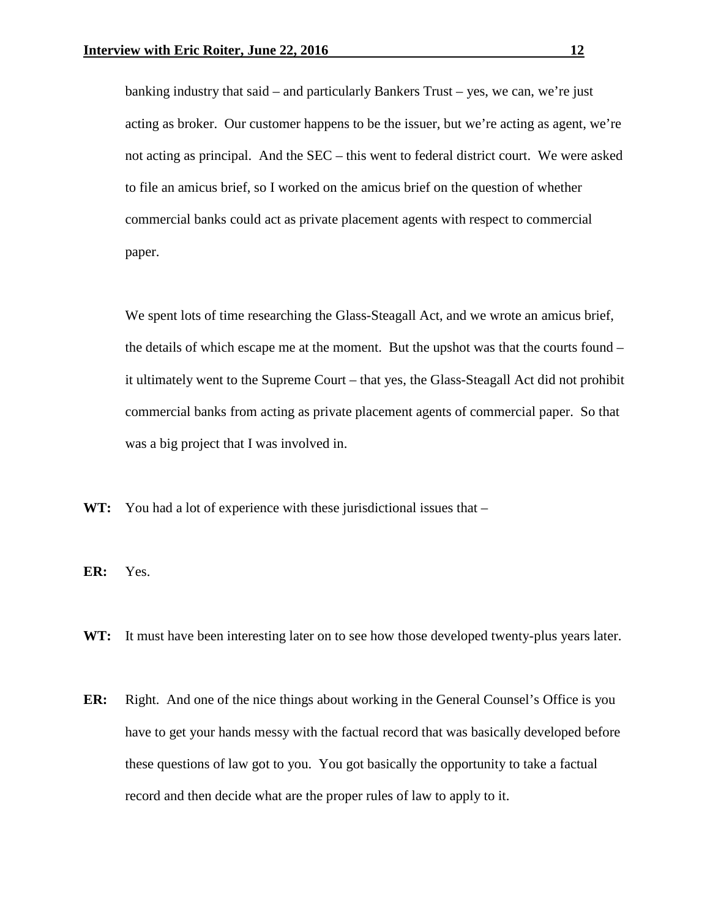banking industry that said – and particularly Bankers Trust – yes, we can, we're just acting as broker. Our customer happens to be the issuer, but we're acting as agent, we're not acting as principal. And the SEC – this went to federal district court. We were asked to file an amicus brief, so I worked on the amicus brief on the question of whether commercial banks could act as private placement agents with respect to commercial paper.

We spent lots of time researching the Glass-Steagall Act, and we wrote an amicus brief, the details of which escape me at the moment. But the upshot was that the courts found – it ultimately went to the Supreme Court – that yes, the Glass-Steagall Act did not prohibit commercial banks from acting as private placement agents of commercial paper. So that was a big project that I was involved in.

**WT:** You had a lot of experience with these jurisdictional issues that –

**ER:** Yes.

**WT:** It must have been interesting later on to see how those developed twenty-plus years later.

**ER:** Right. And one of the nice things about working in the General Counsel's Office is you have to get your hands messy with the factual record that was basically developed before these questions of law got to you. You got basically the opportunity to take a factual record and then decide what are the proper rules of law to apply to it.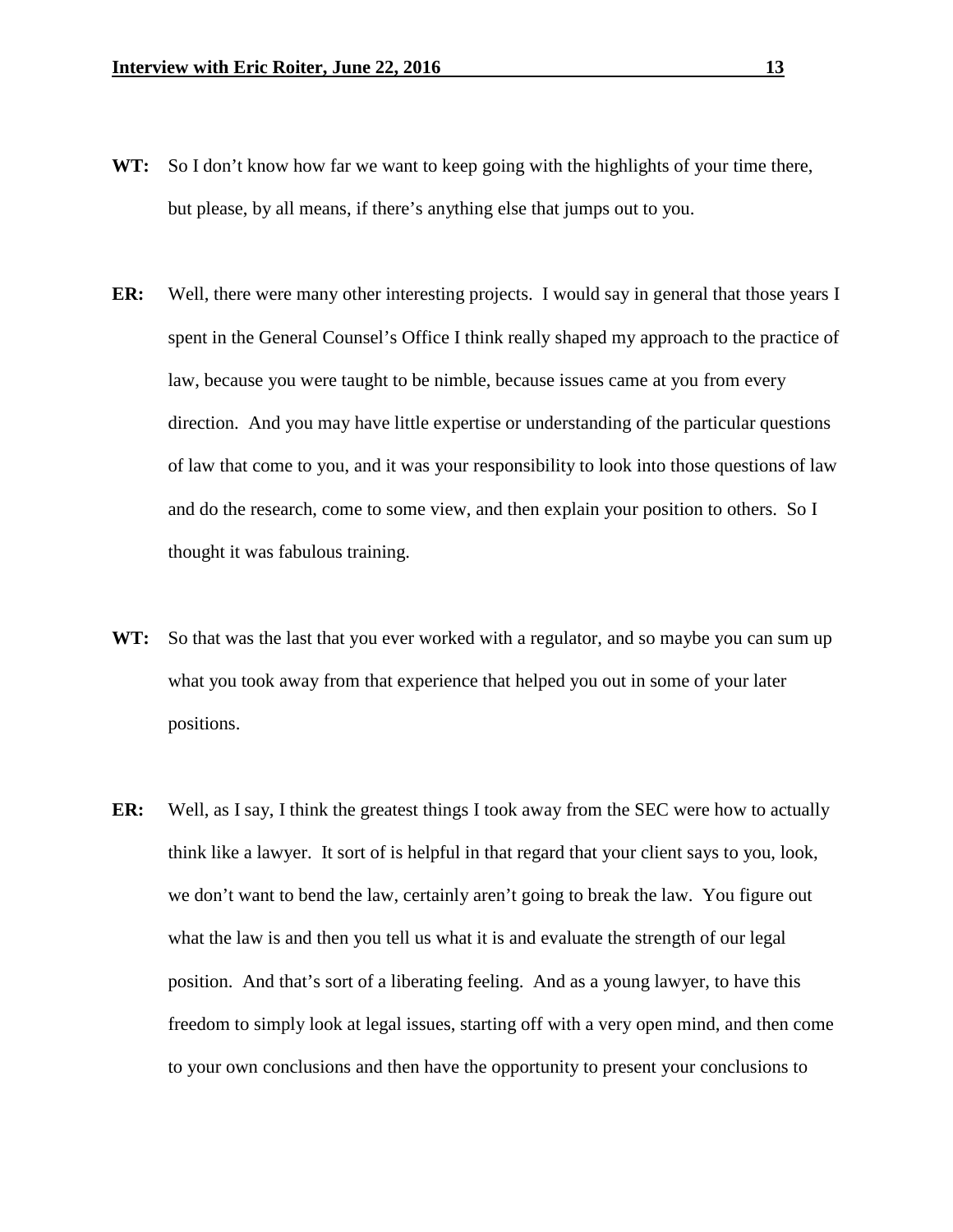**WT:** So I don't know how far we want to keep going with the highlights of your time there, but please, by all means, if there's anything else that jumps out to you.

**ER:** Well, there were many other interesting projects. I would say in general that those years I spent in the General Counsel's Office I think really shaped my approach to the practice of law, because you were taught to be nimble, because issues came at you from every direction. And you may have little expertise or understanding of the particular questions of law that come to you, and it was your responsibility to look into those questions of law and do the research, come to some view, and then explain your position to others. So I thought it was fabulous training.

**WT:** So that was the last that you ever worked with a regulator, and so maybe you can sum up what you took away from that experience that helped you out in some of your later positions.

**ER:** Well, as I say, I think the greatest things I took away from the SEC were how to actually think like a lawyer. It sort of is helpful in that regard that your client says to you, look, we don't want to bend the law, certainly aren't going to break the law. You figure out what the law is and then you tell us what it is and evaluate the strength of our legal position. And that's sort of a liberating feeling. And as a young lawyer, to have this freedom to simply look at legal issues, starting off with a very open mind, and then come to your own conclusions and then have the opportunity to present your conclusions to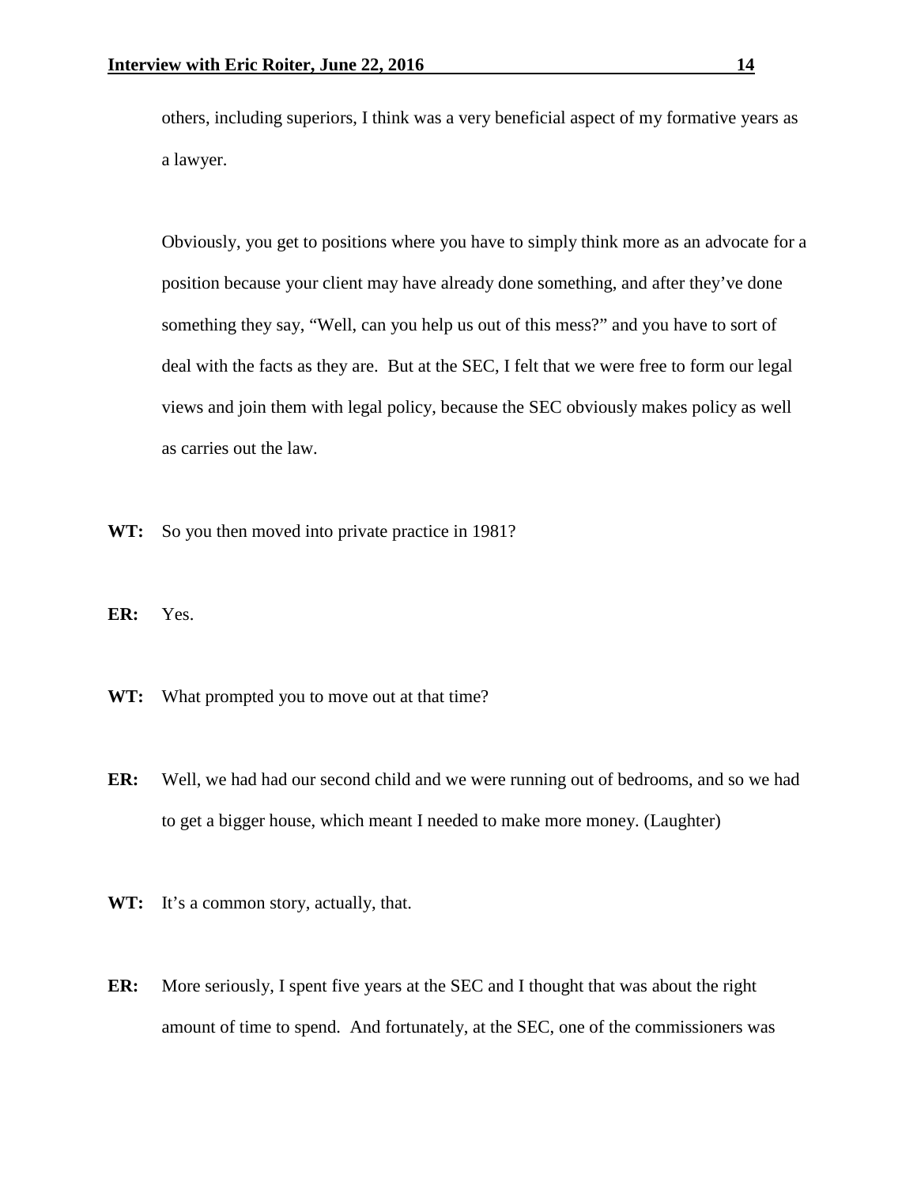others, including superiors, I think was a very beneficial aspect of my formative years as a lawyer.

Obviously, you get to positions where you have to simply think more as an advocate for a position because your client may have already done something, and after they've done something they say, "Well, can you help us out of this mess?" and you have to sort of deal with the facts as they are. But at the SEC, I felt that we were free to form our legal views and join them with legal policy, because the SEC obviously makes policy as well as carries out the law.

**WT:** So you then moved into private practice in 1981?

**ER:** Yes.

**WT:** What prompted you to move out at that time?

**ER:** Well, we had had our second child and we were running out of bedrooms, and so we had to get a bigger house, which meant I needed to make more money. (Laughter)

**WT:** It's a common story, actually, that.

**ER:** More seriously, I spent five years at the SEC and I thought that was about the right amount of time to spend. And fortunately, at the SEC, one of the commissioners was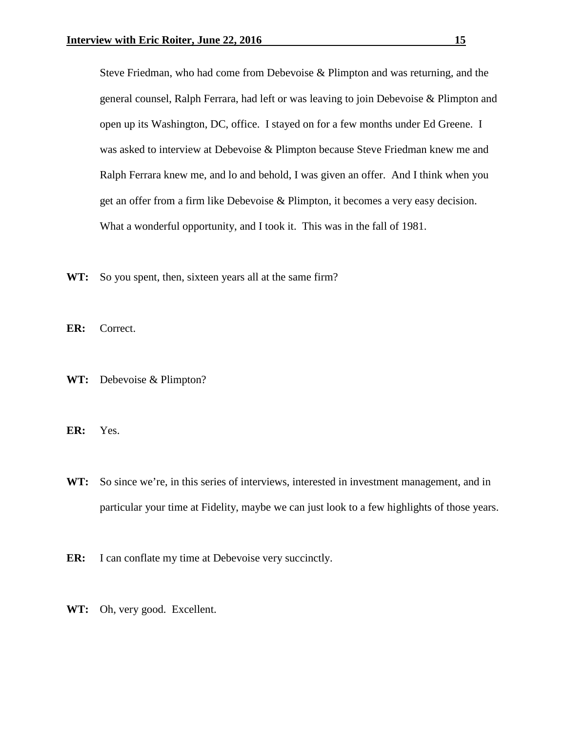Steve Friedman, who had come from Debevoise & Plimpton and was returning, and the general counsel, Ralph Ferrara, had left or was leaving to join Debevoise & Plimpton and open up its Washington, DC, office. I stayed on for a few months under Ed Greene. I was asked to interview at Debevoise & Plimpton because Steve Friedman knew me and Ralph Ferrara knew me, and lo and behold, I was given an offer. And I think when you get an offer from a firm like Debevoise & Plimpton, it becomes a very easy decision. What a wonderful opportunity, and I took it. This was in the fall of 1981.

**WT:** So you spent, then, sixteen years all at the same firm?

**ER:** Correct.

**WT:** Debevoise & Plimpton?

**ER:** Yes.

**WT:** So since we're, in this series of interviews, interested in investment management, and in particular your time at Fidelity, maybe we can just look to a few highlights of those years.

**ER:** I can conflate my time at Debevoise very succinctly.

**WT:** Oh, very good. Excellent.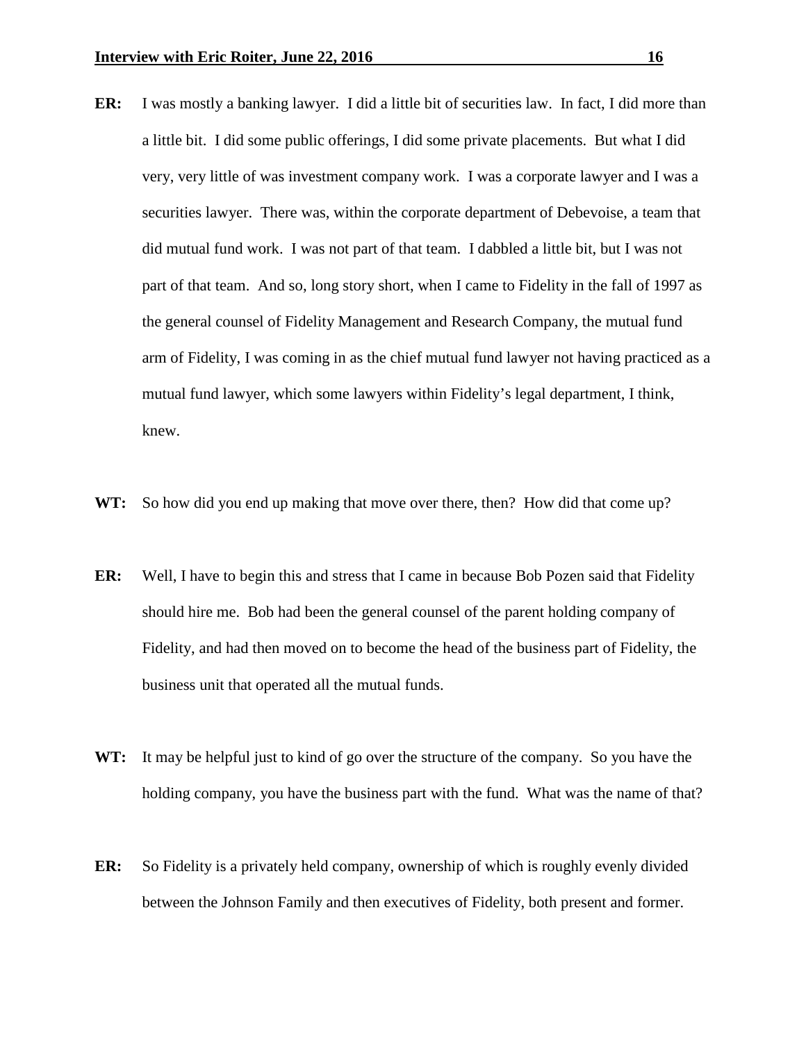**ER:** I was mostly a banking lawyer. I did a little bit of securities law. In fact, I did more than a little bit. I did some public offerings, I did some private placements. But what I did very, very little of was investment company work. I was a corporate lawyer and I was a securities lawyer. There was, within the corporate department of Debevoise, a team that did mutual fund work. I was not part of that team. I dabbled a little bit, but I was not part of that team. And so, long story short, when I came to Fidelity in the fall of 1997 as the general counsel of Fidelity Management and Research Company, the mutual fund arm of Fidelity, I was coming in as the chief mutual fund lawyer not having practiced as a mutual fund lawyer, which some lawyers within Fidelity's legal department, I think, knew.

**WT:** So how did you end up making that move over there, then? How did that come up?

**ER:** Well, I have to begin this and stress that I came in because Bob Pozen said that Fidelity should hire me. Bob had been the general counsel of the parent holding company of Fidelity, and had then moved on to become the head of the business part of Fidelity, the business unit that operated all the mutual funds.

**WT:** It may be helpful just to kind of go over the structure of the company. So you have the holding company, you have the business part with the fund. What was the name of that?

**ER:** So Fidelity is a privately held company, ownership of which is roughly evenly divided between the Johnson Family and then executives of Fidelity, both present and former.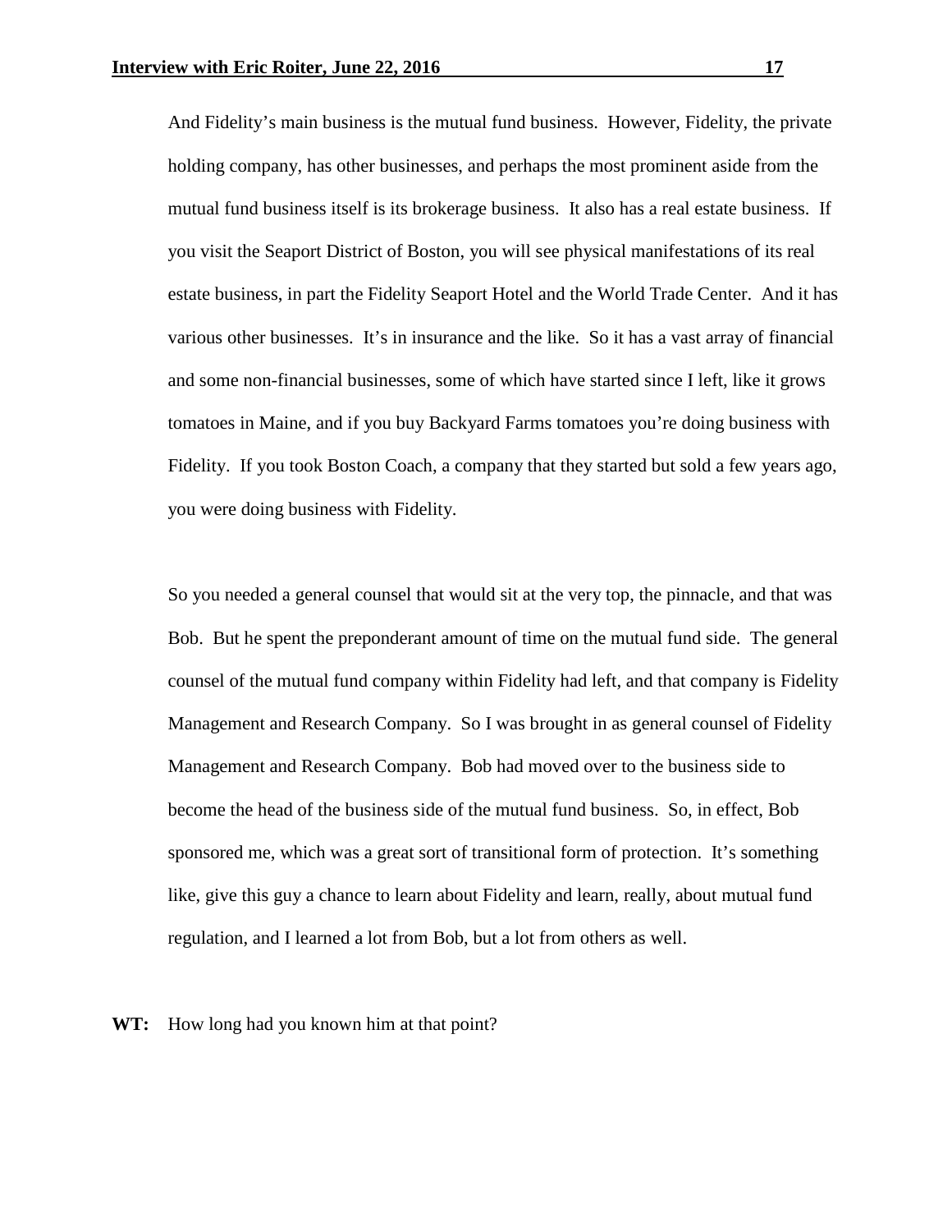And Fidelity's main business is the mutual fund business. However, Fidelity, the private holding company, has other businesses, and perhaps the most prominent aside from the mutual fund business itself is its brokerage business. It also has a real estate business. If you visit the Seaport District of Boston, you will see physical manifestations of its real estate business, in part the Fidelity Seaport Hotel and the World Trade Center. And it has various other businesses. It's in insurance and the like. So it has a vast array of financial and some non-financial businesses, some of which have started since I left, like it grows tomatoes in Maine, and if you buy Backyard Farms tomatoes you're doing business with Fidelity. If you took Boston Coach, a company that they started but sold a few years ago, you were doing business with Fidelity.

So you needed a general counsel that would sit at the very top, the pinnacle, and that was Bob. But he spent the preponderant amount of time on the mutual fund side. The general counsel of the mutual fund company within Fidelity had left, and that company is Fidelity Management and Research Company. So I was brought in as general counsel of Fidelity Management and Research Company. Bob had moved over to the business side to become the head of the business side of the mutual fund business. So, in effect, Bob sponsored me, which was a great sort of transitional form of protection. It's something like, give this guy a chance to learn about Fidelity and learn, really, about mutual fund regulation, and I learned a lot from Bob, but a lot from others as well.

**WT:** How long had you known him at that point?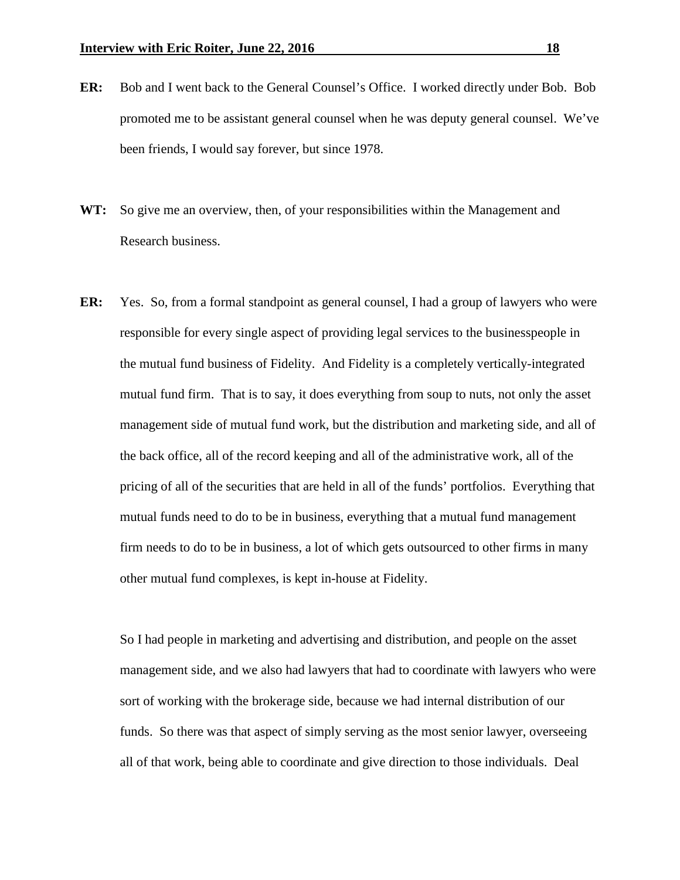**ER:** Bob and I went back to the General Counsel's Office. I worked directly under Bob. Bob promoted me to be assistant general counsel when he was deputy general counsel. We've been friends, I would say forever, but since 1978.

**WT:** So give me an overview, then, of your responsibilities within the Management and Research business.

**ER:** Yes. So, from a formal standpoint as general counsel, I had a group of lawyers who were responsible for every single aspect of providing legal services to the businesspeople in the mutual fund business of Fidelity. And Fidelity is a completely vertically-integrated mutual fund firm. That is to say, it does everything from soup to nuts, not only the asset management side of mutual fund work, but the distribution and marketing side, and all of the back office, all of the record keeping and all of the administrative work, all of the pricing of all of the securities that are held in all of the funds' portfolios. Everything that mutual funds need to do to be in business, everything that a mutual fund management firm needs to do to be in business, a lot of which gets outsourced to other firms in many other mutual fund complexes, is kept in-house at Fidelity.

So I had people in marketing and advertising and distribution, and people on the asset management side, and we also had lawyers that had to coordinate with lawyers who were sort of working with the brokerage side, because we had internal distribution of our funds. So there was that aspect of simply serving as the most senior lawyer, overseeing all of that work, being able to coordinate and give direction to those individuals. Deal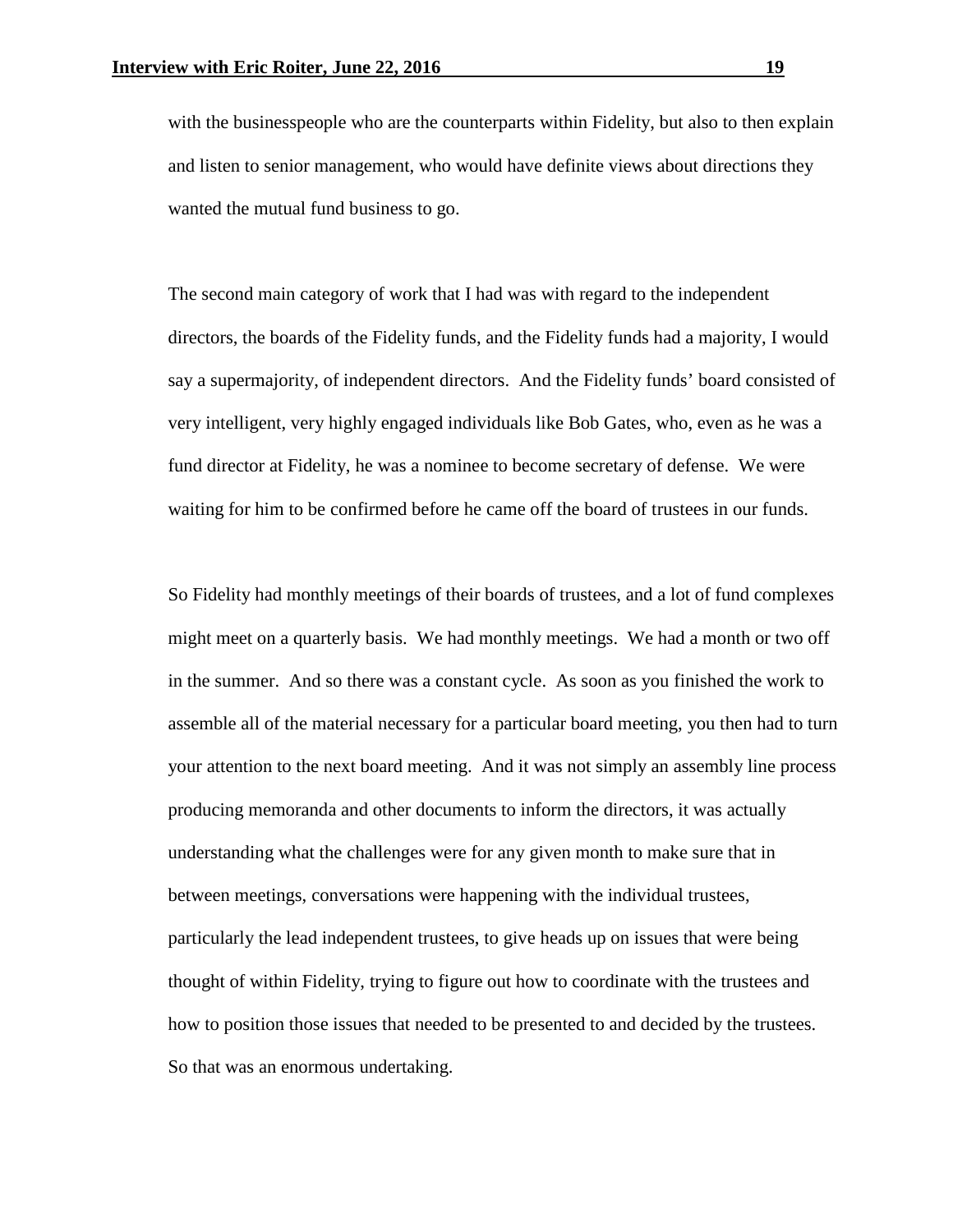with the businesspeople who are the counterparts within Fidelity, but also to then explain and listen to senior management, who would have definite views about directions they wanted the mutual fund business to go.

The second main category of work that I had was with regard to the independent directors, the boards of the Fidelity funds, and the Fidelity funds had a majority, I would say a supermajority, of independent directors. And the Fidelity funds' board consisted of very intelligent, very highly engaged individuals like Bob Gates, who, even as he was a fund director at Fidelity, he was a nominee to become secretary of defense. We were waiting for him to be confirmed before he came off the board of trustees in our funds.

So Fidelity had monthly meetings of their boards of trustees, and a lot of fund complexes might meet on a quarterly basis. We had monthly meetings. We had a month or two off in the summer. And so there was a constant cycle. As soon as you finished the work to assemble all of the material necessary for a particular board meeting, you then had to turn your attention to the next board meeting. And it was not simply an assembly line process producing memoranda and other documents to inform the directors, it was actually understanding what the challenges were for any given month to make sure that in between meetings, conversations were happening with the individual trustees, particularly the lead independent trustees, to give heads up on issues that were being thought of within Fidelity, trying to figure out how to coordinate with the trustees and how to position those issues that needed to be presented to and decided by the trustees. So that was an enormous undertaking.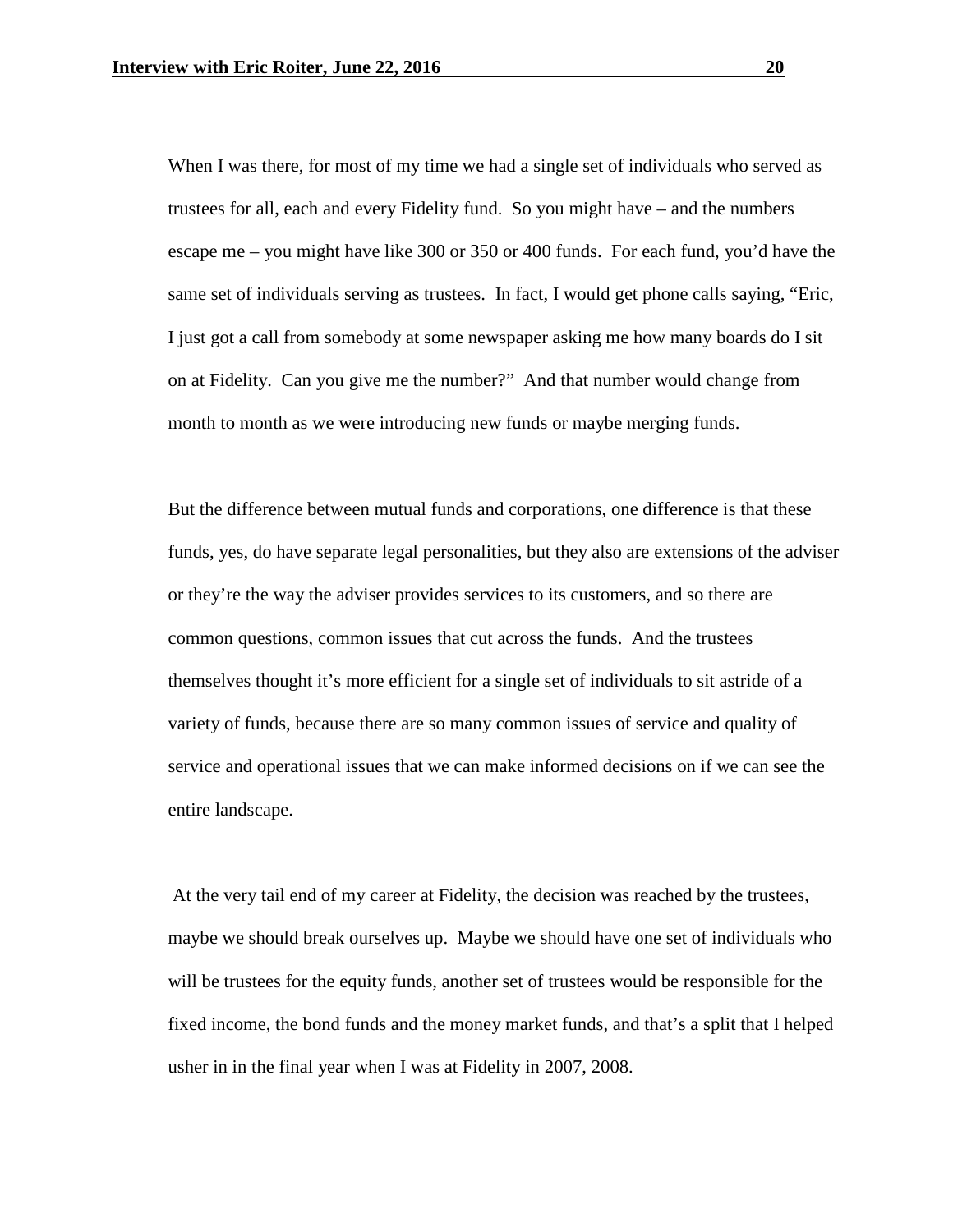When I was there, for most of my time we had a single set of individuals who served as trustees for all, each and every Fidelity fund. So you might have – and the numbers escape me – you might have like 300 or 350 or 400 funds. For each fund, you'd have the same set of individuals serving as trustees. In fact, I would get phone calls saying, "Eric, I just got a call from somebody at some newspaper asking me how many boards do I sit on at Fidelity. Can you give me the number?" And that number would change from month to month as we were introducing new funds or maybe merging funds.

But the difference between mutual funds and corporations, one difference is that these funds, yes, do have separate legal personalities, but they also are extensions of the adviser or they're the way the adviser provides services to its customers, and so there are common questions, common issues that cut across the funds. And the trustees themselves thought it's more efficient for a single set of individuals to sit astride of a variety of funds, because there are so many common issues of service and quality of service and operational issues that we can make informed decisions on if we can see the entire landscape.

At the very tail end of my career at Fidelity, the decision was reached by the trustees, maybe we should break ourselves up. Maybe we should have one set of individuals who will be trustees for the equity funds, another set of trustees would be responsible for the fixed income, the bond funds and the money market funds, and that's a split that I helped usher in in the final year when I was at Fidelity in 2007, 2008.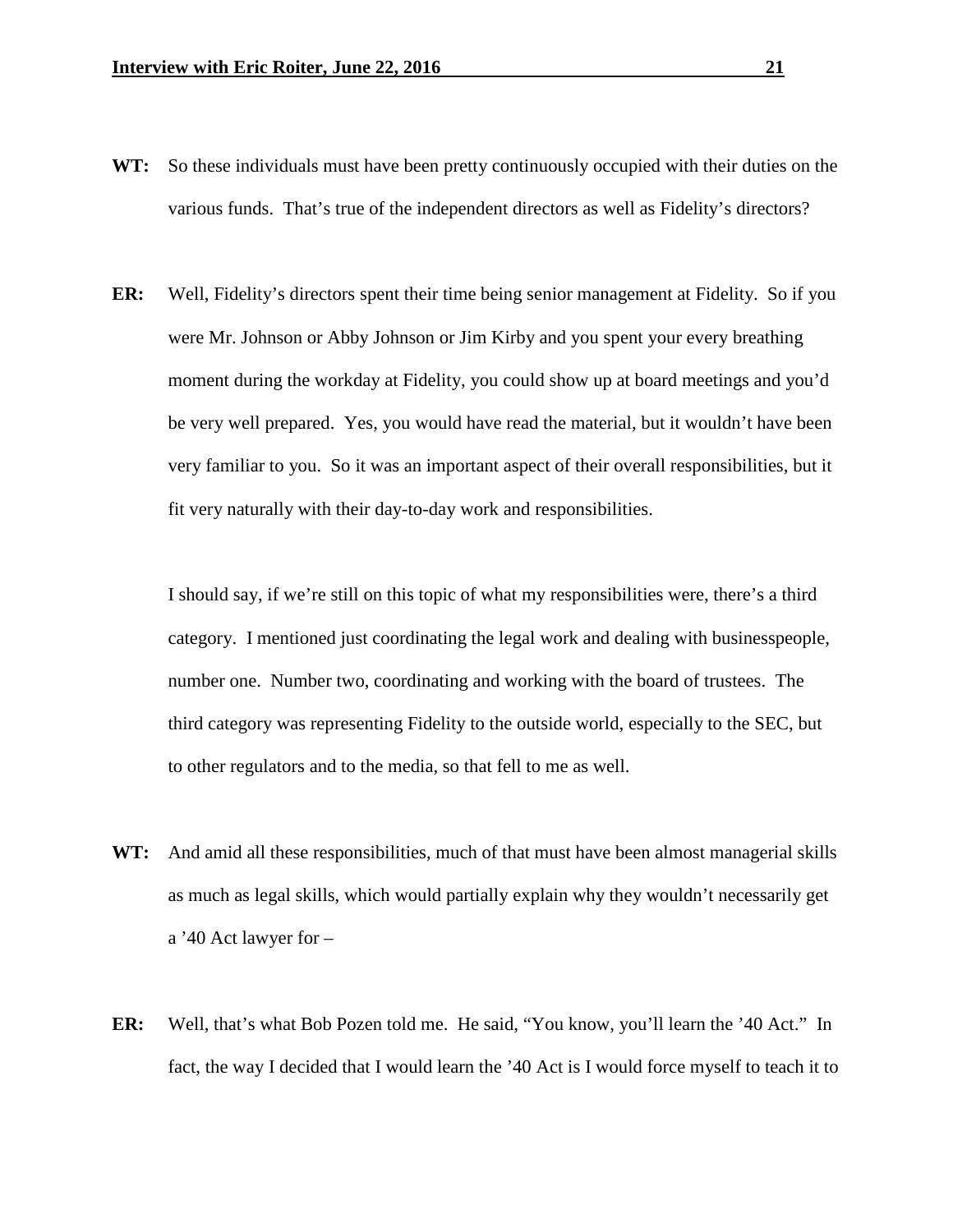**WT:** So these individuals must have been pretty continuously occupied with their duties on the various funds. That's true of the independent directors as well as Fidelity's directors?

**ER:** Well, Fidelity's directors spent their time being senior management at Fidelity. So if you were Mr. Johnson or Abby Johnson or Jim Kirby and you spent your every breathing moment during the workday at Fidelity, you could show up at board meetings and you'd be very well prepared. Yes, you would have read the material, but it wouldn't have been very familiar to you. So it was an important aspect of their overall responsibilities, but it fit very naturally with their day-to-day work and responsibilities.

I should say, if we're still on this topic of what my responsibilities were, there's a third category. I mentioned just coordinating the legal work and dealing with businesspeople, number one. Number two, coordinating and working with the board of trustees. The third category was representing Fidelity to the outside world, especially to the SEC, but to other regulators and to the media, so that fell to me as well.

**WT:** And amid all these responsibilities, much of that must have been almost managerial skills as much as legal skills, which would partially explain why they wouldn't necessarily get a '40 Act lawyer for –

**ER:** Well, that's what Bob Pozen told me. He said, "You know, you'll learn the '40 Act." In fact, the way I decided that I would learn the '40 Act is I would force myself to teach it to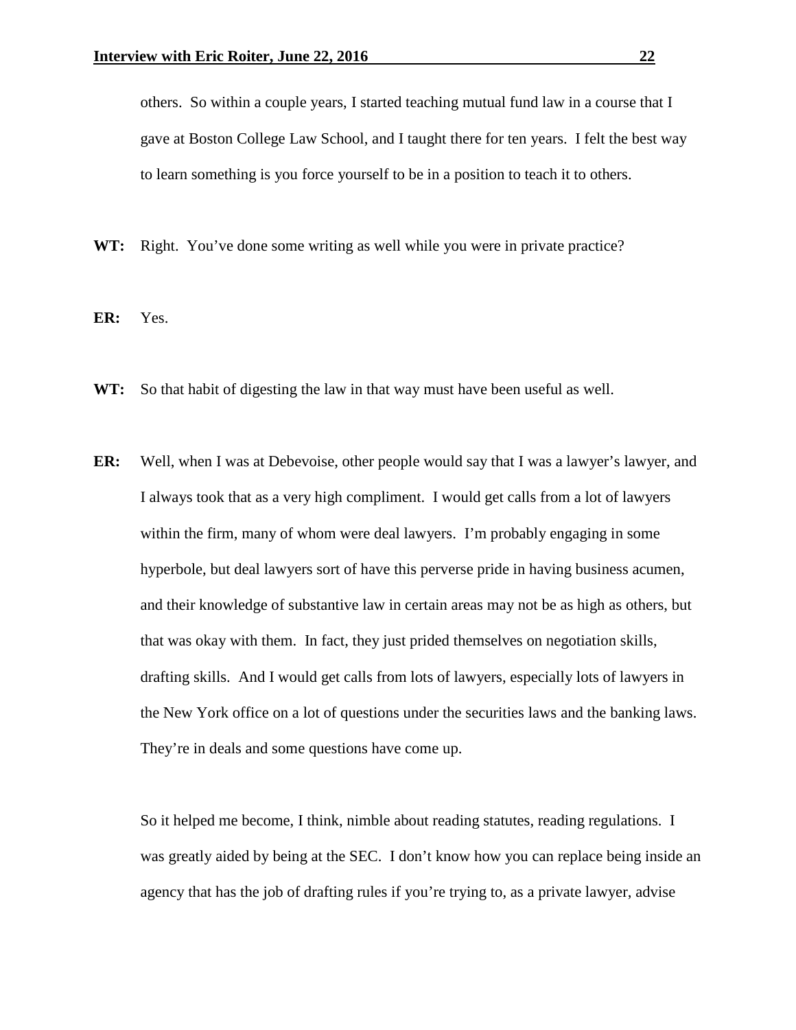others. So within a couple years, I started teaching mutual fund law in a course that I gave at Boston College Law School, and I taught there for ten years. I felt the best way to learn something is you force yourself to be in a position to teach it to others.

**WT:** Right. You've done some writing as well while you were in private practice?

**ER:** Yes.

**WT:** So that habit of digesting the law in that way must have been useful as well.

**ER:** Well, when I was at Debevoise, other people would say that I was a lawyer's lawyer, and I always took that as a very high compliment. I would get calls from a lot of lawyers within the firm, many of whom were deal lawyers. I'm probably engaging in some hyperbole, but deal lawyers sort of have this perverse pride in having business acumen, and their knowledge of substantive law in certain areas may not be as high as others, but that was okay with them. In fact, they just prided themselves on negotiation skills, drafting skills. And I would get calls from lots of lawyers, especially lots of lawyers in the New York office on a lot of questions under the securities laws and the banking laws. They're in deals and some questions have come up.

So it helped me become, I think, nimble about reading statutes, reading regulations. I was greatly aided by being at the SEC. I don't know how you can replace being inside an agency that has the job of drafting rules if you're trying to, as a private lawyer, advise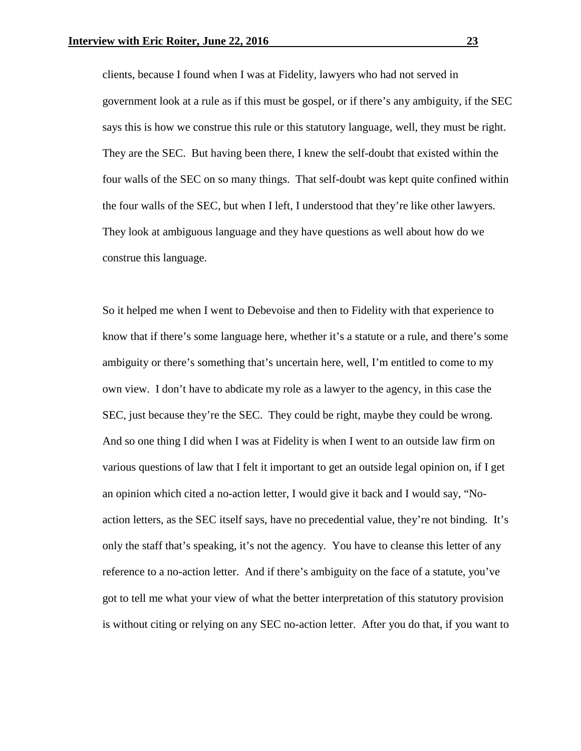clients, because I found when I was at Fidelity, lawyers who had not served in government look at a rule as if this must be gospel, or if there's any ambiguity, if the SEC says this is how we construe this rule or this statutory language, well, they must be right. They are the SEC. But having been there, I knew the self-doubt that existed within the four walls of the SEC on so many things. That self-doubt was kept quite confined within the four walls of the SEC, but when I left, I understood that they're like other lawyers. They look at ambiguous language and they have questions as well about how do we construe this language.

So it helped me when I went to Debevoise and then to Fidelity with that experience to know that if there's some language here, whether it's a statute or a rule, and there's some ambiguity or there's something that's uncertain here, well, I'm entitled to come to my own view. I don't have to abdicate my role as a lawyer to the agency, in this case the SEC, just because they're the SEC. They could be right, maybe they could be wrong. And so one thing I did when I was at Fidelity is when I went to an outside law firm on various questions of law that I felt it important to get an outside legal opinion on, if I get an opinion which cited a no-action letter, I would give it back and I would say, "No-action letters, as the SEC itself says, have no precedential value, they're not binding. It's only the staff that's speaking, it's not the agency. You have to cleanse this letter of any reference to a no-action letter. And if there's ambiguity on the face of a statute, you've got to tell me what your view of what the better interpretation of this statutory provision is without citing or relying on any SEC no-action letter. After you do that, if you want to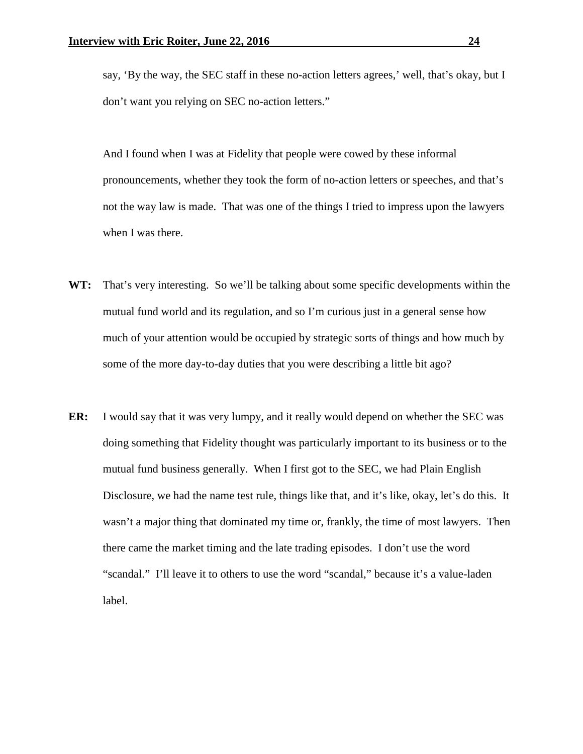say, 'By the way, the SEC staff in these no-action letters agrees,' well, that's okay, but I don't want you relying on SEC no-action letters."

And I found when I was at Fidelity that people were cowed by these informal pronouncements, whether they took the form of no-action letters or speeches, and that's not the way law is made. That was one of the things I tried to impress upon the lawyers when I was there.

**WT:** That's very interesting. So we'll be talking about some specific developments within the mutual fund world and its regulation, and so I'm curious just in a general sense how much of your attention would be occupied by strategic sorts of things and how much by some of the more day-to-day duties that you were describing a little bit ago?

**ER:** I would say that it was very lumpy, and it really would depend on whether the SEC was doing something that Fidelity thought was particularly important to its business or to the mutual fund business generally. When I first got to the SEC, we had Plain English Disclosure, we had the name test rule, things like that, and it's like, okay, let's do this. It wasn't a major thing that dominated my time or, frankly, the time of most lawyers. Then there came the market timing and the late trading episodes. I don't use the word "scandal." I'll leave it to others to use the word "scandal," because it's a value-laden label.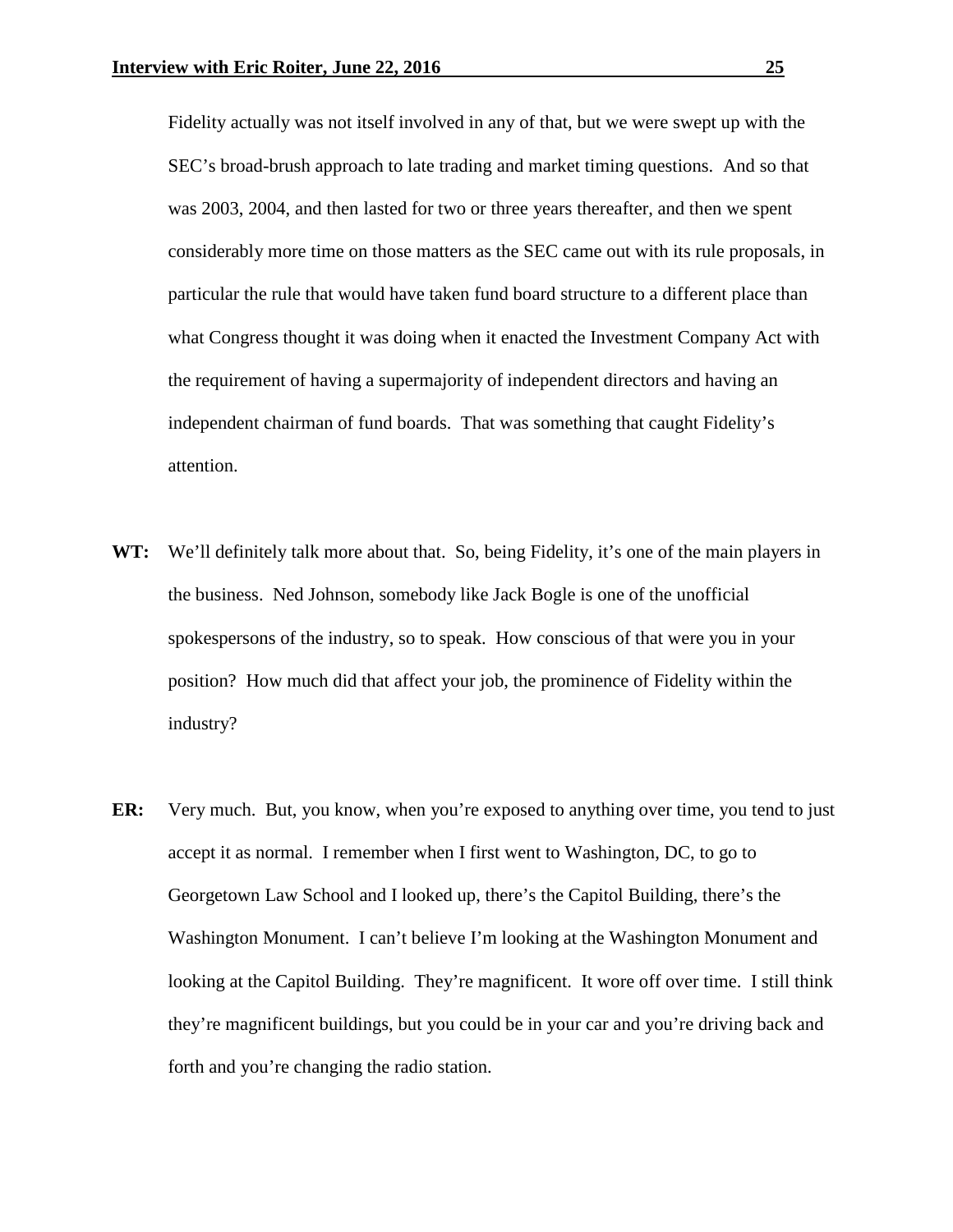Fidelity actually was not itself involved in any of that, but we were swept up with the SEC's broad-brush approach to late trading and market timing questions. And so that was 2003, 2004, and then lasted for two or three years thereafter, and then we spent considerably more time on those matters as the SEC came out with its rule proposals, in particular the rule that would have taken fund board structure to a different place than what Congress thought it was doing when it enacted the Investment Company Act with the requirement of having a supermajority of independent directors and having an independent chairman of fund boards. That was something that caught Fidelity's attention.

**WT:** We'll definitely talk more about that. So, being Fidelity, it's one of the main players in the business. Ned Johnson, somebody like Jack Bogle is one of the unofficial spokespersons of the industry, so to speak. How conscious of that were you in your position? How much did that affect your job, the prominence of Fidelity within the industry?

**ER:** Very much. But, you know, when you're exposed to anything over time, you tend to just accept it as normal. I remember when I first went to Washington, DC, to go to Georgetown Law School and I looked up, there's the Capitol Building, there's the Washington Monument. I can't believe I'm looking at the Washington Monument and looking at the Capitol Building. They're magnificent. It wore off over time. I still think they're magnificent buildings, but you could be in your car and you're driving back and forth and you're changing the radio station.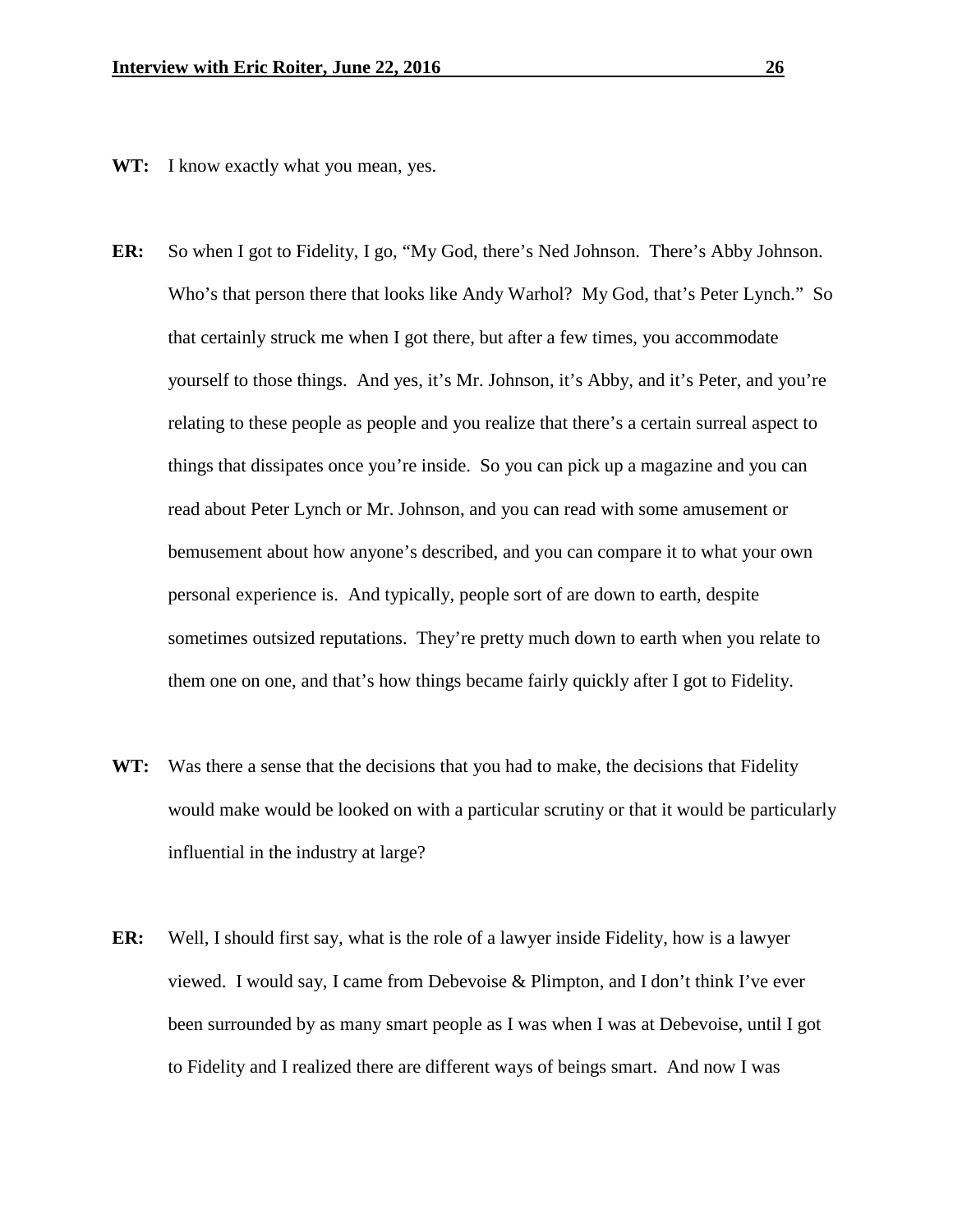**WT:** I know exactly what you mean, yes.

**ER:** So when I got to Fidelity, I go, "My God, there's Ned Johnson. There's Abby Johnson. Who's that person there that looks like Andy Warhol? My God, that's Peter Lynch." So that certainly struck me when I got there, but after a few times, you accommodate yourself to those things. And yes, it's Mr. Johnson, it's Abby, and it's Peter, and you're relating to these people as people and you realize that there's a certain surreal aspect to things that dissipates once you're inside. So you can pick up a magazine and you can read about Peter Lynch or Mr. Johnson, and you can read with some amusement or bemusement about how anyone's described, and you can compare it to what your own personal experience is. And typically, people sort of are down to earth, despite sometimes outsized reputations. They're pretty much down to earth when you relate to them one on one, and that's how things became fairly quickly after I got to Fidelity.

**WT:** Was there a sense that the decisions that you had to make, the decisions that Fidelity would make would be looked on with a particular scrutiny or that it would be particularly influential in the industry at large?

**ER:** Well, I should first say, what is the role of a lawyer inside Fidelity, how is a lawyer viewed. I would say, I came from Debevoise & Plimpton, and I don't think I've ever been surrounded by as many smart people as I was when I was at Debevoise, until I got to Fidelity and I realized there are different ways of beings smart. And now I was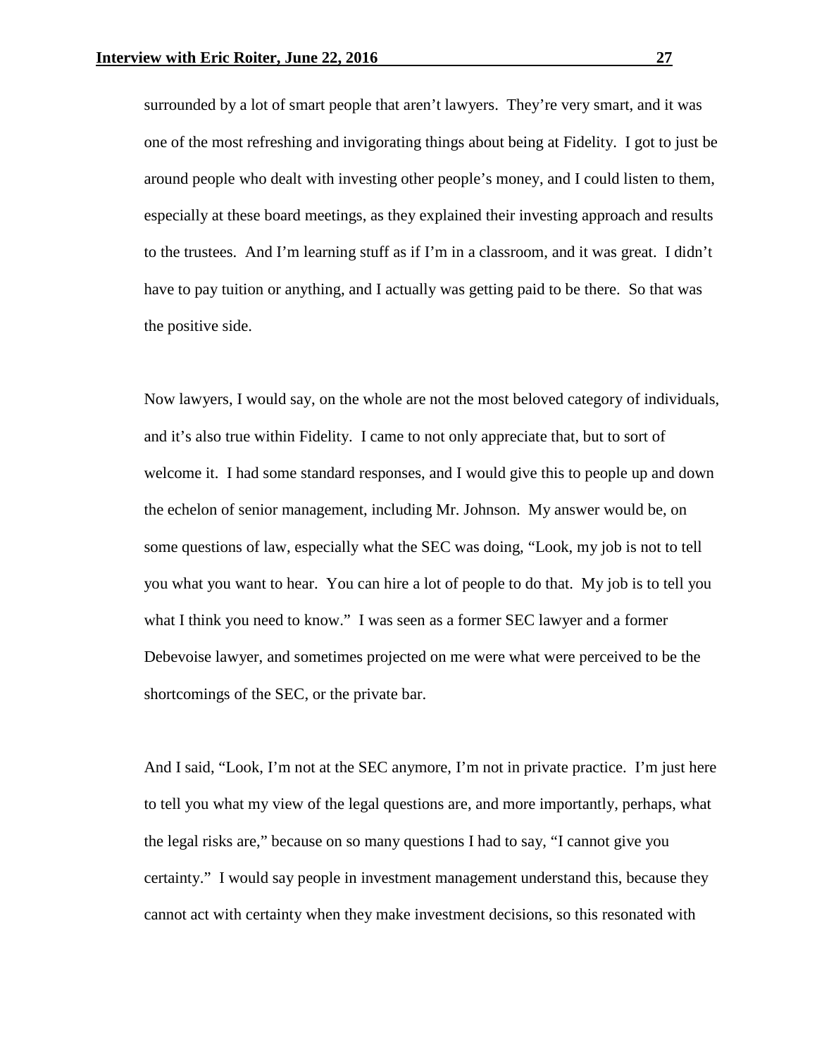surrounded by a lot of smart people that aren't lawyers. They're very smart, and it was one of the most refreshing and invigorating things about being at Fidelity. I got to just be around people who dealt with investing other people's money, and I could listen to them, especially at these board meetings, as they explained their investing approach and results to the trustees. And I'm learning stuff as if I'm in a classroom, and it was great. I didn't have to pay tuition or anything, and I actually was getting paid to be there. So that was the positive side.

Now lawyers, I would say, on the whole are not the most beloved category of individuals, and it's also true within Fidelity. I came to not only appreciate that, but to sort of welcome it. I had some standard responses, and I would give this to people up and down the echelon of senior management, including Mr. Johnson. My answer would be, on some questions of law, especially what the SEC was doing, "Look, my job is not to tell you what you want to hear. You can hire a lot of people to do that. My job is to tell you what I think you need to know." I was seen as a former SEC lawyer and a former Debevoise lawyer, and sometimes projected on me were what were perceived to be the shortcomings of the SEC, or the private bar.

And I said, "Look, I'm not at the SEC anymore, I'm not in private practice. I'm just here to tell you what my view of the legal questions are, and more importantly, perhaps, what the legal risks are," because on so many questions I had to say, "I cannot give you certainty." I would say people in investment management understand this, because they cannot act with certainty when they make investment decisions, so this resonated with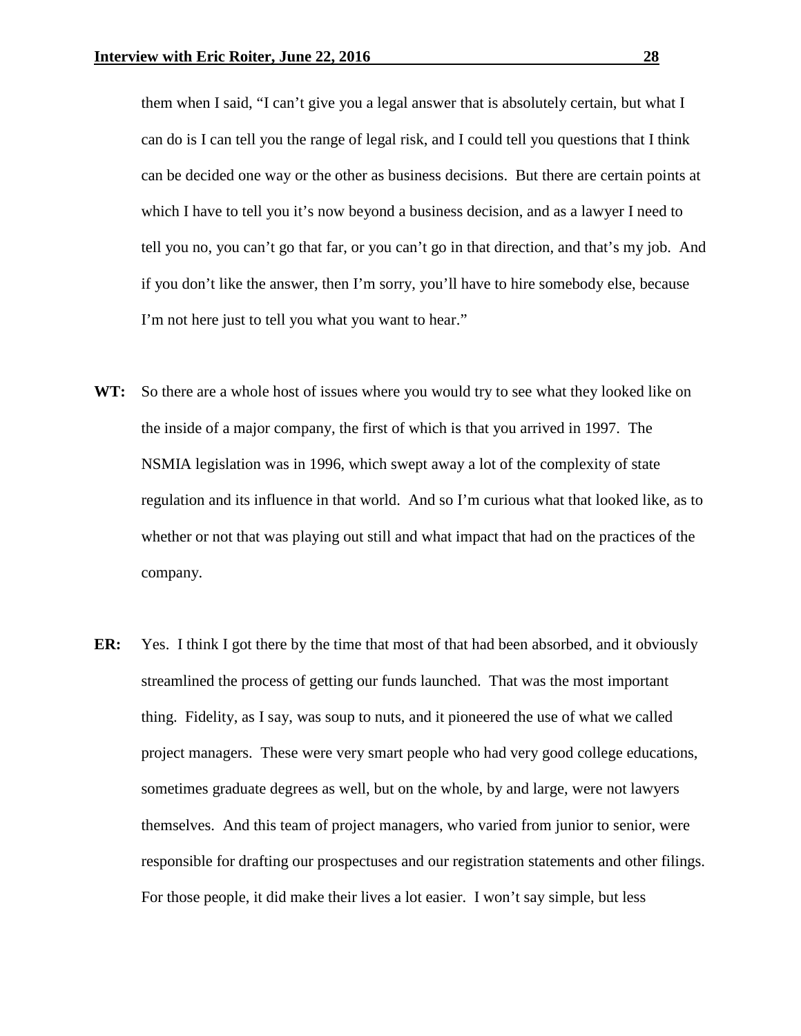them when I said, "I can't give you a legal answer that is absolutely certain, but what I can do is I can tell you the range of legal risk, and I could tell you questions that I think can be decided one way or the other as business decisions. But there are certain points at which I have to tell you it's now beyond a business decision, and as a lawyer I need to tell you no, you can't go that far, or you can't go in that direction, and that's my job. And if you don't like the answer, then I'm sorry, you'll have to hire somebody else, because I'm not here just to tell you what you want to hear."

**WT:** So there are a whole host of issues where you would try to see what they looked like on the inside of a major company, the first of which is that you arrived in 1997. The NSMIA legislation was in 1996, which swept away a lot of the complexity of state regulation and its influence in that world. And so I'm curious what that looked like, as to whether or not that was playing out still and what impact that had on the practices of the company.

**ER:** Yes. I think I got there by the time that most of that had been absorbed, and it obviously streamlined the process of getting our funds launched. That was the most important thing. Fidelity, as I say, was soup to nuts, and it pioneered the use of what we called project managers. These were very smart people who had very good college educations, sometimes graduate degrees as well, but on the whole, by and large, were not lawyers themselves. And this team of project managers, who varied from junior to senior, were responsible for drafting our prospectuses and our registration statements and other filings. For those people, it did make their lives a lot easier. I won't say simple, but less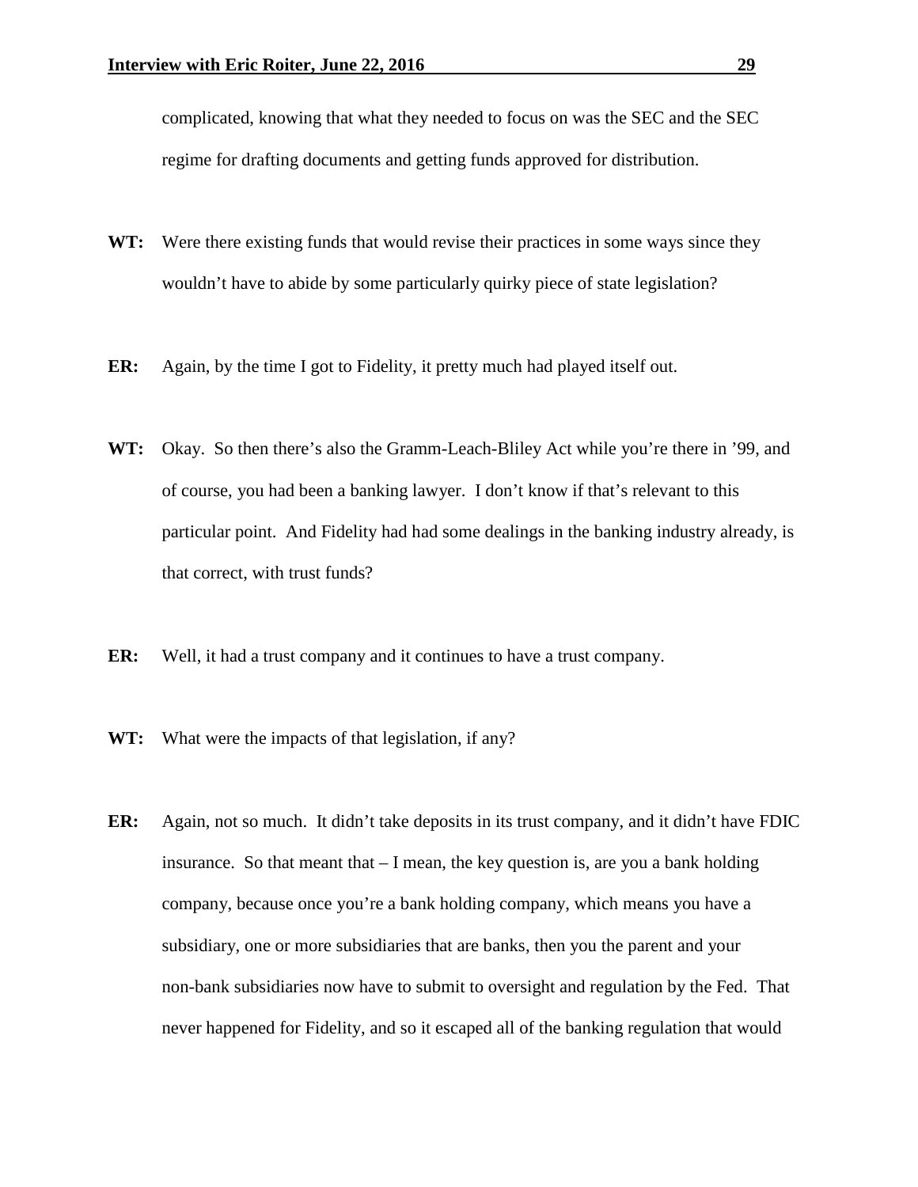complicated, knowing that what they needed to focus on was the SEC and the SEC regime for drafting documents and getting funds approved for distribution.

**WT:** Were there existing funds that would revise their practices in some ways since they wouldn't have to abide by some particularly quirky piece of state legislation?

**ER:** Again, by the time I got to Fidelity, it pretty much had played itself out.

**WT:** Okay. So then there's also the Gramm-Leach-Bliley Act while you're there in '99, and of course, you had been a banking lawyer. I don't know if that's relevant to this particular point. And Fidelity had had some dealings in the banking industry already, is that correct, with trust funds?

**ER:** Well, it had a trust company and it continues to have a trust company.

**WT:** What were the impacts of that legislation, if any?

**ER:** Again, not so much. It didn't take deposits in its trust company, and it didn't have FDIC insurance. So that meant that – I mean, the key question is, are you a bank holding company, because once you're a bank holding company, which means you have a subsidiary, one or more subsidiaries that are banks, then you the parent and your non-bank subsidiaries now have to submit to oversight and regulation by the Fed. That never happened for Fidelity, and so it escaped all of the banking regulation that would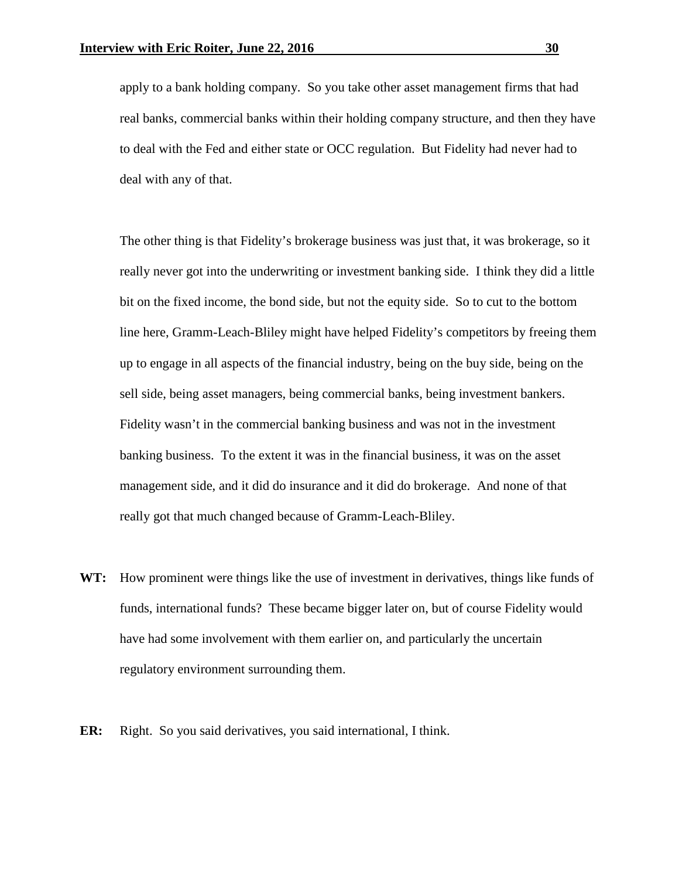apply to a bank holding company. So you take other asset management firms that had real banks, commercial banks within their holding company structure, and then they have to deal with the Fed and either state or OCC regulation. But Fidelity had never had to deal with any of that.

The other thing is that Fidelity's brokerage business was just that, it was brokerage, so it really never got into the underwriting or investment banking side. I think they did a little bit on the fixed income, the bond side, but not the equity side. So to cut to the bottom line here, Gramm-Leach-Bliley might have helped Fidelity's competitors by freeing them up to engage in all aspects of the financial industry, being on the buy side, being on the sell side, being asset managers, being commercial banks, being investment bankers. Fidelity wasn't in the commercial banking business and was not in the investment banking business. To the extent it was in the financial business, it was on the asset management side, and it did do insurance and it did do brokerage. And none of that really got that much changed because of Gramm-Leach-Bliley.

**WT:** How prominent were things like the use of investment in derivatives, things like funds of funds, international funds? These became bigger later on, but of course Fidelity would have had some involvement with them earlier on, and particularly the uncertain regulatory environment surrounding them.

**ER:** Right. So you said derivatives, you said international, I think.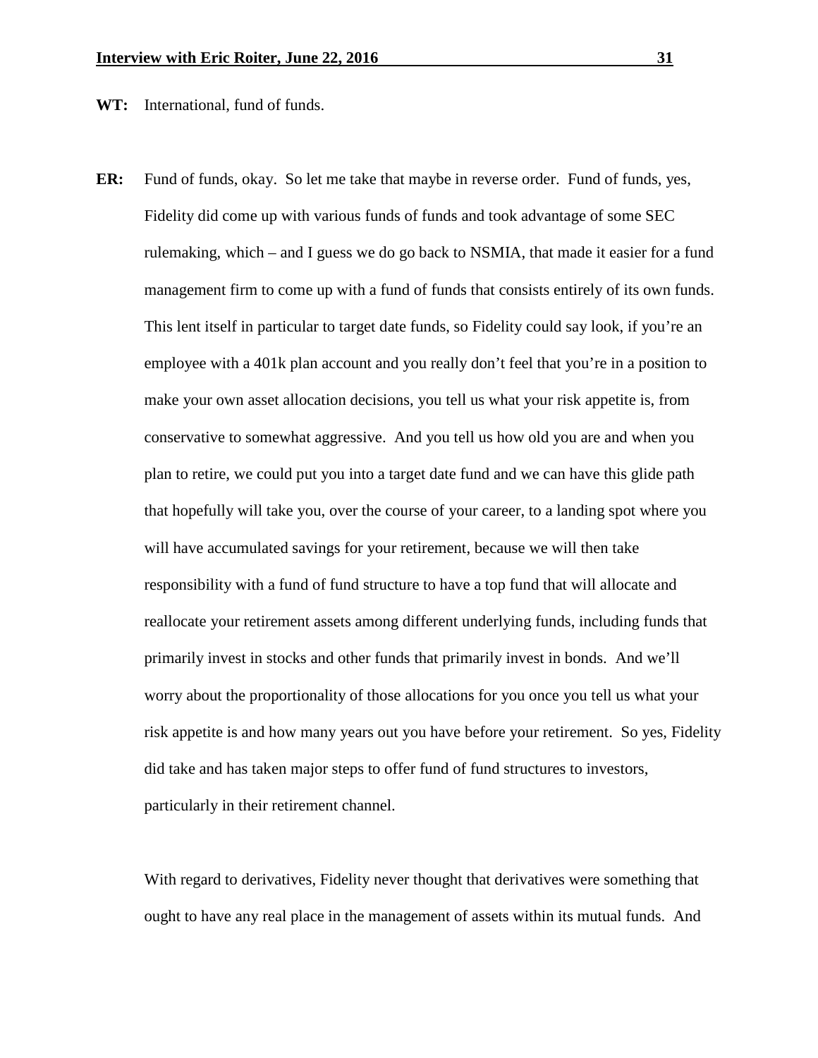**WT:** International, fund of funds.

**ER:** Fund of funds, okay. So let me take that maybe in reverse order. Fund of funds, yes, Fidelity did come up with various funds of funds and took advantage of some SEC rulemaking, which – and I guess we do go back to NSMIA, that made it easier for a fund management firm to come up with a fund of funds that consists entirely of its own funds. This lent itself in particular to target date funds, so Fidelity could say look, if you're an employee with a 401k plan account and you really don't feel that you're in a position to make your own asset allocation decisions, you tell us what your risk appetite is, from conservative to somewhat aggressive. And you tell us how old you are and when you plan to retire, we could put you into a target date fund and we can have this glide path that hopefully will take you, over the course of your career, to a landing spot where you will have accumulated savings for your retirement, because we will then take responsibility with a fund of fund structure to have a top fund that will allocate and reallocate your retirement assets among different underlying funds, including funds that primarily invest in stocks and other funds that primarily invest in bonds. And we'll worry about the proportionality of those allocations for you once you tell us what your risk appetite is and how many years out you have before your retirement. So yes, Fidelity did take and has taken major steps to offer fund of fund structures to investors, particularly in their retirement channel.

With regard to derivatives, Fidelity never thought that derivatives were something that ought to have any real place in the management of assets within its mutual funds. And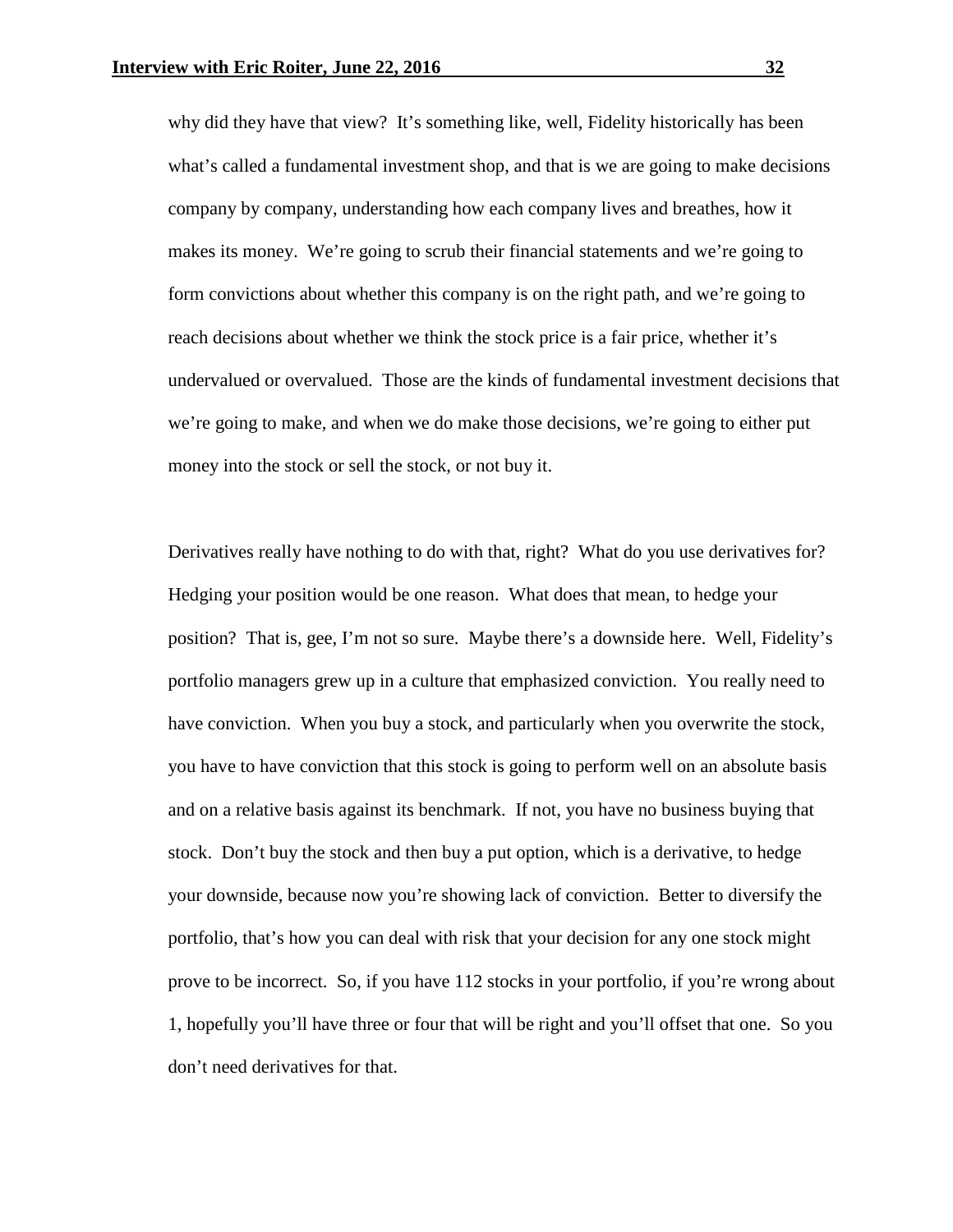why did they have that view? It's something like, well, Fidelity historically has been what's called a fundamental investment shop, and that is we are going to make decisions company by company, understanding how each company lives and breathes, how it makes its money. We're going to scrub their financial statements and we're going to form convictions about whether this company is on the right path, and we're going to reach decisions about whether we think the stock price is a fair price, whether it's undervalued or overvalued. Those are the kinds of fundamental investment decisions that we're going to make, and when we do make those decisions, we're going to either put money into the stock or sell the stock, or not buy it.

Derivatives really have nothing to do with that, right? What do you use derivatives for? Hedging your position would be one reason. What does that mean, to hedge your position? That is, gee, I'm not so sure. Maybe there's a downside here. Well, Fidelity's portfolio managers grew up in a culture that emphasized conviction. You really need to have conviction. When you buy a stock, and particularly when you overwrite the stock, you have to have conviction that this stock is going to perform well on an absolute basis and on a relative basis against its benchmark. If not, you have no business buying that stock. Don't buy the stock and then buy a put option, which is a derivative, to hedge your downside, because now you're showing lack of conviction. Better to diversify the portfolio, that's how you can deal with risk that your decision for any one stock might prove to be incorrect. So, if you have 112 stocks in your portfolio, if you're wrong about 1, hopefully you'll have three or four that will be right and you'll offset that one. So you don't need derivatives for that.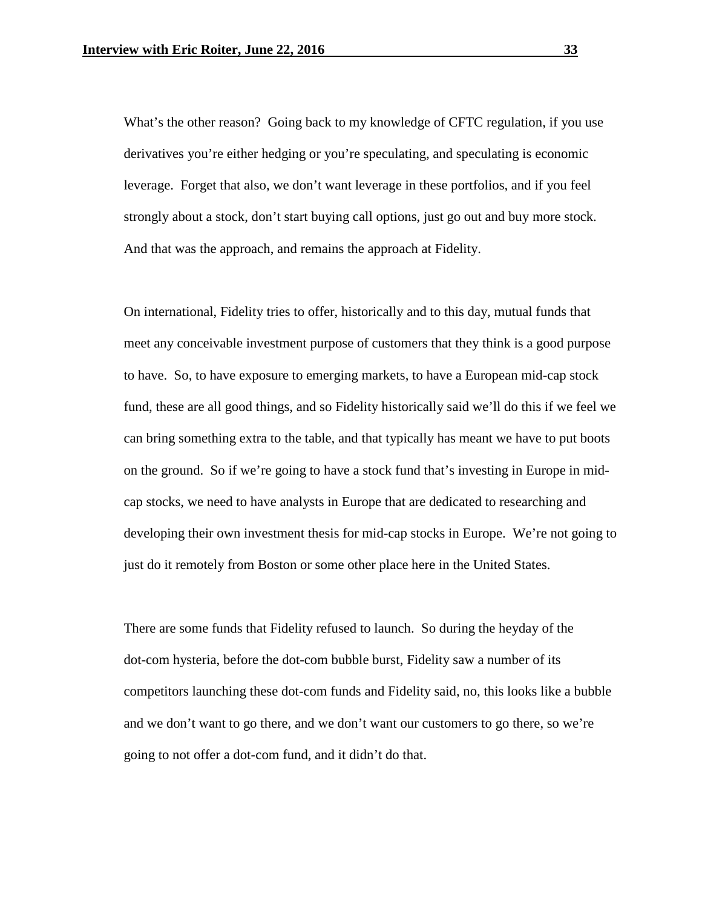What's the other reason? Going back to my knowledge of CFTC regulation, if you use derivatives you're either hedging or you're speculating, and speculating is economic leverage. Forget that also, we don't want leverage in these portfolios, and if you feel strongly about a stock, don't start buying call options, just go out and buy more stock. And that was the approach, and remains the approach at Fidelity.

On international, Fidelity tries to offer, historically and to this day, mutual funds that meet any conceivable investment purpose of customers that they think is a good purpose to have. So, to have exposure to emerging markets, to have a European mid-cap stock fund, these are all good things, and so Fidelity historically said we'll do this if we feel we can bring something extra to the table, and that typically has meant we have to put boots on the ground. So if we're going to have a stock fund that's investing in Europe in mid-cap stocks, we need to have analysts in Europe that are dedicated to researching and developing their own investment thesis for mid-cap stocks in Europe. We're not going to just do it remotely from Boston or some other place here in the United States.

There are some funds that Fidelity refused to launch. So during the heyday of the dot-com hysteria, before the dot-com bubble burst, Fidelity saw a number of its competitors launching these dot-com funds and Fidelity said, no, this looks like a bubble and we don't want to go there, and we don't want our customers to go there, so we're going to not offer a dot-com fund, and it didn't do that.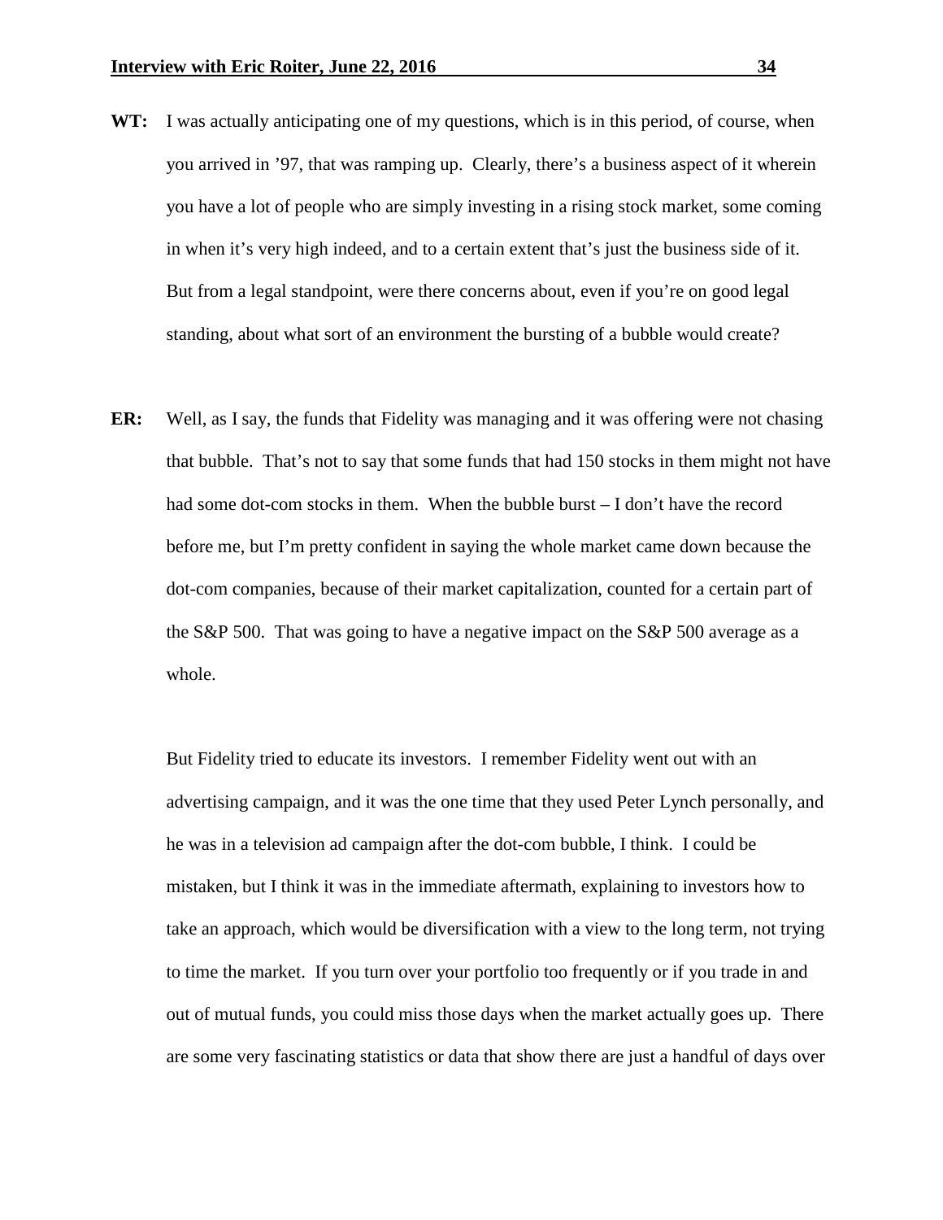**WT:** I was actually anticipating one of my questions, which is in this period, of course, when you arrived in '97, that was ramping up. Clearly, there's a business aspect of it wherein you have a lot of people who are simply investing in a rising stock market, some coming in when it's very high indeed, and to a certain extent that's just the business side of it. But from a legal standpoint, were there concerns about, even if you're on good legal standing, about what sort of an environment the bursting of a bubble would create?

**ER:** Well, as I say, the funds that Fidelity was managing and it was offering were not chasing that bubble. That's not to say that some funds that had 150 stocks in them might not have had some dot-com stocks in them. When the bubble burst – I don't have the record before me, but I'm pretty confident in saying the whole market came down because the dot-com companies, because of their market capitalization, counted for a certain part of the S&P 500. That was going to have a negative impact on the S&P 500 average as a whole.

But Fidelity tried to educate its investors. I remember Fidelity went out with an advertising campaign, and it was the one time that they used Peter Lynch personally, and he was in a television ad campaign after the dot-com bubble, I think. I could be mistaken, but I think it was in the immediate aftermath, explaining to investors how to take an approach, which would be diversification with a view to the long term, not trying to time the market. If you turn over your portfolio too frequently or if you trade in and out of mutual funds, you could miss those days when the market actually goes up. There are some very fascinating statistics or data that show there are just a handful of days over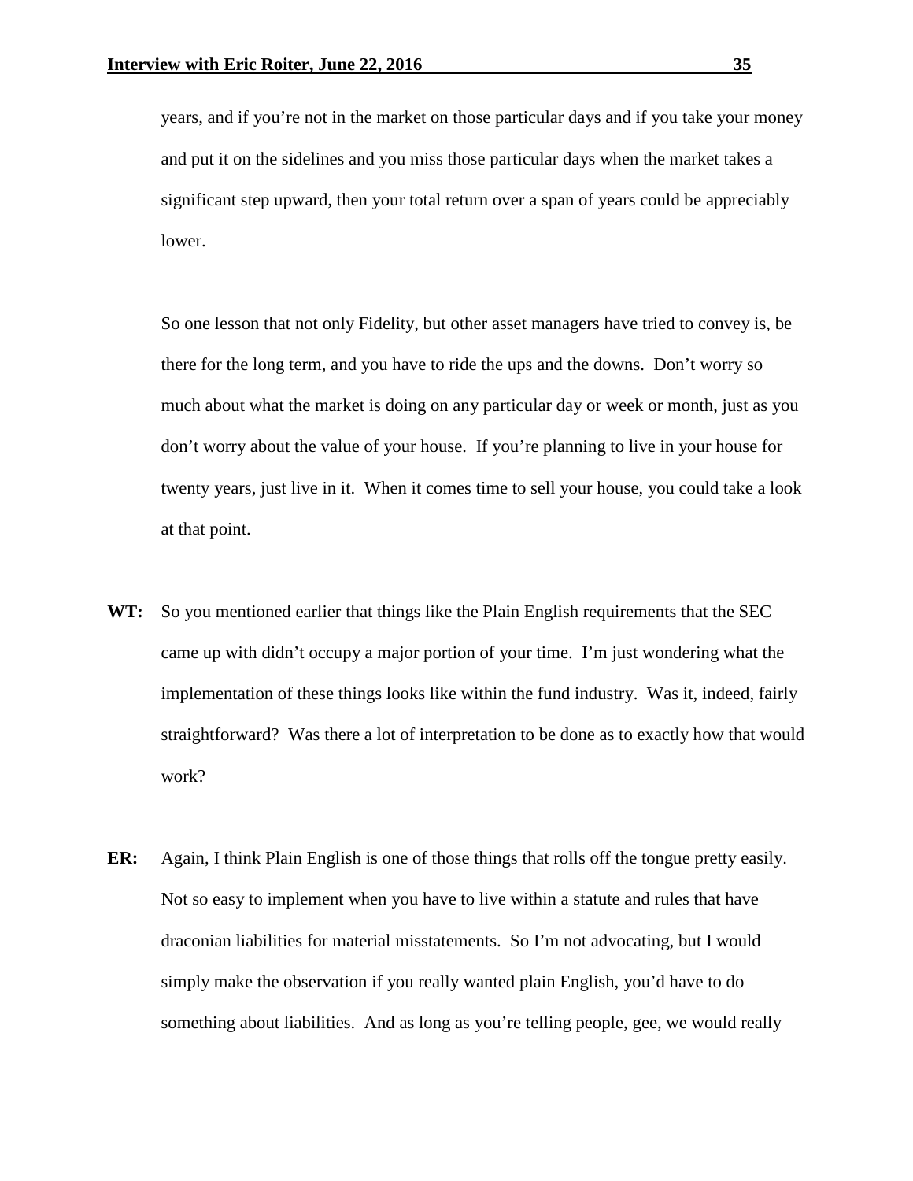years, and if you're not in the market on those particular days and if you take your money and put it on the sidelines and you miss those particular days when the market takes a significant step upward, then your total return over a span of years could be appreciably lower.

So one lesson that not only Fidelity, but other asset managers have tried to convey is, be there for the long term, and you have to ride the ups and the downs. Don't worry so much about what the market is doing on any particular day or week or month, just as you don't worry about the value of your house. If you're planning to live in your house for twenty years, just live in it. When it comes time to sell your house, you could take a look at that point.

**WT:** So you mentioned earlier that things like the Plain English requirements that the SEC came up with didn't occupy a major portion of your time. I'm just wondering what the implementation of these things looks like within the fund industry. Was it, indeed, fairly straightforward? Was there a lot of interpretation to be done as to exactly how that would work?

**ER:** Again, I think Plain English is one of those things that rolls off the tongue pretty easily. Not so easy to implement when you have to live within a statute and rules that have draconian liabilities for material misstatements. So I'm not advocating, but I would simply make the observation if you really wanted plain English, you'd have to do something about liabilities. And as long as you're telling people, gee, we would really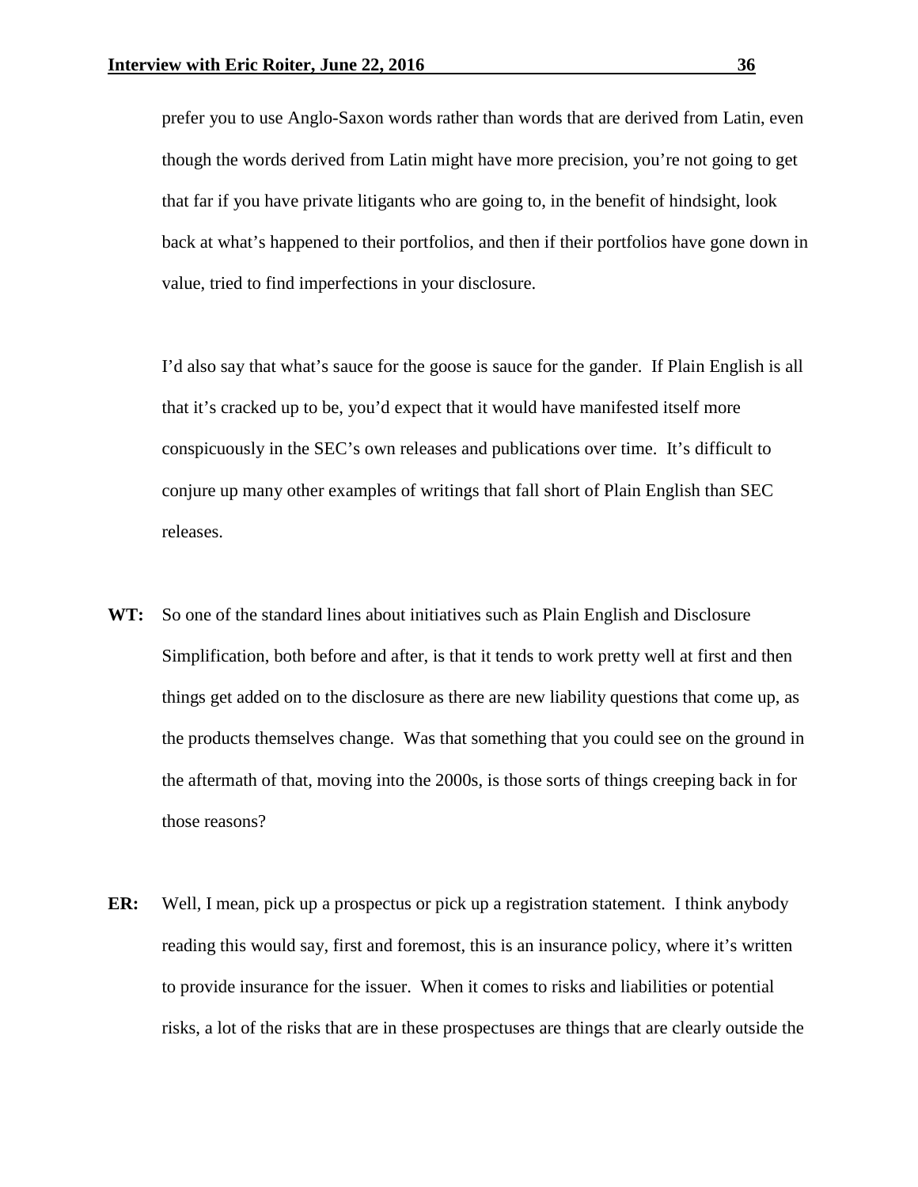prefer you to use Anglo-Saxon words rather than words that are derived from Latin, even though the words derived from Latin might have more precision, you're not going to get that far if you have private litigants who are going to, in the benefit of hindsight, look back at what's happened to their portfolios, and then if their portfolios have gone down in value, tried to find imperfections in your disclosure.

I'd also say that what's sauce for the goose is sauce for the gander. If Plain English is all that it's cracked up to be, you'd expect that it would have manifested itself more conspicuously in the SEC's own releases and publications over time. It's difficult to conjure up many other examples of writings that fall short of Plain English than SEC releases.

**WT:** So one of the standard lines about initiatives such as Plain English and Disclosure Simplification, both before and after, is that it tends to work pretty well at first and then things get added on to the disclosure as there are new liability questions that come up, as the products themselves change. Was that something that you could see on the ground in the aftermath of that, moving into the 2000s, is those sorts of things creeping back in for those reasons?

**ER:** Well, I mean, pick up a prospectus or pick up a registration statement. I think anybody reading this would say, first and foremost, this is an insurance policy, where it's written to provide insurance for the issuer. When it comes to risks and liabilities or potential risks, a lot of the risks that are in these prospectuses are things that are clearly outside the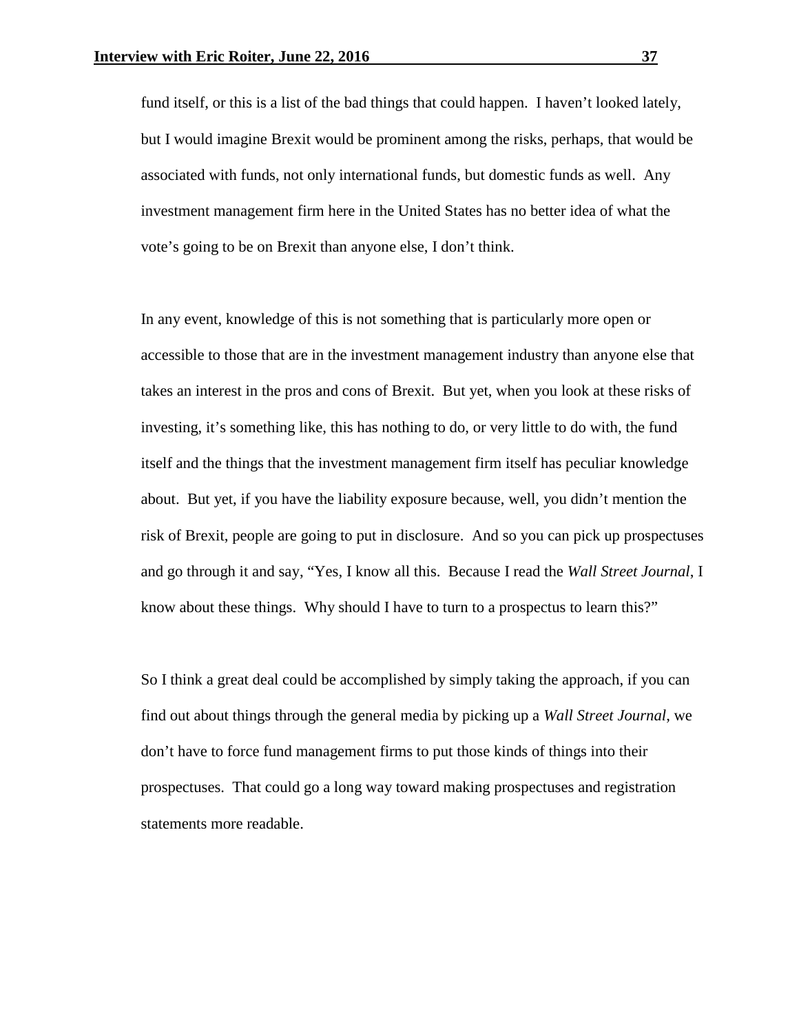fund itself, or this is a list of the bad things that could happen. I haven't looked lately, but I would imagine Brexit would be prominent among the risks, perhaps, that would be associated with funds, not only international funds, but domestic funds as well. Any investment management firm here in the United States has no better idea of what the vote's going to be on Brexit than anyone else, I don't think.

In any event, knowledge of this is not something that is particularly more open or accessible to those that are in the investment management industry than anyone else that takes an interest in the pros and cons of Brexit. But yet, when you look at these risks of investing, it's something like, this has nothing to do, or very little to do with, the fund itself and the things that the investment management firm itself has peculiar knowledge about. But yet, if you have the liability exposure because, well, you didn't mention the risk of Brexit, people are going to put in disclosure. And so you can pick up prospectuses and go through it and say, "Yes, I know all this. Because I read the *Wall Street Journal*, I know about these things. Why should I have to turn to a prospectus to learn this?"

So I think a great deal could be accomplished by simply taking the approach, if you can find out about things through the general media by picking up a *Wall Street Journal*, we don't have to force fund management firms to put those kinds of things into their prospectuses. That could go a long way toward making prospectuses and registration statements more readable.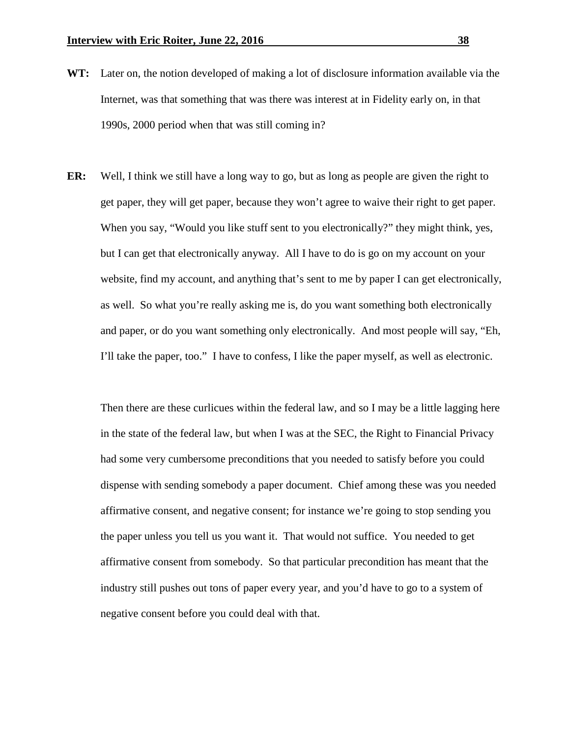**WT:** Later on, the notion developed of making a lot of disclosure information available via the Internet, was that something that was there was interest at in Fidelity early on, in that 1990s, 2000 period when that was still coming in?

**ER:** Well, I think we still have a long way to go, but as long as people are given the right to get paper, they will get paper, because they won't agree to waive their right to get paper. When you say, "Would you like stuff sent to you electronically?" they might think, yes, but I can get that electronically anyway. All I have to do is go on my account on your website, find my account, and anything that's sent to me by paper I can get electronically, as well. So what you're really asking me is, do you want something both electronically and paper, or do you want something only electronically. And most people will say, "Eh, I'll take the paper, too." I have to confess, I like the paper myself, as well as electronic.

Then there are these curlicues within the federal law, and so I may be a little lagging here in the state of the federal law, but when I was at the SEC, the Right to Financial Privacy had some very cumbersome preconditions that you needed to satisfy before you could dispense with sending somebody a paper document. Chief among these was you needed affirmative consent, and negative consent; for instance we're going to stop sending you the paper unless you tell us you want it. That would not suffice. You needed to get affirmative consent from somebody. So that particular precondition has meant that the industry still pushes out tons of paper every year, and you'd have to go to a system of negative consent before you could deal with that.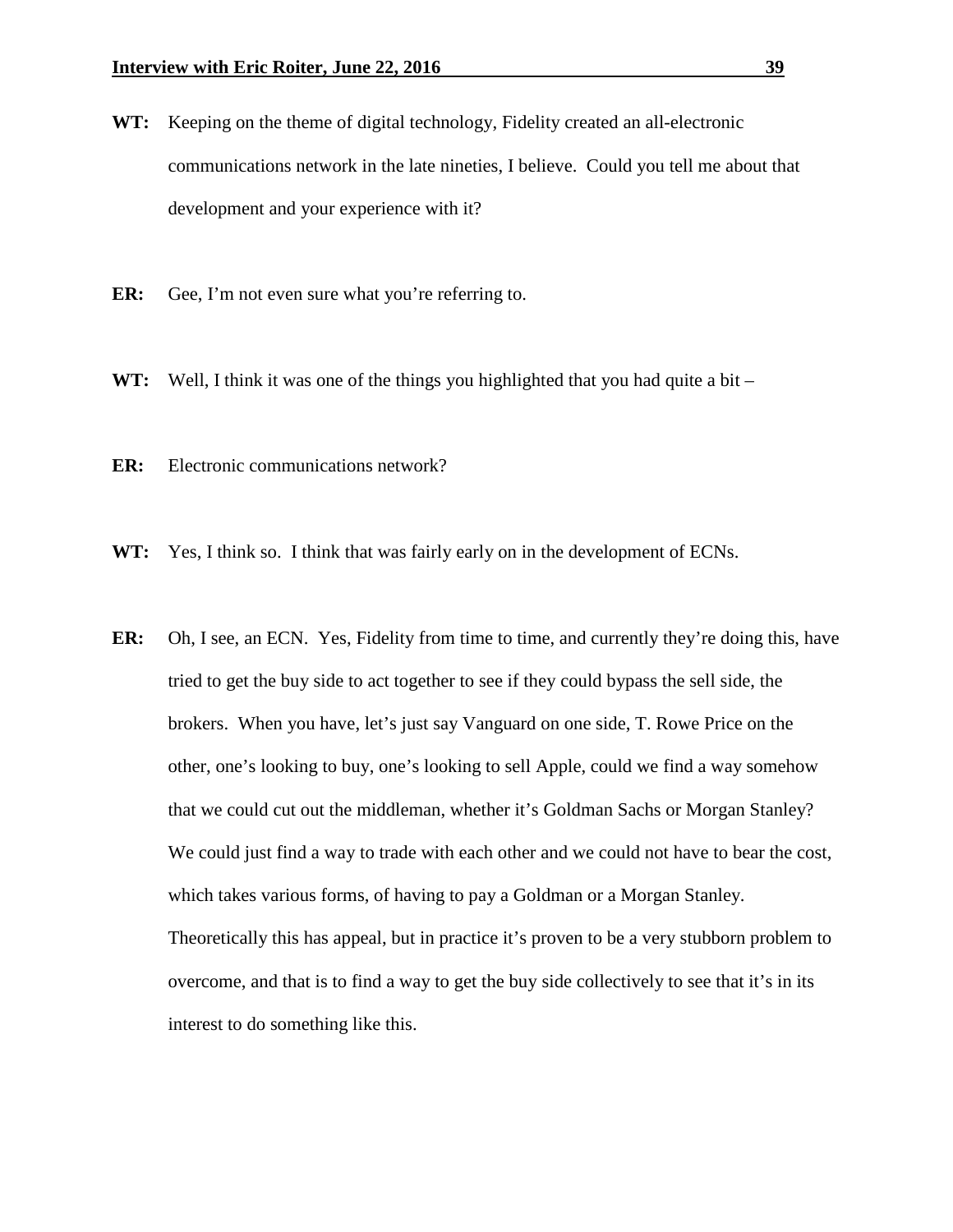**WT:** Keeping on the theme of digital technology, Fidelity created an all-electronic communications network in the late nineties, I believe. Could you tell me about that development and your experience with it?

**ER:** Gee, I'm not even sure what you're referring to.

**WT:** Well, I think it was one of the things you highlighted that you had quite a bit –

**ER:** Electronic communications network?

**WT:** Yes, I think so. I think that was fairly early on in the development of ECNs.

**ER:** Oh, I see, an ECN. Yes, Fidelity from time to time, and currently they're doing this, have tried to get the buy side to act together to see if they could bypass the sell side, the brokers. When you have, let's just say Vanguard on one side, T. Rowe Price on the other, one's looking to buy, one's looking to sell Apple, could we find a way somehow that we could cut out the middleman, whether it's Goldman Sachs or Morgan Stanley? We could just find a way to trade with each other and we could not have to bear the cost, which takes various forms, of having to pay a Goldman or a Morgan Stanley. Theoretically this has appeal, but in practice it's proven to be a very stubborn problem to overcome, and that is to find a way to get the buy side collectively to see that it's in its interest to do something like this.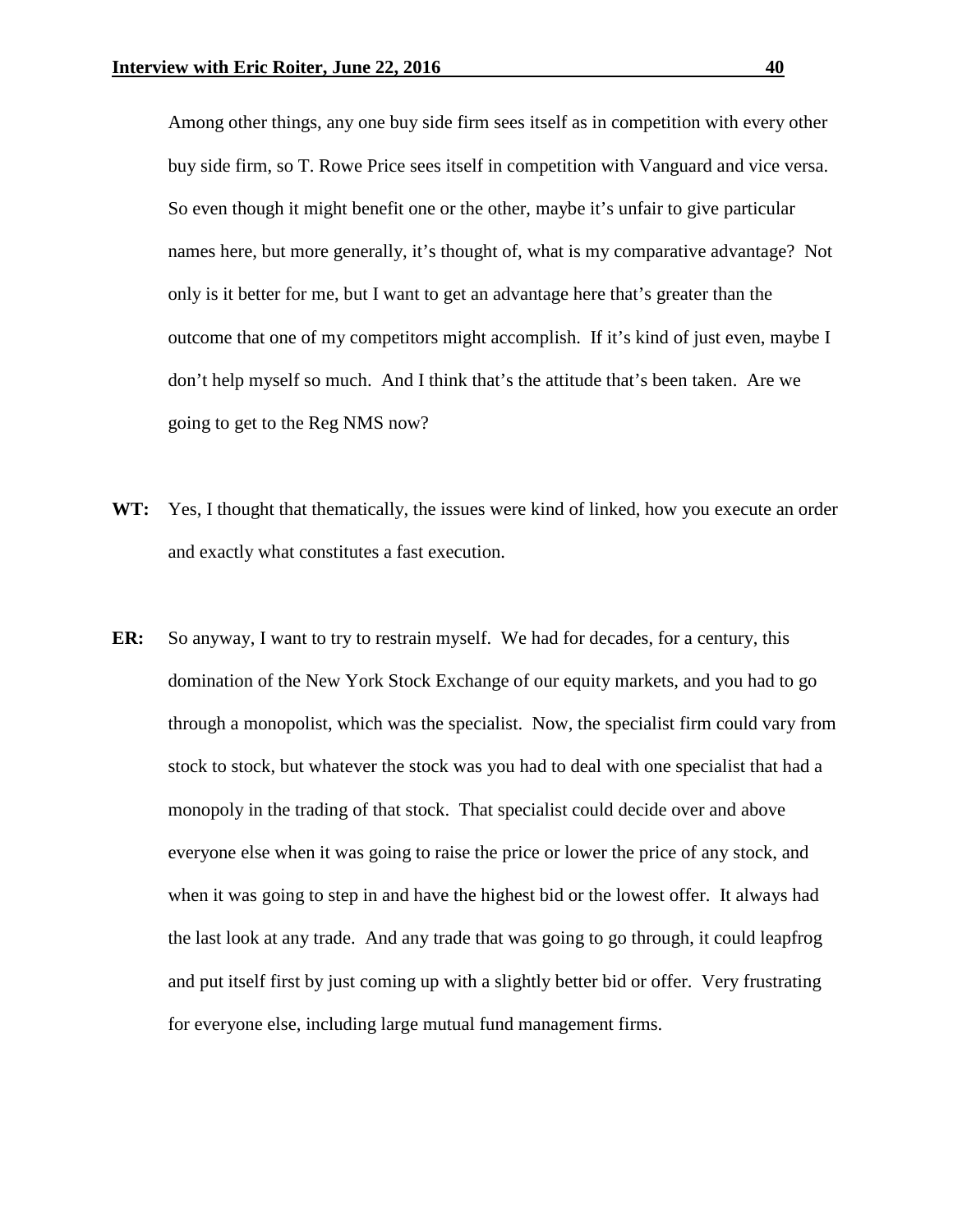Among other things, any one buy side firm sees itself as in competition with every other buy side firm, so T. Rowe Price sees itself in competition with Vanguard and vice versa. So even though it might benefit one or the other, maybe it's unfair to give particular names here, but more generally, it's thought of, what is my comparative advantage? Not only is it better for me, but I want to get an advantage here that's greater than the outcome that one of my competitors might accomplish. If it's kind of just even, maybe I don't help myself so much. And I think that's the attitude that's been taken. Are we going to get to the Reg NMS now?

**WT:** Yes, I thought that thematically, the issues were kind of linked, how you execute an order and exactly what constitutes a fast execution.

**ER:** So anyway, I want to try to restrain myself. We had for decades, for a century, this domination of the New York Stock Exchange of our equity markets, and you had to go through a monopolist, which was the specialist. Now, the specialist firm could vary from stock to stock, but whatever the stock was you had to deal with one specialist that had a monopoly in the trading of that stock. That specialist could decide over and above everyone else when it was going to raise the price or lower the price of any stock, and when it was going to step in and have the highest bid or the lowest offer. It always had the last look at any trade. And any trade that was going to go through, it could leapfrog and put itself first by just coming up with a slightly better bid or offer. Very frustrating for everyone else, including large mutual fund management firms.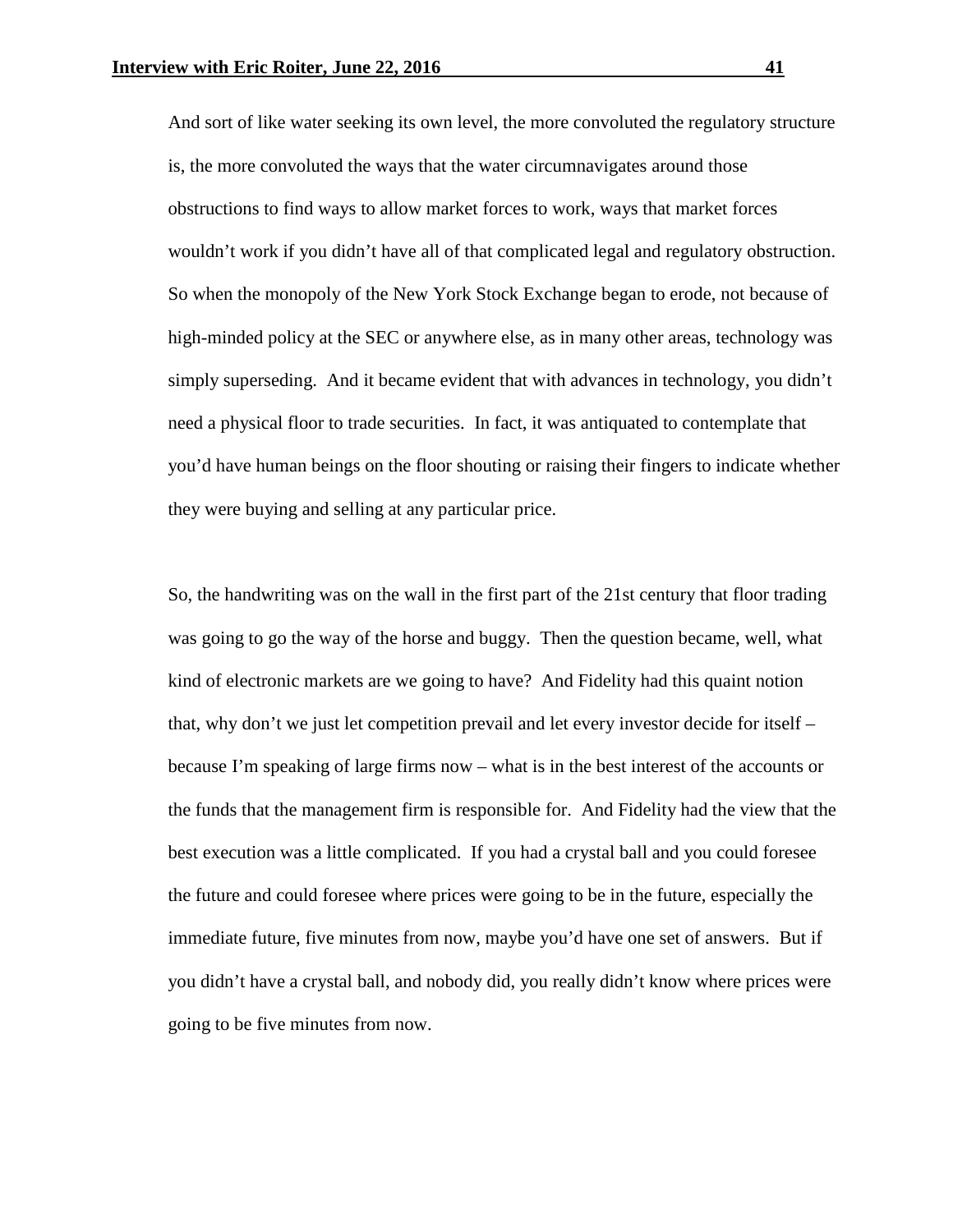And sort of like water seeking its own level, the more convoluted the regulatory structure is, the more convoluted the ways that the water circumnavigates around those obstructions to find ways to allow market forces to work, ways that market forces wouldn't work if you didn't have all of that complicated legal and regulatory obstruction. So when the monopoly of the New York Stock Exchange began to erode, not because of high-minded policy at the SEC or anywhere else, as in many other areas, technology was simply superseding. And it became evident that with advances in technology, you didn't need a physical floor to trade securities. In fact, it was antiquated to contemplate that you'd have human beings on the floor shouting or raising their fingers to indicate whether they were buying and selling at any particular price.

So, the handwriting was on the wall in the first part of the 21st century that floor trading was going to go the way of the horse and buggy. Then the question became, well, what kind of electronic markets are we going to have? And Fidelity had this quaint notion that, why don't we just let competition prevail and let every investor decide for itself – because I'm speaking of large firms now – what is in the best interest of the accounts or the funds that the management firm is responsible for. And Fidelity had the view that the best execution was a little complicated. If you had a crystal ball and you could foresee the future and could foresee where prices were going to be in the future, especially the immediate future, five minutes from now, maybe you'd have one set of answers. But if you didn't have a crystal ball, and nobody did, you really didn't know where prices were going to be five minutes from now.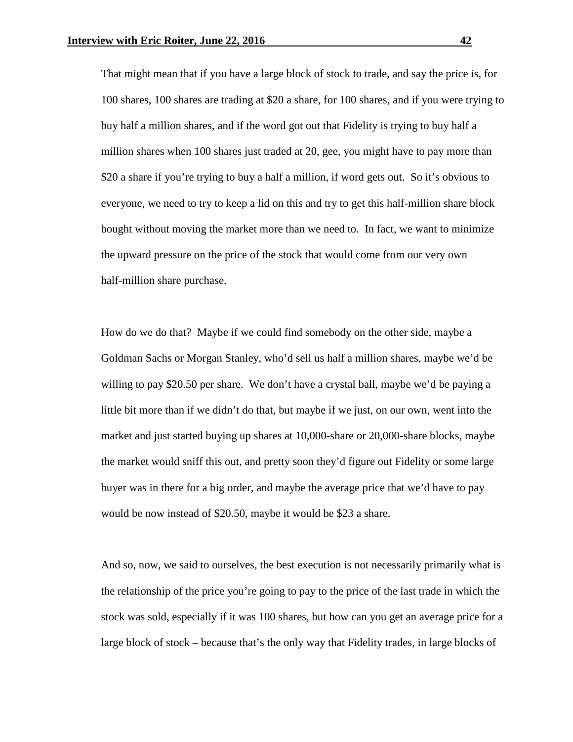That might mean that if you have a large block of stock to trade, and say the price is, for 100 shares, 100 shares are trading at $20 a share, for 100 shares, and if you were trying to buy half a million shares, and if the word got out that Fidelity is trying to buy half a million shares when 100 shares just traded at 20, gee, you might have to pay more than $20 a share if you're trying to buy a half a million, if word gets out. So it's obvious to everyone, we need to try to keep a lid on this and try to get this half-million share block bought without moving the market more than we need to. In fact, we want to minimize the upward pressure on the price of the stock that would come from our very own half-million share purchase.

How do we do that? Maybe if we could find somebody on the other side, maybe a Goldman Sachs or Morgan Stanley, who'd sell us half a million shares, maybe we'd be willing to pay $20.50 per share. We don't have a crystal ball, maybe we'd be paying a little bit more than if we didn't do that, but maybe if we just, on our own, went into the market and just started buying up shares at 10,000-share or 20,000-share blocks, maybe the market would sniff this out, and pretty soon they'd figure out Fidelity or some large buyer was in there for a big order, and maybe the average price that we'd have to pay would be now instead of $20.50, maybe it would be $23 a share.

And so, now, we said to ourselves, the best execution is not necessarily primarily what is the relationship of the price you're going to pay to the price of the last trade in which the stock was sold, especially if it was 100 shares, but how can you get an average price for a large block of stock – because that's the only way that Fidelity trades, in large blocks of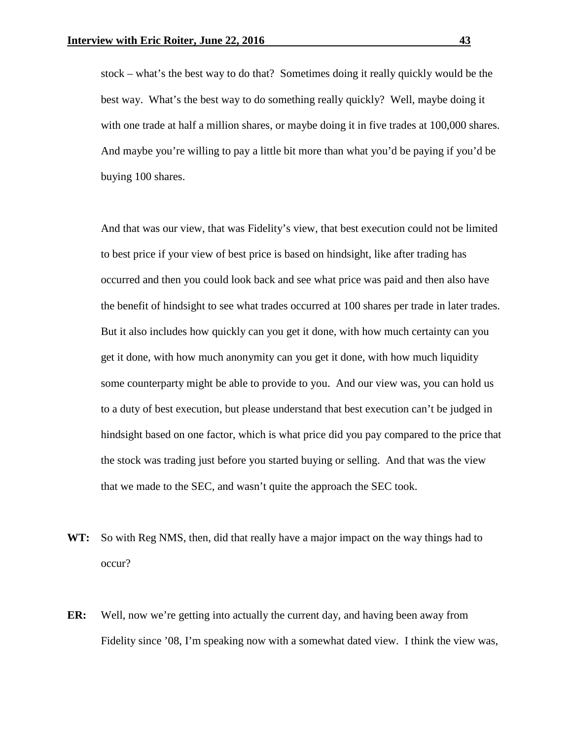stock – what's the best way to do that? Sometimes doing it really quickly would be the best way. What's the best way to do something really quickly? Well, maybe doing it with one trade at half a million shares, or maybe doing it in five trades at 100,000 shares. And maybe you're willing to pay a little bit more than what you'd be paying if you'd be buying 100 shares.

And that was our view, that was Fidelity's view, that best execution could not be limited to best price if your view of best price is based on hindsight, like after trading has occurred and then you could look back and see what price was paid and then also have the benefit of hindsight to see what trades occurred at 100 shares per trade in later trades. But it also includes how quickly can you get it done, with how much certainty can you get it done, with how much anonymity can you get it done, with how much liquidity some counterparty might be able to provide to you. And our view was, you can hold us to a duty of best execution, but please understand that best execution can't be judged in hindsight based on one factor, which is what price did you pay compared to the price that the stock was trading just before you started buying or selling. And that was the view that we made to the SEC, and wasn't quite the approach the SEC took.

**WT:** So with Reg NMS, then, did that really have a major impact on the way things had to occur?

**ER:** Well, now we're getting into actually the current day, and having been away from Fidelity since '08, I'm speaking now with a somewhat dated view. I think the view was,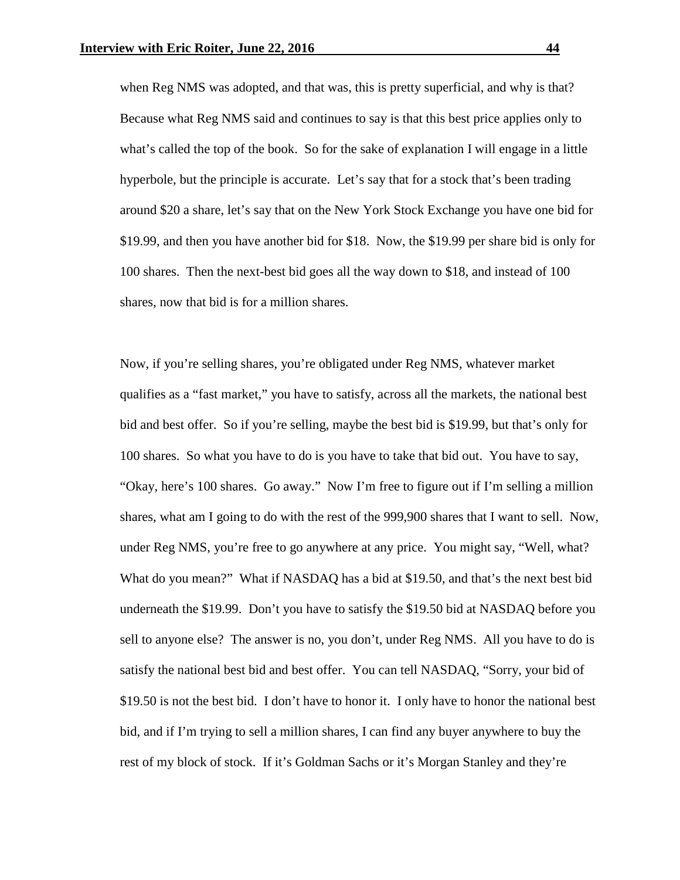when Reg NMS was adopted, and that was, this is pretty superficial, and why is that? Because what Reg NMS said and continues to say is that this best price applies only to what's called the top of the book. So for the sake of explanation I will engage in a little hyperbole, but the principle is accurate. Let's say that for a stock that's been trading around $20 a share, let's say that on the New York Stock Exchange you have one bid for $19.99, and then you have another bid for $18. Now, the $19.99 per share bid is only for 100 shares. Then the next-best bid goes all the way down to $18, and instead of 100 shares, now that bid is for a million shares.

Now, if you're selling shares, you're obligated under Reg NMS, whatever market qualifies as a "fast market," you have to satisfy, across all the markets, the national best bid and best offer. So if you're selling, maybe the best bid is $19.99, but that's only for 100 shares. So what you have to do is you have to take that bid out. You have to say, "Okay, here's 100 shares. Go away." Now I'm free to figure out if I'm selling a million shares, what am I going to do with the rest of the 999,900 shares that I want to sell. Now, under Reg NMS, you're free to go anywhere at any price. You might say, "Well, what? What do you mean?" What if NASDAQ has a bid at $19.50, and that's the next best bid underneath the $19.99. Don't you have to satisfy the $19.50 bid at NASDAQ before you sell to anyone else? The answer is no, you don't, under Reg NMS. All you have to do is satisfy the national best bid and best offer. You can tell NASDAQ, "Sorry, your bid of $19.50 is not the best bid. I don't have to honor it. I only have to honor the national best bid, and if I'm trying to sell a million shares, I can find any buyer anywhere to buy the rest of my block of stock. If it's Goldman Sachs or it's Morgan Stanley and they're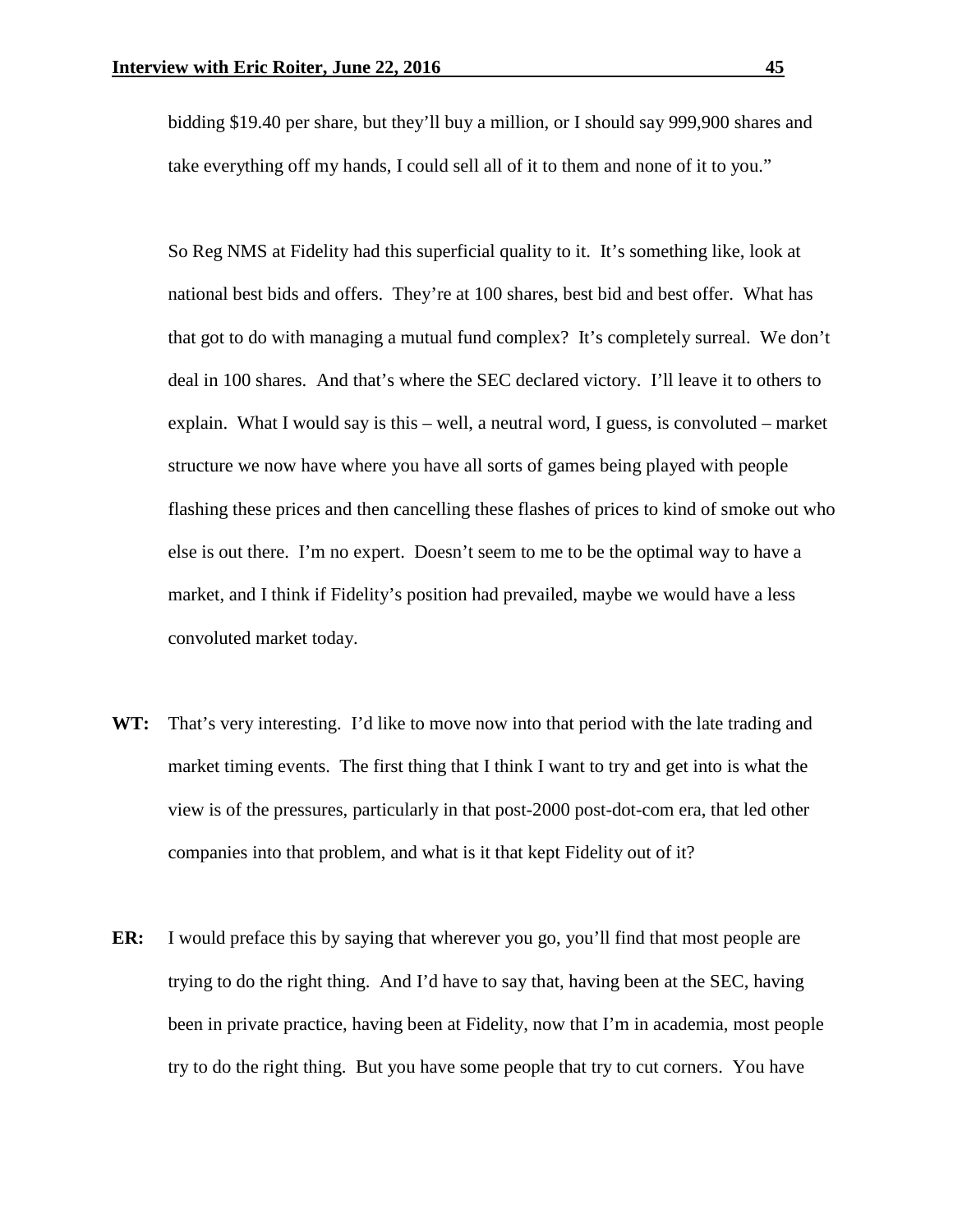bidding $19.40 per share, but they'll buy a million, or I should say 999,900 shares and take everything off my hands, I could sell all of it to them and none of it to you."

So Reg NMS at Fidelity had this superficial quality to it. It's something like, look at national best bids and offers. They're at 100 shares, best bid and best offer. What has that got to do with managing a mutual fund complex? It's completely surreal. We don't deal in 100 shares. And that's where the SEC declared victory. I'll leave it to others to explain. What I would say is this – well, a neutral word, I guess, is convoluted – market structure we now have where you have all sorts of games being played with people flashing these prices and then cancelling these flashes of prices to kind of smoke out who else is out there. I'm no expert. Doesn't seem to me to be the optimal way to have a market, and I think if Fidelity's position had prevailed, maybe we would have a less convoluted market today.

**WT:** That's very interesting. I'd like to move now into that period with the late trading and market timing events. The first thing that I think I want to try and get into is what the view is of the pressures, particularly in that post-2000 post-dot-com era, that led other companies into that problem, and what is it that kept Fidelity out of it?

**ER:** I would preface this by saying that wherever you go, you'll find that most people are trying to do the right thing. And I'd have to say that, having been at the SEC, having been in private practice, having been at Fidelity, now that I'm in academia, most people try to do the right thing. But you have some people that try to cut corners. You have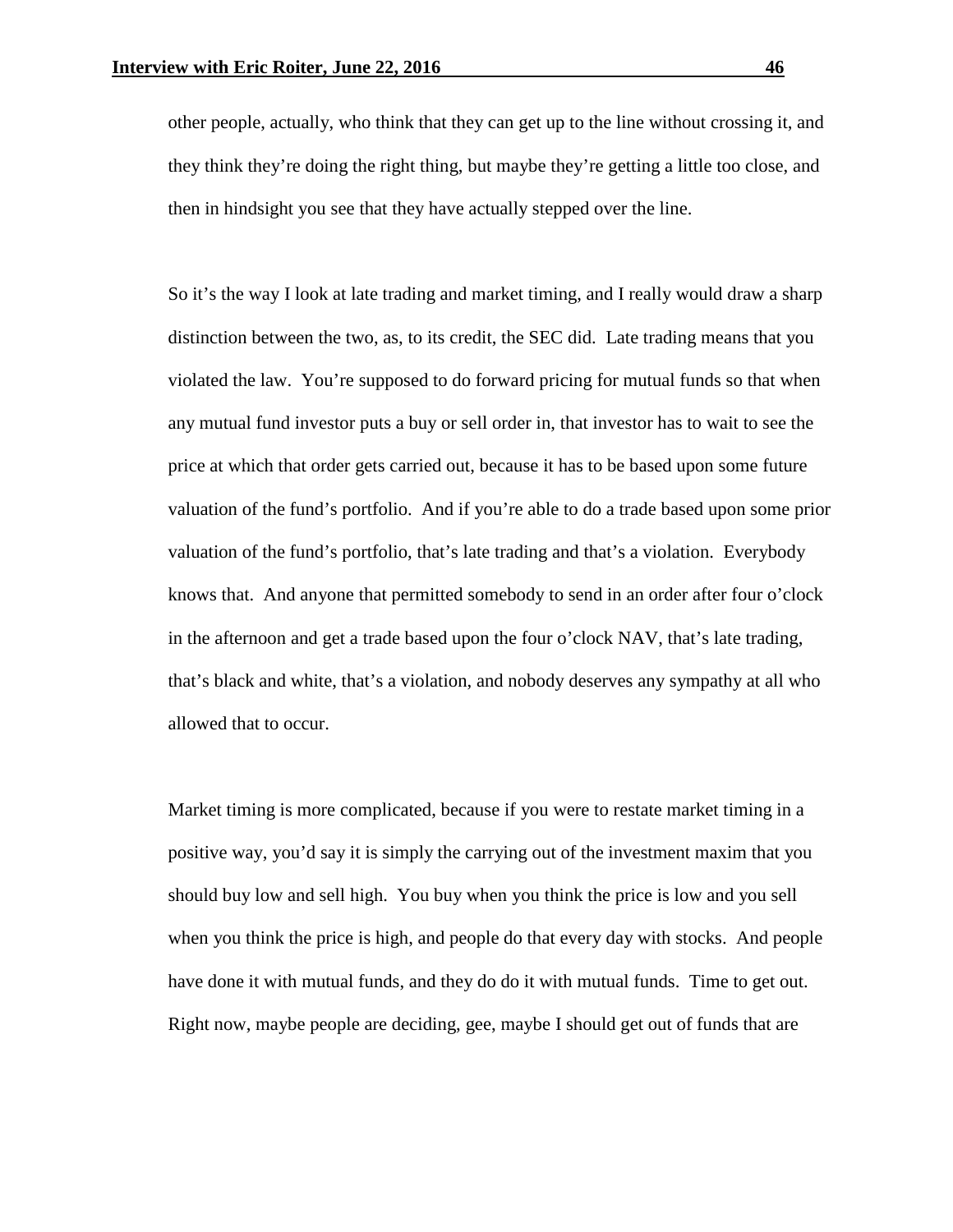other people, actually, who think that they can get up to the line without crossing it, and they think they're doing the right thing, but maybe they're getting a little too close, and then in hindsight you see that they have actually stepped over the line.

So it's the way I look at late trading and market timing, and I really would draw a sharp distinction between the two, as, to its credit, the SEC did. Late trading means that you violated the law. You're supposed to do forward pricing for mutual funds so that when any mutual fund investor puts a buy or sell order in, that investor has to wait to see the price at which that order gets carried out, because it has to be based upon some future valuation of the fund's portfolio. And if you're able to do a trade based upon some prior valuation of the fund's portfolio, that's late trading and that's a violation. Everybody knows that. And anyone that permitted somebody to send in an order after four o'clock in the afternoon and get a trade based upon the four o'clock NAV, that's late trading, that's black and white, that's a violation, and nobody deserves any sympathy at all who allowed that to occur.

Market timing is more complicated, because if you were to restate market timing in a positive way, you'd say it is simply the carrying out of the investment maxim that you should buy low and sell high. You buy when you think the price is low and you sell when you think the price is high, and people do that every day with stocks. And people have done it with mutual funds, and they do do it with mutual funds. Time to get out. Right now, maybe people are deciding, gee, maybe I should get out of funds that are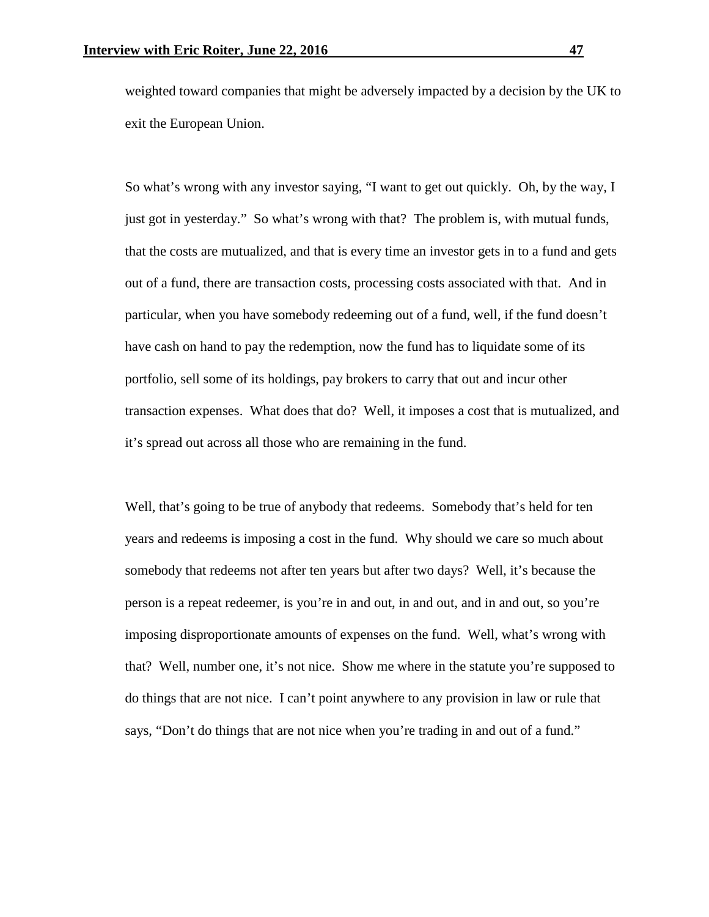weighted toward companies that might be adversely impacted by a decision by the UK to exit the European Union.

So what's wrong with any investor saying, "I want to get out quickly. Oh, by the way, I just got in yesterday." So what's wrong with that? The problem is, with mutual funds, that the costs are mutualized, and that is every time an investor gets in to a fund and gets out of a fund, there are transaction costs, processing costs associated with that. And in particular, when you have somebody redeeming out of a fund, well, if the fund doesn't have cash on hand to pay the redemption, now the fund has to liquidate some of its portfolio, sell some of its holdings, pay brokers to carry that out and incur other transaction expenses. What does that do? Well, it imposes a cost that is mutualized, and it's spread out across all those who are remaining in the fund.

Well, that's going to be true of anybody that redeems. Somebody that's held for ten years and redeems is imposing a cost in the fund. Why should we care so much about somebody that redeems not after ten years but after two days? Well, it's because the person is a repeat redeemer, is you're in and out, in and out, and in and out, so you're imposing disproportionate amounts of expenses on the fund. Well, what's wrong with that? Well, number one, it's not nice. Show me where in the statute you're supposed to do things that are not nice. I can't point anywhere to any provision in law or rule that says, "Don't do things that are not nice when you're trading in and out of a fund."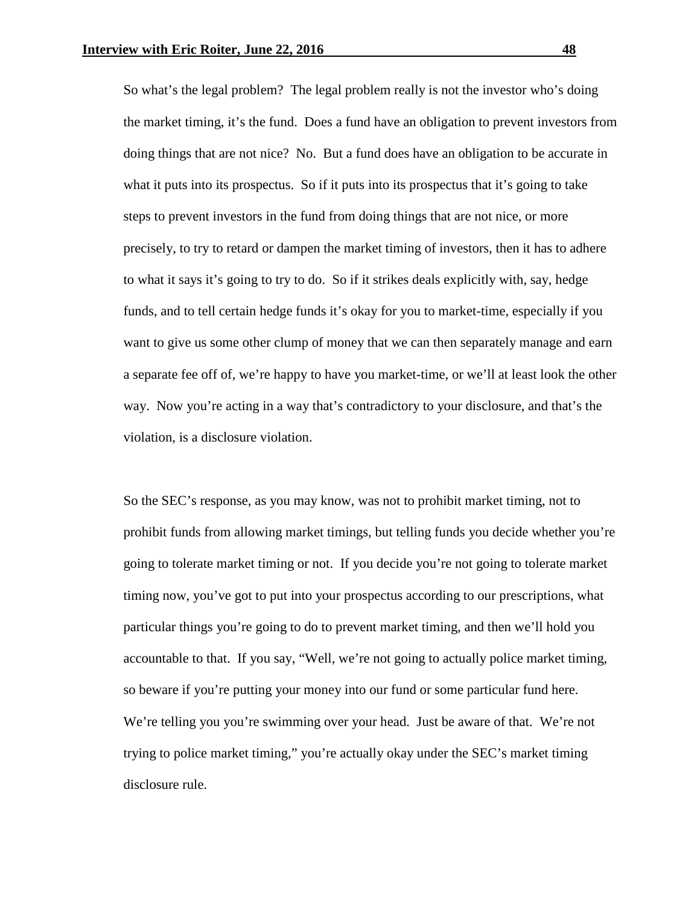So what's the legal problem? The legal problem really is not the investor who's doing the market timing, it's the fund. Does a fund have an obligation to prevent investors from doing things that are not nice? No. But a fund does have an obligation to be accurate in what it puts into its prospectus. So if it puts into its prospectus that it's going to take steps to prevent investors in the fund from doing things that are not nice, or more precisely, to try to retard or dampen the market timing of investors, then it has to adhere to what it says it's going to try to do. So if it strikes deals explicitly with, say, hedge funds, and to tell certain hedge funds it's okay for you to market-time, especially if you want to give us some other clump of money that we can then separately manage and earn a separate fee off of, we're happy to have you market-time, or we'll at least look the other way. Now you're acting in a way that's contradictory to your disclosure, and that's the violation, is a disclosure violation.

So the SEC's response, as you may know, was not to prohibit market timing, not to prohibit funds from allowing market timings, but telling funds you decide whether you're going to tolerate market timing or not. If you decide you're not going to tolerate market timing now, you've got to put into your prospectus according to our prescriptions, what particular things you're going to do to prevent market timing, and then we'll hold you accountable to that. If you say, "Well, we're not going to actually police market timing, so beware if you're putting your money into our fund or some particular fund here. We're telling you you're swimming over your head. Just be aware of that. We're not trying to police market timing," you're actually okay under the SEC's market timing disclosure rule.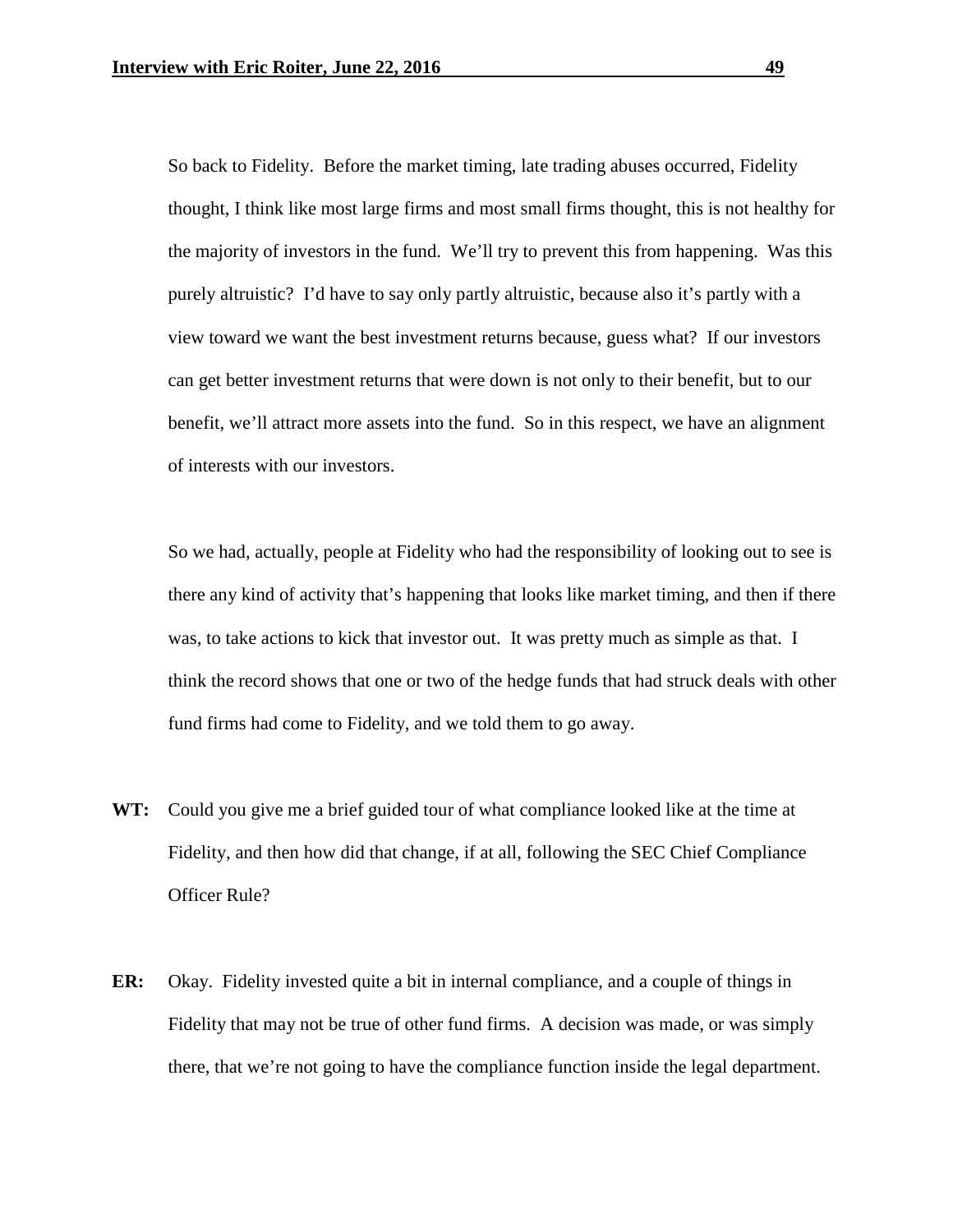So back to Fidelity. Before the market timing, late trading abuses occurred, Fidelity thought, I think like most large firms and most small firms thought, this is not healthy for the majority of investors in the fund. We'll try to prevent this from happening. Was this purely altruistic? I'd have to say only partly altruistic, because also it's partly with a view toward we want the best investment returns because, guess what? If our investors can get better investment returns that were down is not only to their benefit, but to our benefit, we'll attract more assets into the fund. So in this respect, we have an alignment of interests with our investors.

So we had, actually, people at Fidelity who had the responsibility of looking out to see is there any kind of activity that's happening that looks like market timing, and then if there was, to take actions to kick that investor out. It was pretty much as simple as that. I think the record shows that one or two of the hedge funds that had struck deals with other fund firms had come to Fidelity, and we told them to go away.

**WT:** Could you give me a brief guided tour of what compliance looked like at the time at Fidelity, and then how did that change, if at all, following the SEC Chief Compliance Officer Rule?

**ER:** Okay. Fidelity invested quite a bit in internal compliance, and a couple of things in Fidelity that may not be true of other fund firms. A decision was made, or was simply there, that we're not going to have the compliance function inside the legal department.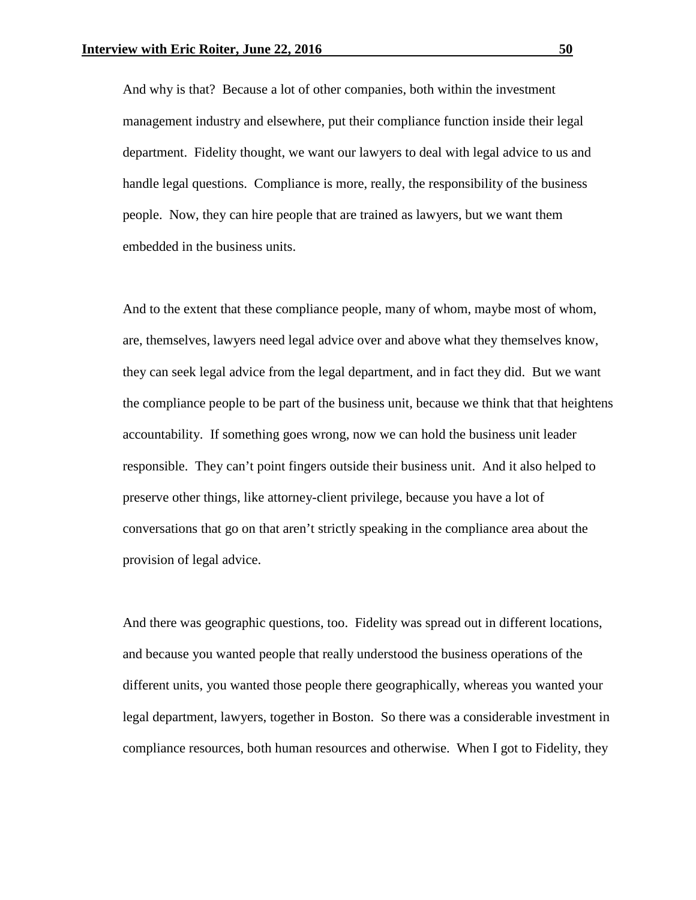And why is that? Because a lot of other companies, both within the investment management industry and elsewhere, put their compliance function inside their legal department. Fidelity thought, we want our lawyers to deal with legal advice to us and handle legal questions. Compliance is more, really, the responsibility of the business people. Now, they can hire people that are trained as lawyers, but we want them embedded in the business units.

And to the extent that these compliance people, many of whom, maybe most of whom, are, themselves, lawyers need legal advice over and above what they themselves know, they can seek legal advice from the legal department, and in fact they did. But we want the compliance people to be part of the business unit, because we think that that heightens accountability. If something goes wrong, now we can hold the business unit leader responsible. They can't point fingers outside their business unit. And it also helped to preserve other things, like attorney-client privilege, because you have a lot of conversations that go on that aren't strictly speaking in the compliance area about the provision of legal advice.

And there was geographic questions, too. Fidelity was spread out in different locations, and because you wanted people that really understood the business operations of the different units, you wanted those people there geographically, whereas you wanted your legal department, lawyers, together in Boston. So there was a considerable investment in compliance resources, both human resources and otherwise. When I got to Fidelity, they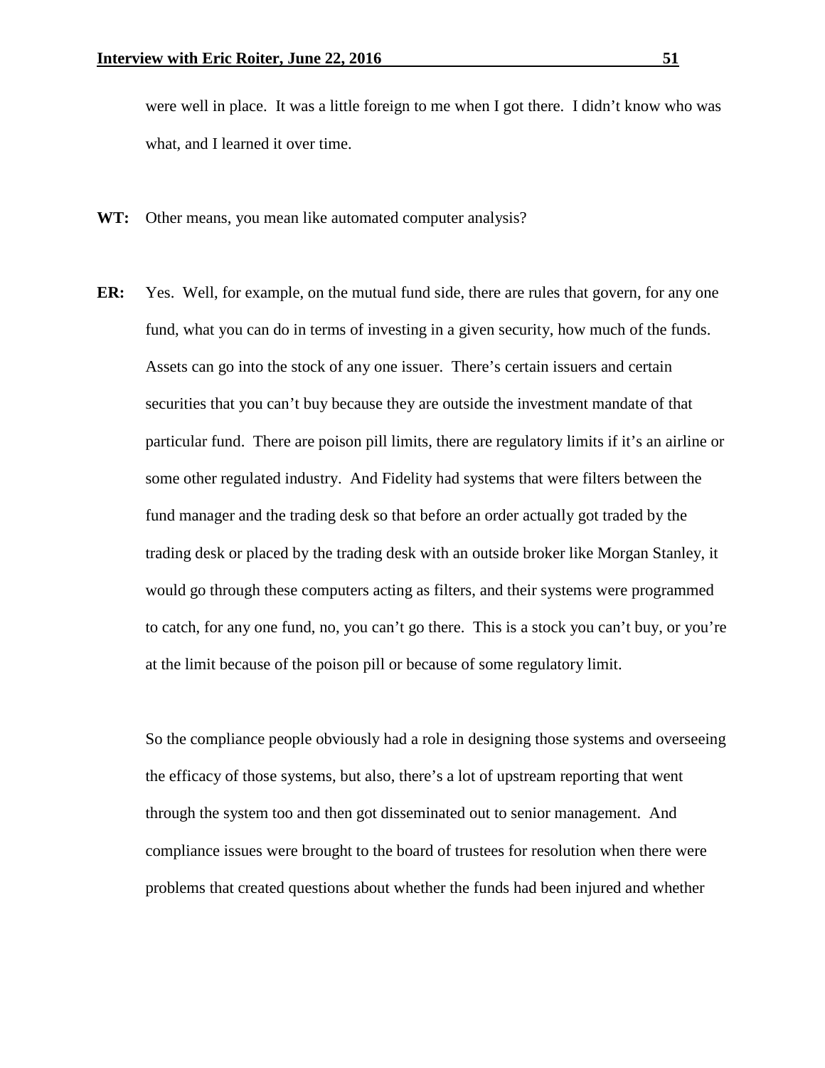were well in place. It was a little foreign to me when I got there. I didn't know who was what, and I learned it over time.

**WT:** Other means, you mean like automated computer analysis?

**ER:** Yes. Well, for example, on the mutual fund side, there are rules that govern, for any one fund, what you can do in terms of investing in a given security, how much of the funds. Assets can go into the stock of any one issuer. There's certain issuers and certain securities that you can't buy because they are outside the investment mandate of that particular fund. There are poison pill limits, there are regulatory limits if it's an airline or some other regulated industry. And Fidelity had systems that were filters between the fund manager and the trading desk so that before an order actually got traded by the trading desk or placed by the trading desk with an outside broker like Morgan Stanley, it would go through these computers acting as filters, and their systems were programmed to catch, for any one fund, no, you can't go there. This is a stock you can't buy, or you're at the limit because of the poison pill or because of some regulatory limit.

So the compliance people obviously had a role in designing those systems and overseeing the efficacy of those systems, but also, there's a lot of upstream reporting that went through the system too and then got disseminated out to senior management. And compliance issues were brought to the board of trustees for resolution when there were problems that created questions about whether the funds had been injured and whether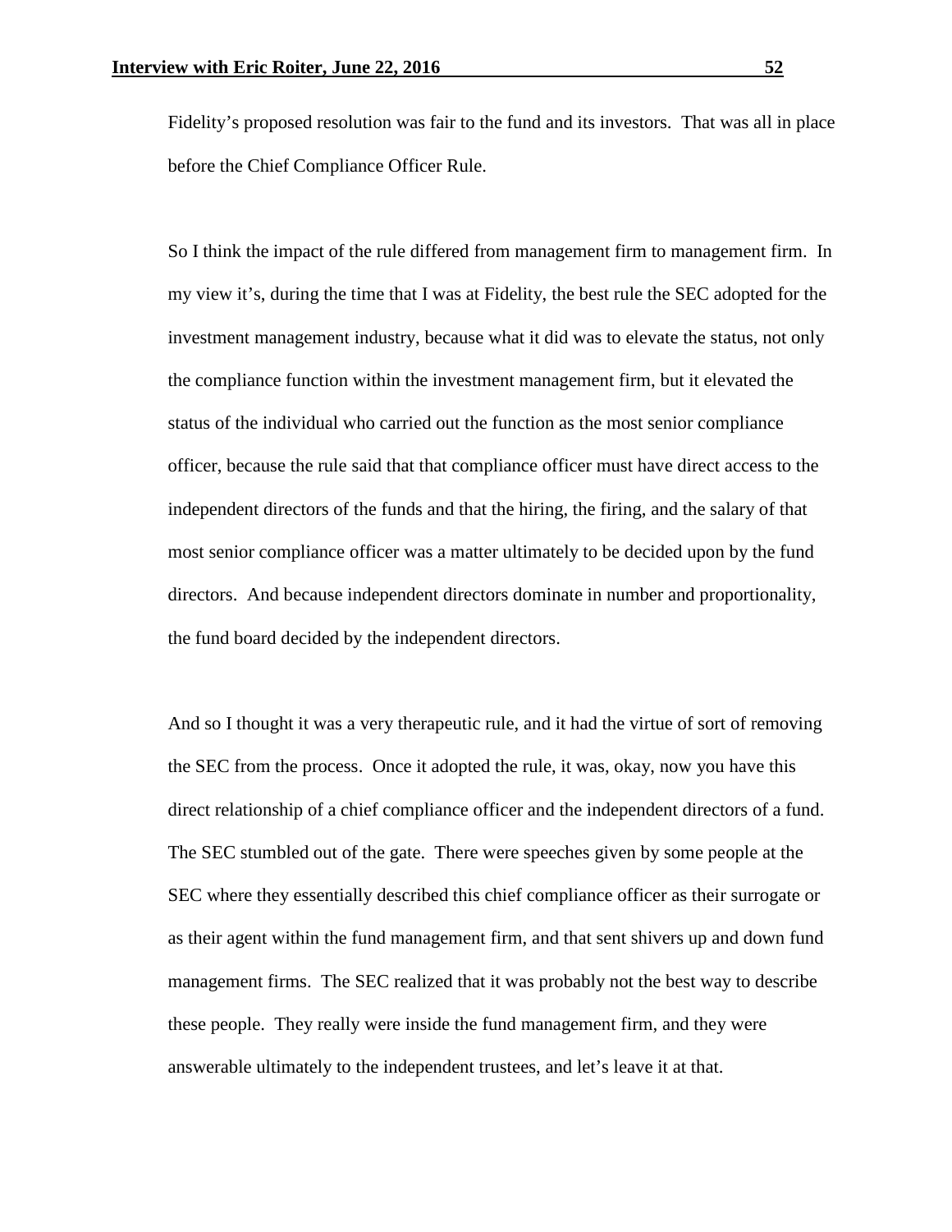Fidelity's proposed resolution was fair to the fund and its investors. That was all in place before the Chief Compliance Officer Rule.

So I think the impact of the rule differed from management firm to management firm. In my view it's, during the time that I was at Fidelity, the best rule the SEC adopted for the investment management industry, because what it did was to elevate the status, not only the compliance function within the investment management firm, but it elevated the status of the individual who carried out the function as the most senior compliance officer, because the rule said that that compliance officer must have direct access to the independent directors of the funds and that the hiring, the firing, and the salary of that most senior compliance officer was a matter ultimately to be decided upon by the fund directors. And because independent directors dominate in number and proportionality, the fund board decided by the independent directors.

And so I thought it was a very therapeutic rule, and it had the virtue of sort of removing the SEC from the process. Once it adopted the rule, it was, okay, now you have this direct relationship of a chief compliance officer and the independent directors of a fund. The SEC stumbled out of the gate. There were speeches given by some people at the SEC where they essentially described this chief compliance officer as their surrogate or as their agent within the fund management firm, and that sent shivers up and down fund management firms. The SEC realized that it was probably not the best way to describe these people. They really were inside the fund management firm, and they were answerable ultimately to the independent trustees, and let's leave it at that.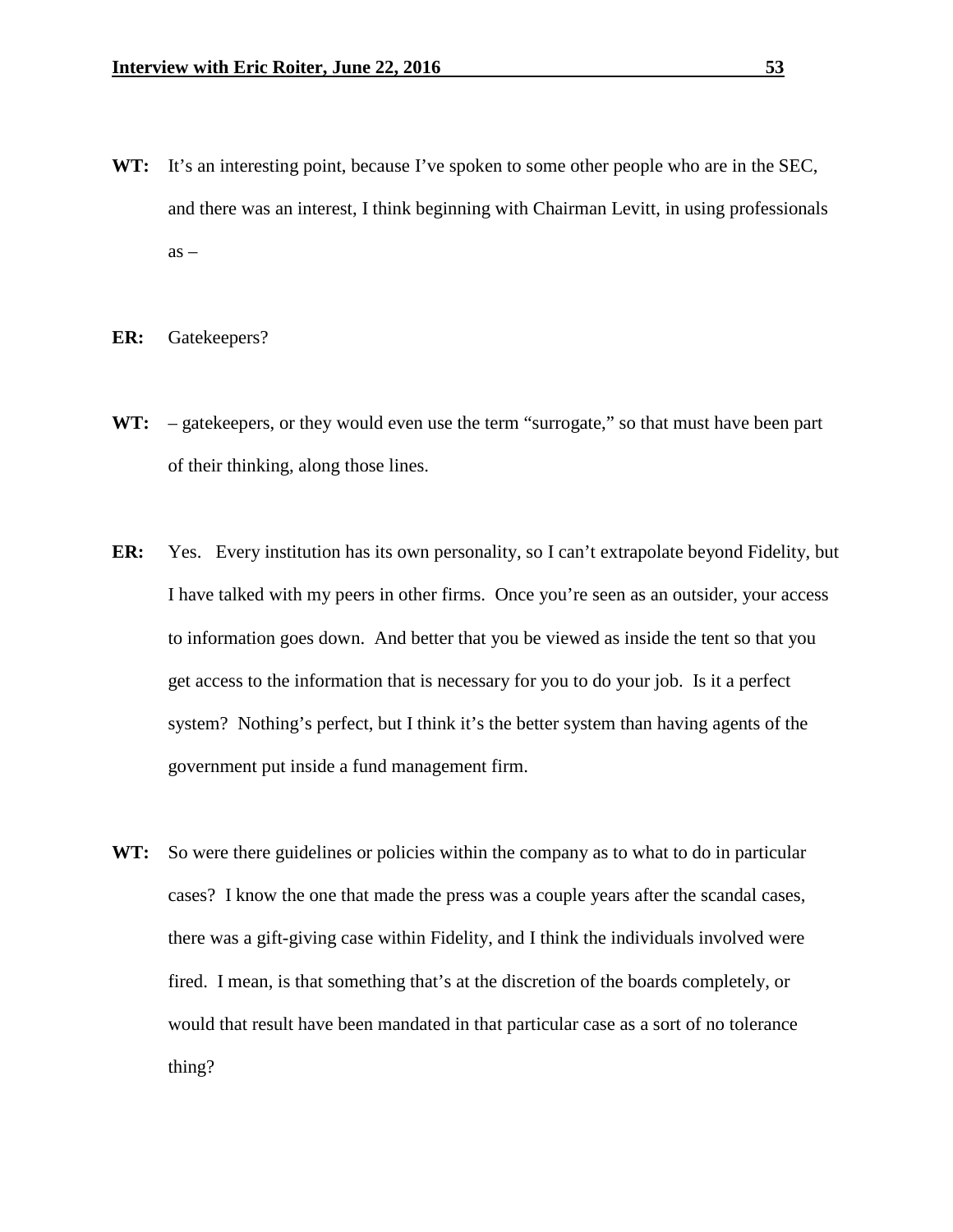**WT:** It's an interesting point, because I've spoken to some other people who are in the SEC, and there was an interest, I think beginning with Chairman Levitt, in using professionals as –

**ER:** Gatekeepers?

**WT:** – gatekeepers, or they would even use the term "surrogate," so that must have been part of their thinking, along those lines.

**ER:** Yes. Every institution has its own personality, so I can't extrapolate beyond Fidelity, but I have talked with my peers in other firms. Once you're seen as an outsider, your access to information goes down. And better that you be viewed as inside the tent so that you get access to the information that is necessary for you to do your job. Is it a perfect system? Nothing's perfect, but I think it's the better system than having agents of the government put inside a fund management firm.

**WT:** So were there guidelines or policies within the company as to what to do in particular cases? I know the one that made the press was a couple years after the scandal cases, there was a gift-giving case within Fidelity, and I think the individuals involved were fired. I mean, is that something that's at the discretion of the boards completely, or would that result have been mandated in that particular case as a sort of no tolerance thing?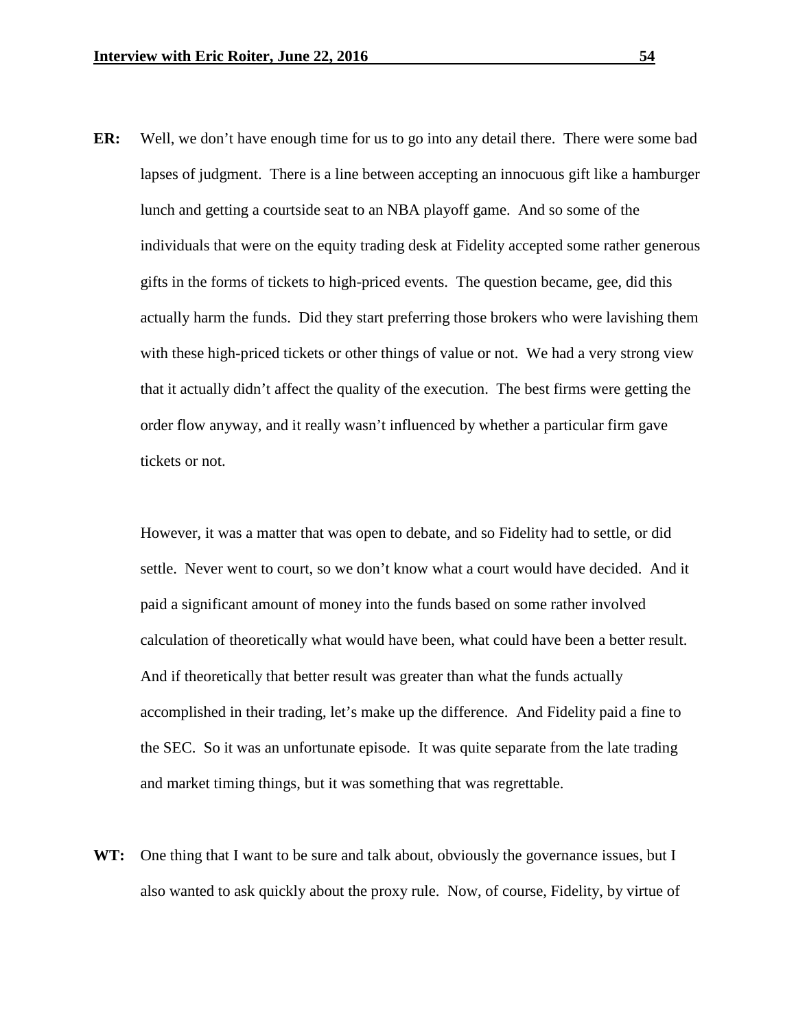**ER:** Well, we don't have enough time for us to go into any detail there. There were some bad lapses of judgment. There is a line between accepting an innocuous gift like a hamburger lunch and getting a courtside seat to an NBA playoff game. And so some of the individuals that were on the equity trading desk at Fidelity accepted some rather generous gifts in the forms of tickets to high-priced events. The question became, gee, did this actually harm the funds. Did they start preferring those brokers who were lavishing them with these high-priced tickets or other things of value or not. We had a very strong view that it actually didn't affect the quality of the execution. The best firms were getting the order flow anyway, and it really wasn't influenced by whether a particular firm gave tickets or not.

However, it was a matter that was open to debate, and so Fidelity had to settle, or did settle. Never went to court, so we don't know what a court would have decided. And it paid a significant amount of money into the funds based on some rather involved calculation of theoretically what would have been, what could have been a better result. And if theoretically that better result was greater than what the funds actually accomplished in their trading, let's make up the difference. And Fidelity paid a fine to the SEC. So it was an unfortunate episode. It was quite separate from the late trading and market timing things, but it was something that was regrettable.

**WT:** One thing that I want to be sure and talk about, obviously the governance issues, but I also wanted to ask quickly about the proxy rule. Now, of course, Fidelity, by virtue of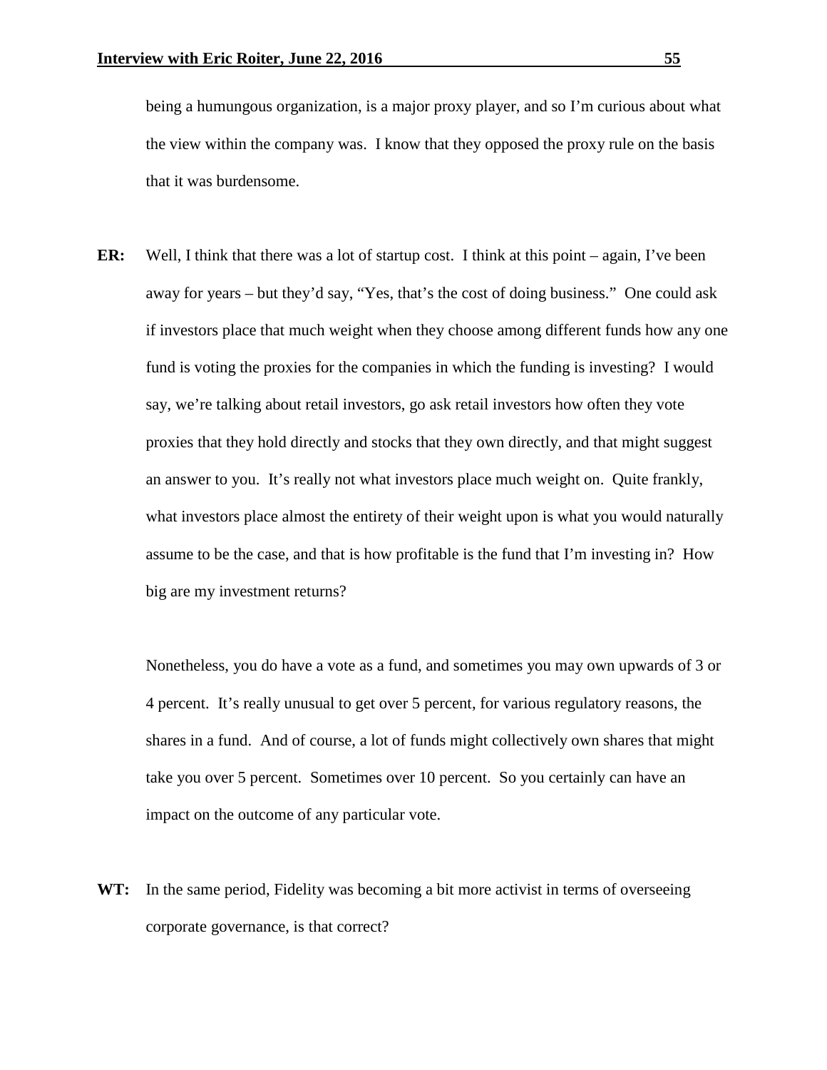being a humungous organization, is a major proxy player, and so I'm curious about what the view within the company was. I know that they opposed the proxy rule on the basis that it was burdensome.

**ER:** Well, I think that there was a lot of startup cost. I think at this point – again, I've been away for years – but they'd say, "Yes, that's the cost of doing business." One could ask if investors place that much weight when they choose among different funds how any one fund is voting the proxies for the companies in which the funding is investing? I would say, we're talking about retail investors, go ask retail investors how often they vote proxies that they hold directly and stocks that they own directly, and that might suggest an answer to you. It's really not what investors place much weight on. Quite frankly, what investors place almost the entirety of their weight upon is what you would naturally assume to be the case, and that is how profitable is the fund that I'm investing in? How big are my investment returns?

Nonetheless, you do have a vote as a fund, and sometimes you may own upwards of 3 or 4 percent. It's really unusual to get over 5 percent, for various regulatory reasons, the shares in a fund. And of course, a lot of funds might collectively own shares that might take you over 5 percent. Sometimes over 10 percent. So you certainly can have an impact on the outcome of any particular vote.

**WT:** In the same period, Fidelity was becoming a bit more activist in terms of overseeing corporate governance, is that correct?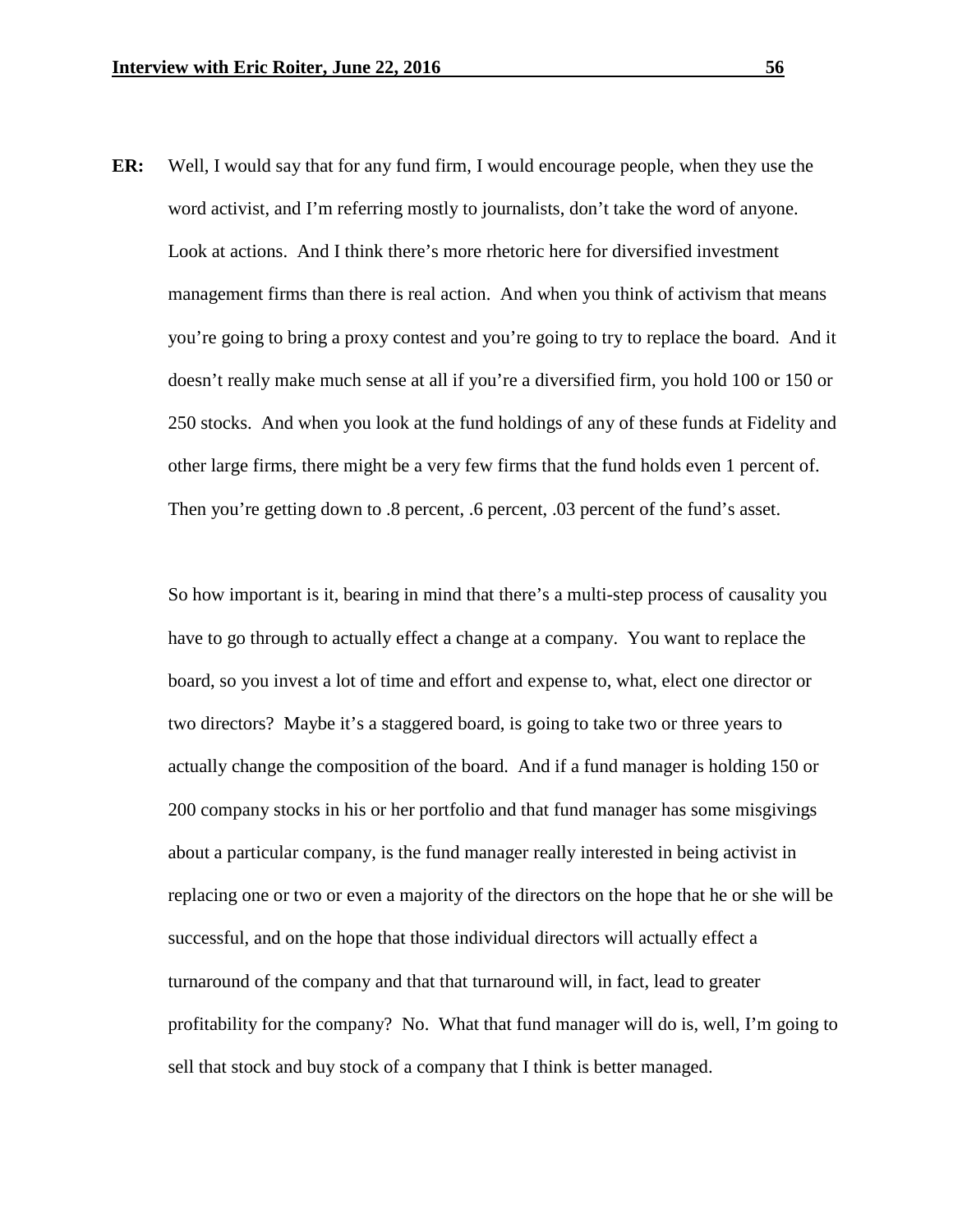**ER:** Well, I would say that for any fund firm, I would encourage people, when they use the word activist, and I'm referring mostly to journalists, don't take the word of anyone. Look at actions. And I think there's more rhetoric here for diversified investment management firms than there is real action. And when you think of activism that means you're going to bring a proxy contest and you're going to try to replace the board. And it doesn't really make much sense at all if you're a diversified firm, you hold 100 or 150 or 250 stocks. And when you look at the fund holdings of any of these funds at Fidelity and other large firms, there might be a very few firms that the fund holds even 1 percent of. Then you're getting down to .8 percent, .6 percent, .03 percent of the fund's asset.

So how important is it, bearing in mind that there's a multi-step process of causality you have to go through to actually effect a change at a company. You want to replace the board, so you invest a lot of time and effort and expense to, what, elect one director or two directors? Maybe it's a staggered board, is going to take two or three years to actually change the composition of the board. And if a fund manager is holding 150 or 200 company stocks in his or her portfolio and that fund manager has some misgivings about a particular company, is the fund manager really interested in being activist in replacing one or two or even a majority of the directors on the hope that he or she will be successful, and on the hope that those individual directors will actually effect a turnaround of the company and that that turnaround will, in fact, lead to greater profitability for the company? No. What that fund manager will do is, well, I'm going to sell that stock and buy stock of a company that I think is better managed.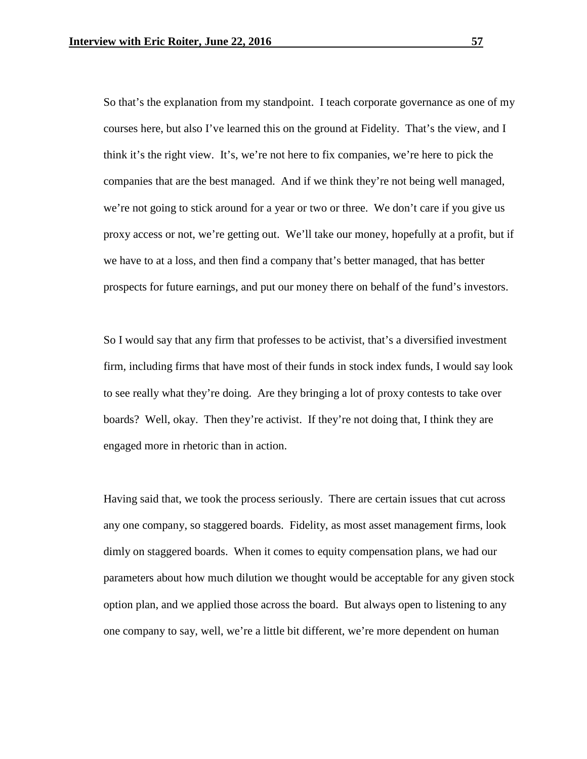So that's the explanation from my standpoint. I teach corporate governance as one of my courses here, but also I've learned this on the ground at Fidelity. That's the view, and I think it's the right view. It's, we're not here to fix companies, we're here to pick the companies that are the best managed. And if we think they're not being well managed, we're not going to stick around for a year or two or three. We don't care if you give us proxy access or not, we're getting out. We'll take our money, hopefully at a profit, but if we have to at a loss, and then find a company that's better managed, that has better prospects for future earnings, and put our money there on behalf of the fund's investors.

So I would say that any firm that professes to be activist, that's a diversified investment firm, including firms that have most of their funds in stock index funds, I would say look to see really what they're doing. Are they bringing a lot of proxy contests to take over boards? Well, okay. Then they're activist. If they're not doing that, I think they are engaged more in rhetoric than in action.

Having said that, we took the process seriously. There are certain issues that cut across any one company, so staggered boards. Fidelity, as most asset management firms, look dimly on staggered boards. When it comes to equity compensation plans, we had our parameters about how much dilution we thought would be acceptable for any given stock option plan, and we applied those across the board. But always open to listening to any one company to say, well, we're a little bit different, we're more dependent on human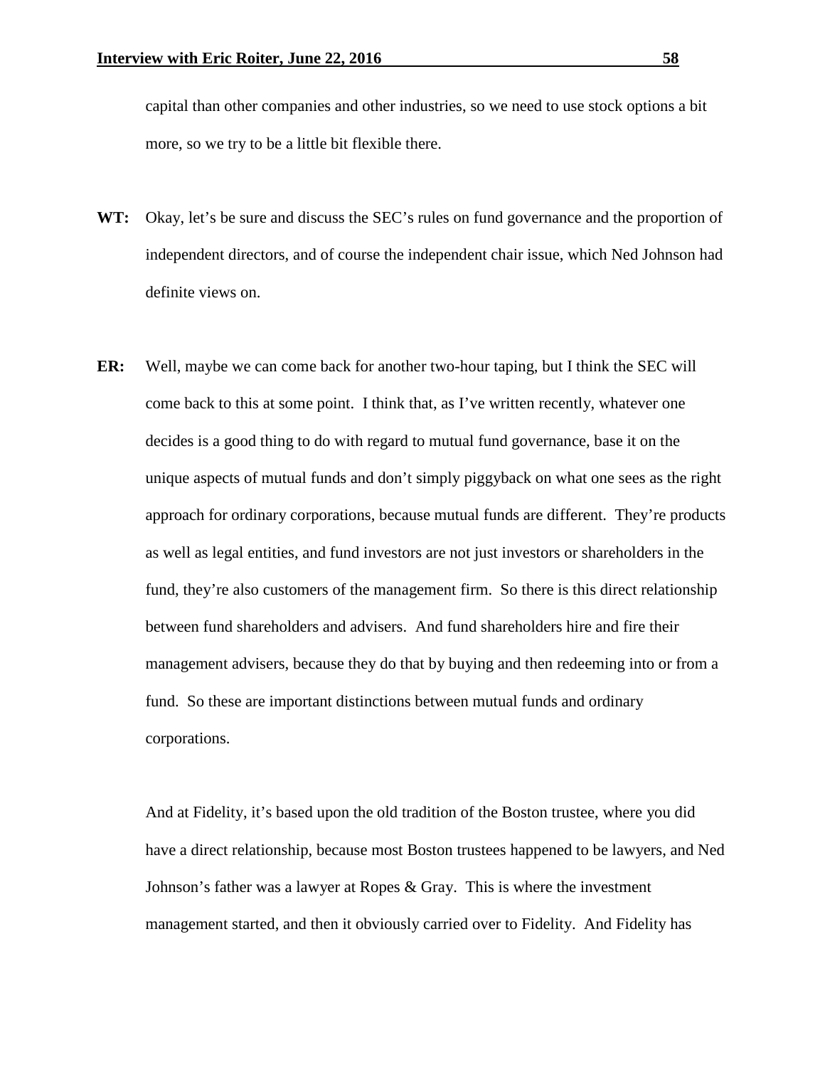capital than other companies and other industries, so we need to use stock options a bit more, so we try to be a little bit flexible there.

**WT:** Okay, let's be sure and discuss the SEC's rules on fund governance and the proportion of independent directors, and of course the independent chair issue, which Ned Johnson had definite views on.

**ER:** Well, maybe we can come back for another two-hour taping, but I think the SEC will come back to this at some point. I think that, as I've written recently, whatever one decides is a good thing to do with regard to mutual fund governance, base it on the unique aspects of mutual funds and don't simply piggyback on what one sees as the right approach for ordinary corporations, because mutual funds are different. They're products as well as legal entities, and fund investors are not just investors or shareholders in the fund, they're also customers of the management firm. So there is this direct relationship between fund shareholders and advisers. And fund shareholders hire and fire their management advisers, because they do that by buying and then redeeming into or from a fund. So these are important distinctions between mutual funds and ordinary corporations.

And at Fidelity, it's based upon the old tradition of the Boston trustee, where you did have a direct relationship, because most Boston trustees happened to be lawyers, and Ned Johnson's father was a lawyer at Ropes & Gray. This is where the investment management started, and then it obviously carried over to Fidelity. And Fidelity has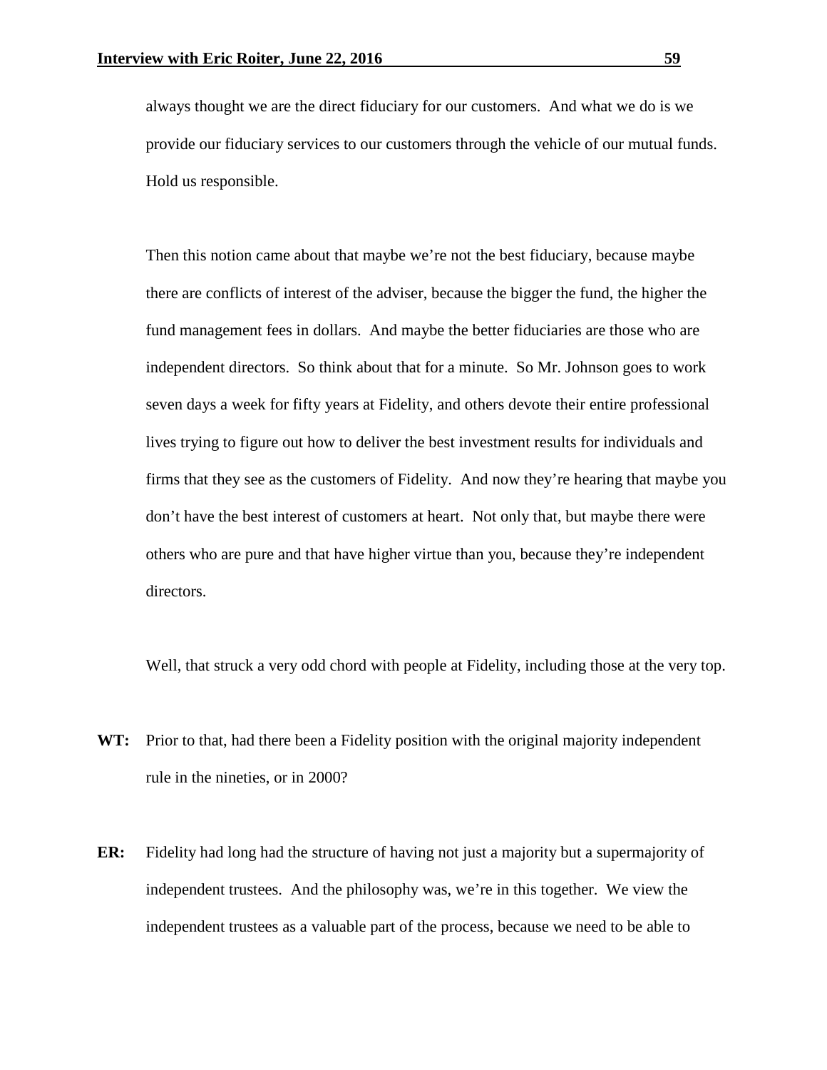always thought we are the direct fiduciary for our customers. And what we do is we provide our fiduciary services to our customers through the vehicle of our mutual funds. Hold us responsible.

Then this notion came about that maybe we're not the best fiduciary, because maybe there are conflicts of interest of the adviser, because the bigger the fund, the higher the fund management fees in dollars. And maybe the better fiduciaries are those who are independent directors. So think about that for a minute. So Mr. Johnson goes to work seven days a week for fifty years at Fidelity, and others devote their entire professional lives trying to figure out how to deliver the best investment results for individuals and firms that they see as the customers of Fidelity. And now they're hearing that maybe you don't have the best interest of customers at heart. Not only that, but maybe there were others who are pure and that have higher virtue than you, because they're independent directors.

Well, that struck a very odd chord with people at Fidelity, including those at the very top.

**WT:** Prior to that, had there been a Fidelity position with the original majority independent rule in the nineties, or in 2000?

**ER:** Fidelity had long had the structure of having not just a majority but a supermajority of independent trustees. And the philosophy was, we're in this together. We view the independent trustees as a valuable part of the process, because we need to be able to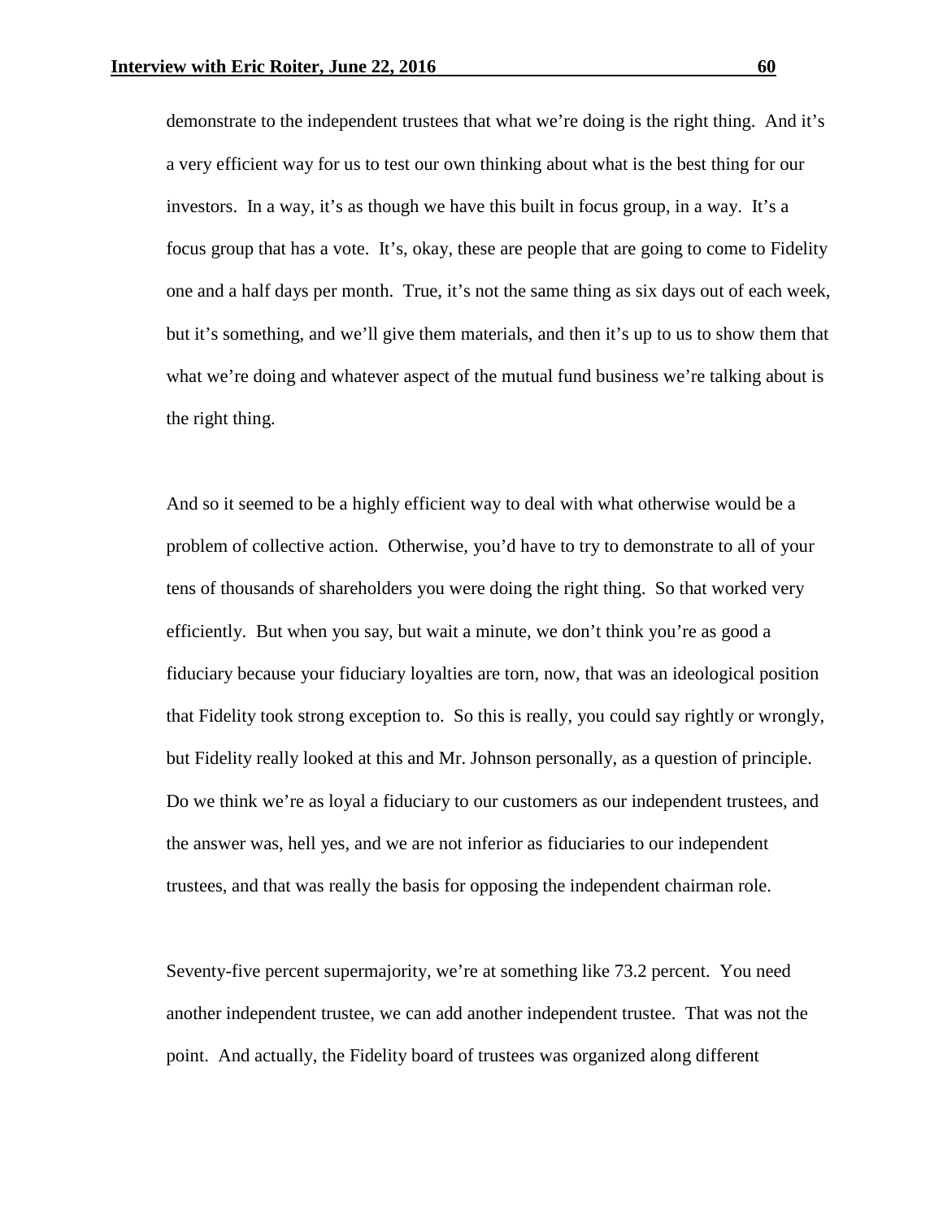demonstrate to the independent trustees that what we're doing is the right thing. And it's a very efficient way for us to test our own thinking about what is the best thing for our investors. In a way, it's as though we have this built in focus group, in a way. It's a focus group that has a vote. It's, okay, these are people that are going to come to Fidelity one and a half days per month. True, it's not the same thing as six days out of each week, but it's something, and we'll give them materials, and then it's up to us to show them that what we're doing and whatever aspect of the mutual fund business we're talking about is the right thing.

And so it seemed to be a highly efficient way to deal with what otherwise would be a problem of collective action. Otherwise, you'd have to try to demonstrate to all of your tens of thousands of shareholders you were doing the right thing. So that worked very efficiently. But when you say, but wait a minute, we don't think you're as good a fiduciary because your fiduciary loyalties are torn, now, that was an ideological position that Fidelity took strong exception to. So this is really, you could say rightly or wrongly, but Fidelity really looked at this and Mr. Johnson personally, as a question of principle. Do we think we're as loyal a fiduciary to our customers as our independent trustees, and the answer was, hell yes, and we are not inferior as fiduciaries to our independent trustees, and that was really the basis for opposing the independent chairman role.

Seventy-five percent supermajority, we're at something like 73.2 percent. You need another independent trustee, we can add another independent trustee. That was not the point. And actually, the Fidelity board of trustees was organized along different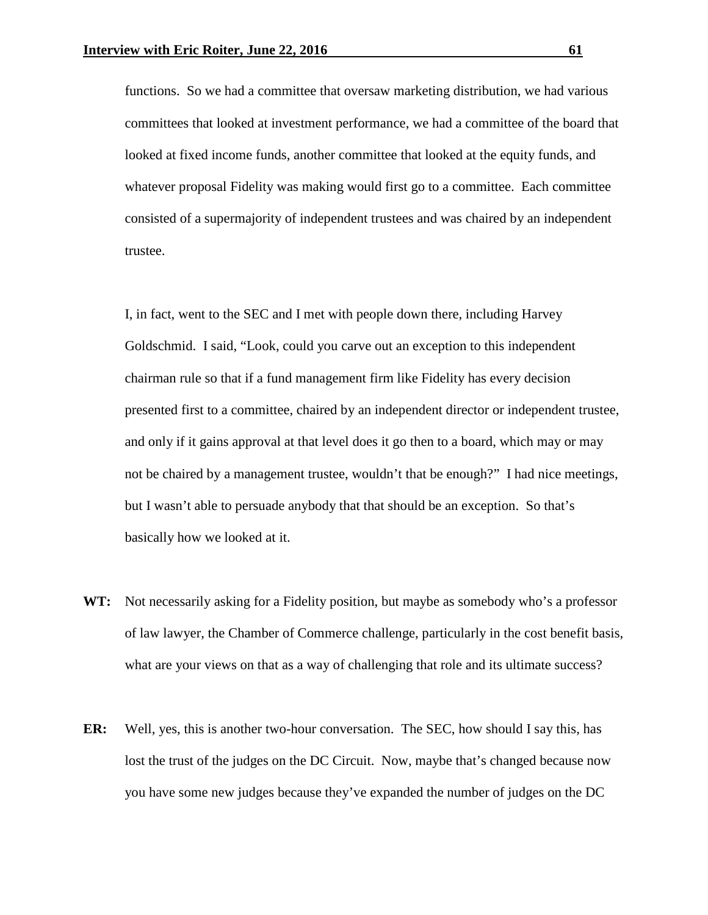functions. So we had a committee that oversaw marketing distribution, we had various committees that looked at investment performance, we had a committee of the board that looked at fixed income funds, another committee that looked at the equity funds, and whatever proposal Fidelity was making would first go to a committee. Each committee consisted of a supermajority of independent trustees and was chaired by an independent trustee.

I, in fact, went to the SEC and I met with people down there, including Harvey Goldschmid. I said, "Look, could you carve out an exception to this independent chairman rule so that if a fund management firm like Fidelity has every decision presented first to a committee, chaired by an independent director or independent trustee, and only if it gains approval at that level does it go then to a board, which may or may not be chaired by a management trustee, wouldn't that be enough?" I had nice meetings, but I wasn't able to persuade anybody that that should be an exception. So that's basically how we looked at it.

**WT:** Not necessarily asking for a Fidelity position, but maybe as somebody who's a professor of law lawyer, the Chamber of Commerce challenge, particularly in the cost benefit basis, what are your views on that as a way of challenging that role and its ultimate success?

**ER:** Well, yes, this is another two-hour conversation. The SEC, how should I say this, has lost the trust of the judges on the DC Circuit. Now, maybe that's changed because now you have some new judges because they've expanded the number of judges on the DC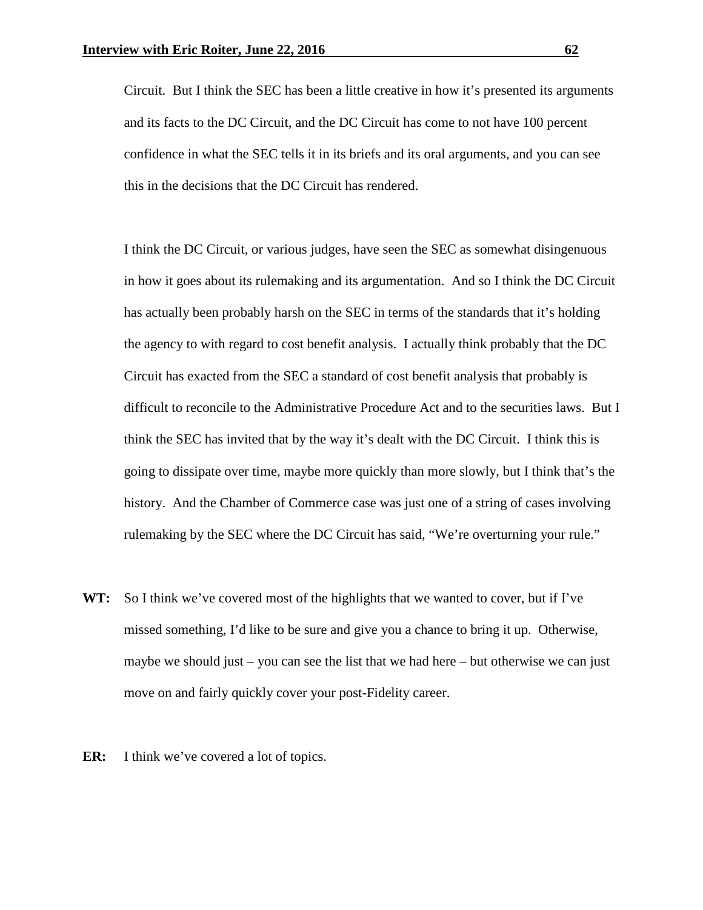Circuit. But I think the SEC has been a little creative in how it's presented its arguments and its facts to the DC Circuit, and the DC Circuit has come to not have 100 percent confidence in what the SEC tells it in its briefs and its oral arguments, and you can see this in the decisions that the DC Circuit has rendered.

I think the DC Circuit, or various judges, have seen the SEC as somewhat disingenuous in how it goes about its rulemaking and its argumentation. And so I think the DC Circuit has actually been probably harsh on the SEC in terms of the standards that it's holding the agency to with regard to cost benefit analysis. I actually think probably that the DC Circuit has exacted from the SEC a standard of cost benefit analysis that probably is difficult to reconcile to the Administrative Procedure Act and to the securities laws. But I think the SEC has invited that by the way it's dealt with the DC Circuit. I think this is going to dissipate over time, maybe more quickly than more slowly, but I think that's the history. And the Chamber of Commerce case was just one of a string of cases involving rulemaking by the SEC where the DC Circuit has said, "We're overturning your rule."

**WT:** So I think we've covered most of the highlights that we wanted to cover, but if I've missed something, I'd like to be sure and give you a chance to bring it up. Otherwise, maybe we should just – you can see the list that we had here – but otherwise we can just move on and fairly quickly cover your post-Fidelity career.

**ER:** I think we've covered a lot of topics.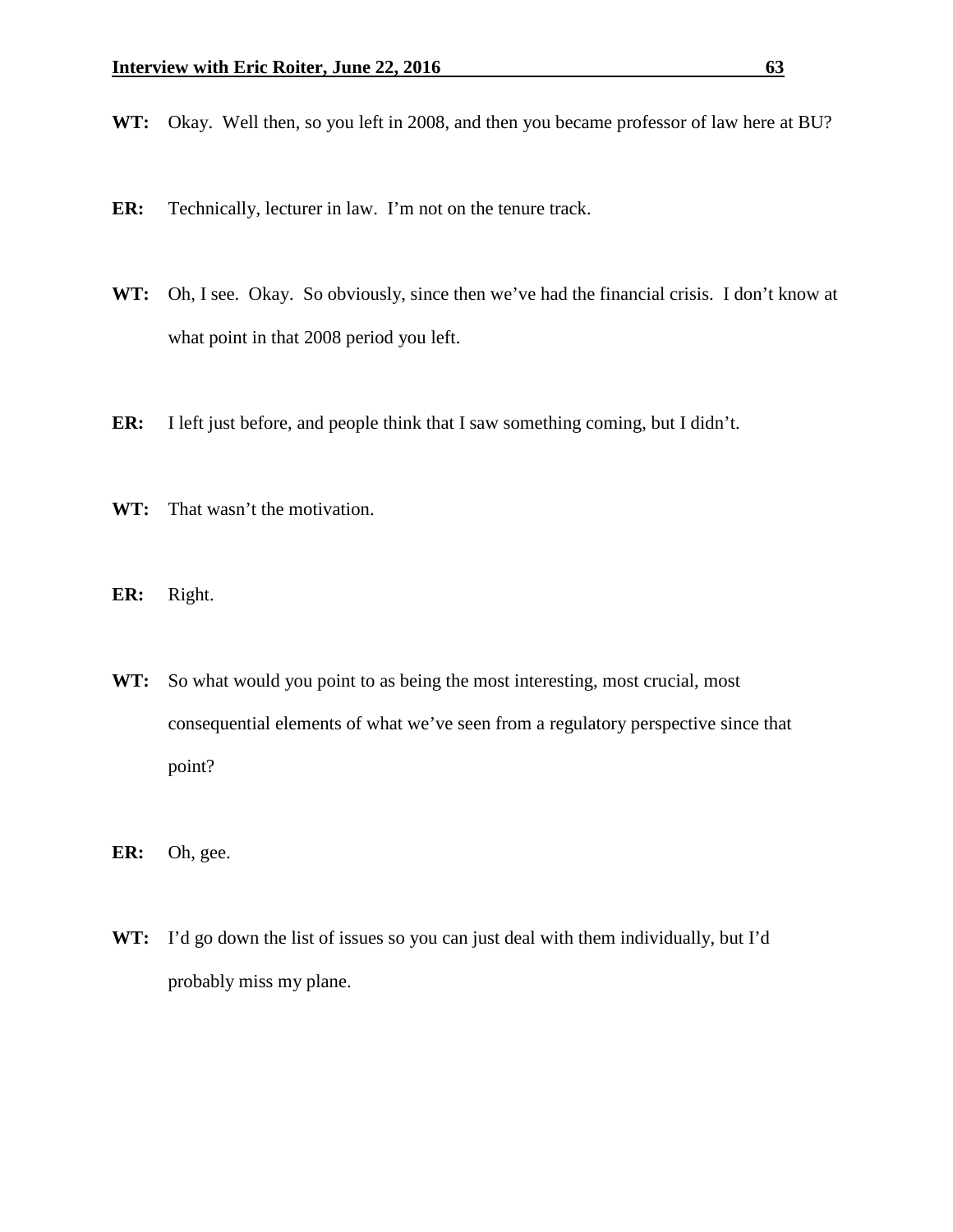**WT:** Okay. Well then, so you left in 2008, and then you became professor of law here at BU?

**ER:** Technically, lecturer in law. I'm not on the tenure track.

**WT:** Oh, I see. Okay. So obviously, since then we've had the financial crisis. I don't know at what point in that 2008 period you left.

**ER:** I left just before, and people think that I saw something coming, but I didn't.

**WT:** That wasn't the motivation.

**ER:** Right.

**WT:** So what would you point to as being the most interesting, most crucial, most consequential elements of what we've seen from a regulatory perspective since that point?

**ER:** Oh, gee.

**WT:** I'd go down the list of issues so you can just deal with them individually, but I'd probably miss my plane.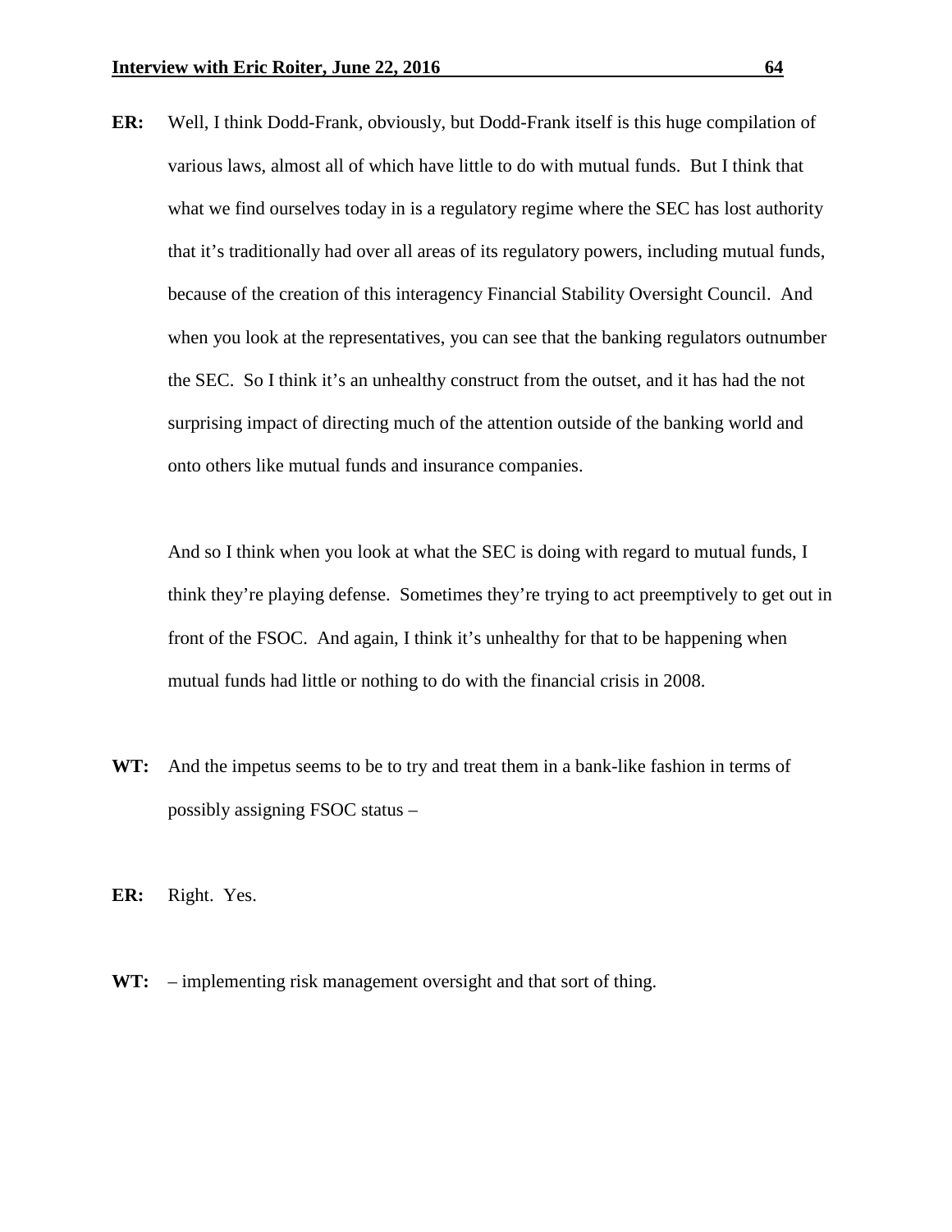**ER:** Well, I think Dodd-Frank, obviously, but Dodd-Frank itself is this huge compilation of various laws, almost all of which have little to do with mutual funds. But I think that what we find ourselves today in is a regulatory regime where the SEC has lost authority that it's traditionally had over all areas of its regulatory powers, including mutual funds, because of the creation of this interagency Financial Stability Oversight Council. And when you look at the representatives, you can see that the banking regulators outnumber the SEC. So I think it's an unhealthy construct from the outset, and it has had the not surprising impact of directing much of the attention outside of the banking world and onto others like mutual funds and insurance companies.

And so I think when you look at what the SEC is doing with regard to mutual funds, I think they're playing defense. Sometimes they're trying to act preemptively to get out in front of the FSOC. And again, I think it's unhealthy for that to be happening when mutual funds had little or nothing to do with the financial crisis in 2008.

**WT:** And the impetus seems to be to try and treat them in a bank-like fashion in terms of possibly assigning FSOC status –

**ER:** Right. Yes.

**WT:** – implementing risk management oversight and that sort of thing.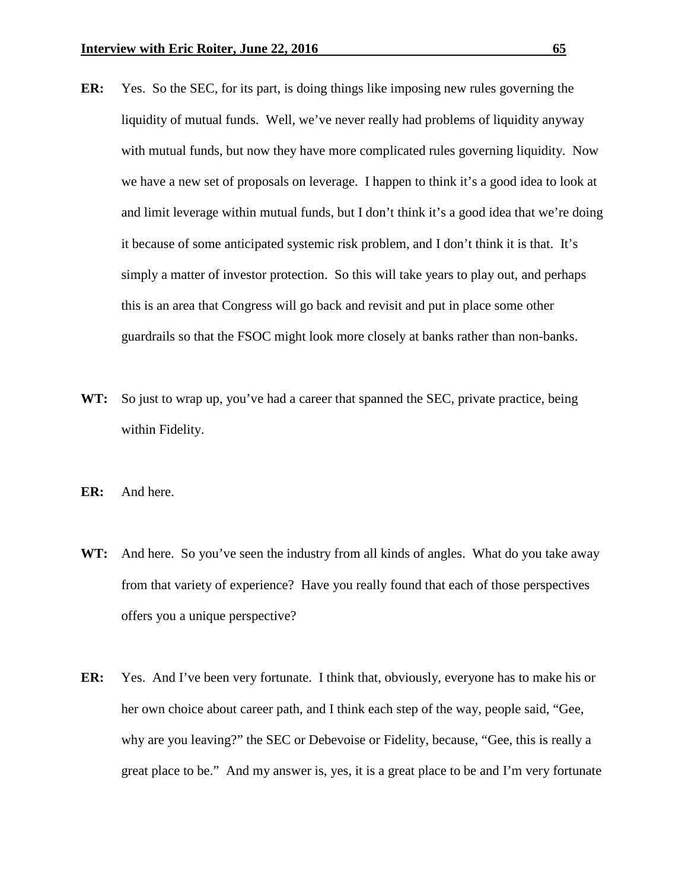**ER:** Yes. So the SEC, for its part, is doing things like imposing new rules governing the liquidity of mutual funds. Well, we've never really had problems of liquidity anyway with mutual funds, but now they have more complicated rules governing liquidity. Now we have a new set of proposals on leverage. I happen to think it's a good idea to look at and limit leverage within mutual funds, but I don't think it's a good idea that we're doing it because of some anticipated systemic risk problem, and I don't think it is that. It's simply a matter of investor protection. So this will take years to play out, and perhaps this is an area that Congress will go back and revisit and put in place some other guardrails so that the FSOC might look more closely at banks rather than non-banks.

**WT:** So just to wrap up, you've had a career that spanned the SEC, private practice, being within Fidelity.

**ER:** And here.

**WT:** And here. So you've seen the industry from all kinds of angles. What do you take away from that variety of experience? Have you really found that each of those perspectives offers you a unique perspective?

**ER:** Yes. And I've been very fortunate. I think that, obviously, everyone has to make his or her own choice about career path, and I think each step of the way, people said, "Gee, why are you leaving?" the SEC or Debevoise or Fidelity, because, "Gee, this is really a great place to be." And my answer is, yes, it is a great place to be and I'm very fortunate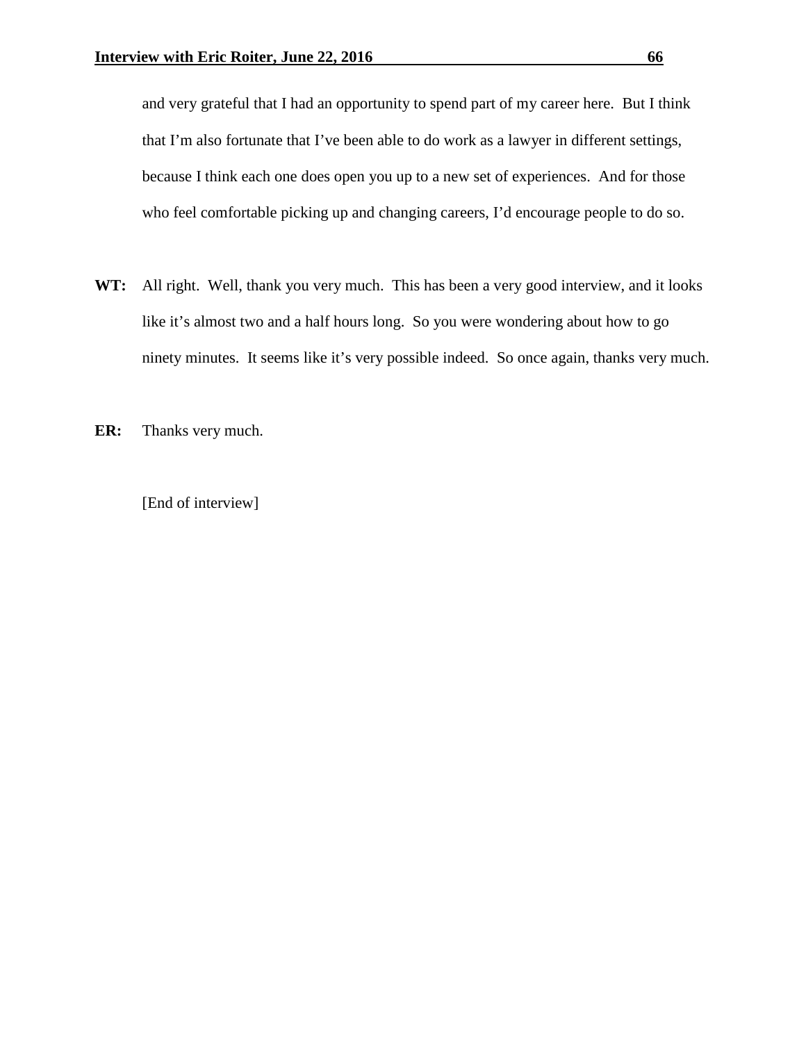and very grateful that I had an opportunity to spend part of my career here. But I think that I'm also fortunate that I've been able to do work as a lawyer in different settings, because I think each one does open you up to a new set of experiences. And for those who feel comfortable picking up and changing careers, I'd encourage people to do so.

**WT:** All right. Well, thank you very much. This has been a very good interview, and it looks like it's almost two and a half hours long. So you were wondering about how to go ninety minutes. It seems like it's very possible indeed. So once again, thanks very much.

**ER:** Thanks very much.

[End of interview]